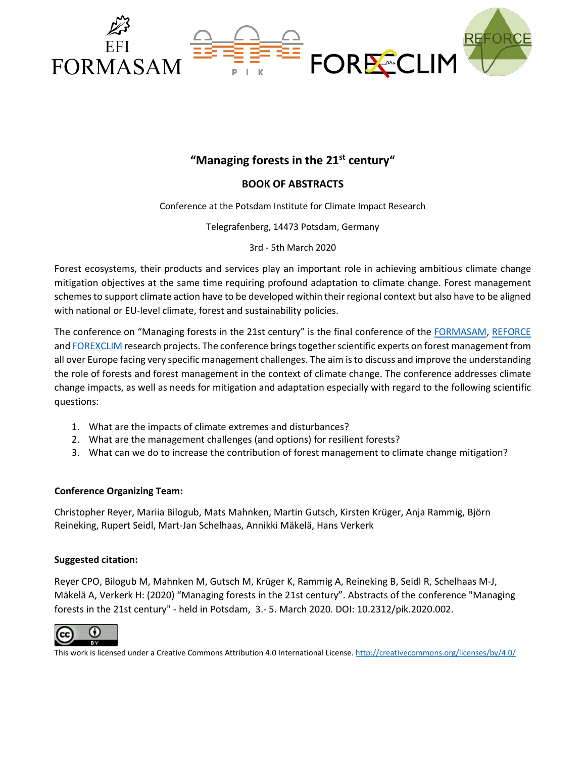EFI FORMASAM    P I K    FOREXCLIM    REFORCE

# "Managing forests in the 21st century"

## BOOK OF ABSTRACTS

Conference at the Potsdam Institute for Climate Impact Research

Telegrafenberg, 14473 Potsdam, Germany

3rd - 5th March 2020

Forest ecosystems, their products and services play an important role in achieving ambitious climate change mitigation objectives at the same time requiring profound adaptation to climate change. Forest management schemes to support climate action have to be developed within their regional context but also have to be aligned with national or EU-level climate, forest and sustainability policies.

The conference on "Managing forests in the 21st century" is the final conference of the FORMASAM, REFORCE and FOREXCLIM research projects. The conference brings together scientific experts on forest management from all over Europe facing very specific management challenges. The aim is to discuss and improve the understanding the role of forests and forest management in the context of climate change. The conference addresses climate change impacts, as well as needs for mitigation and adaptation especially with regard to the following scientific questions:

1. What are the impacts of climate extremes and disturbances?
2. What are the management challenges (and options) for resilient forests?
3. What can we do to increase the contribution of forest management to climate change mitigation?

**Conference Organizing Team:**

Christopher Reyer, Mariia Bilogub, Mats Mahnken, Martin Gutsch, Kirsten Krüger, Anja Rammig, Björn Reineking, Rupert Seidl, Mart-Jan Schelhaas, Annikki Mäkelä, Hans Verkerk

**Suggested citation:**

Reyer CPO, Bilogub M, Mahnken M, Gutsch M, Krüger K, Rammig A, Reineking B, Seidl R, Schelhaas M-J, Mäkelä A, Verkerk H: (2020) "Managing forests in the 21st century". Abstracts of the conference "Managing forests in the 21st century" - held in Potsdam, 3.- 5. March 2020. DOI: 10.2312/pik.2020.002.

This work is licensed under a Creative Commons Attribution 4.0 International License. http://creativecommons.org/licenses/by/4.0/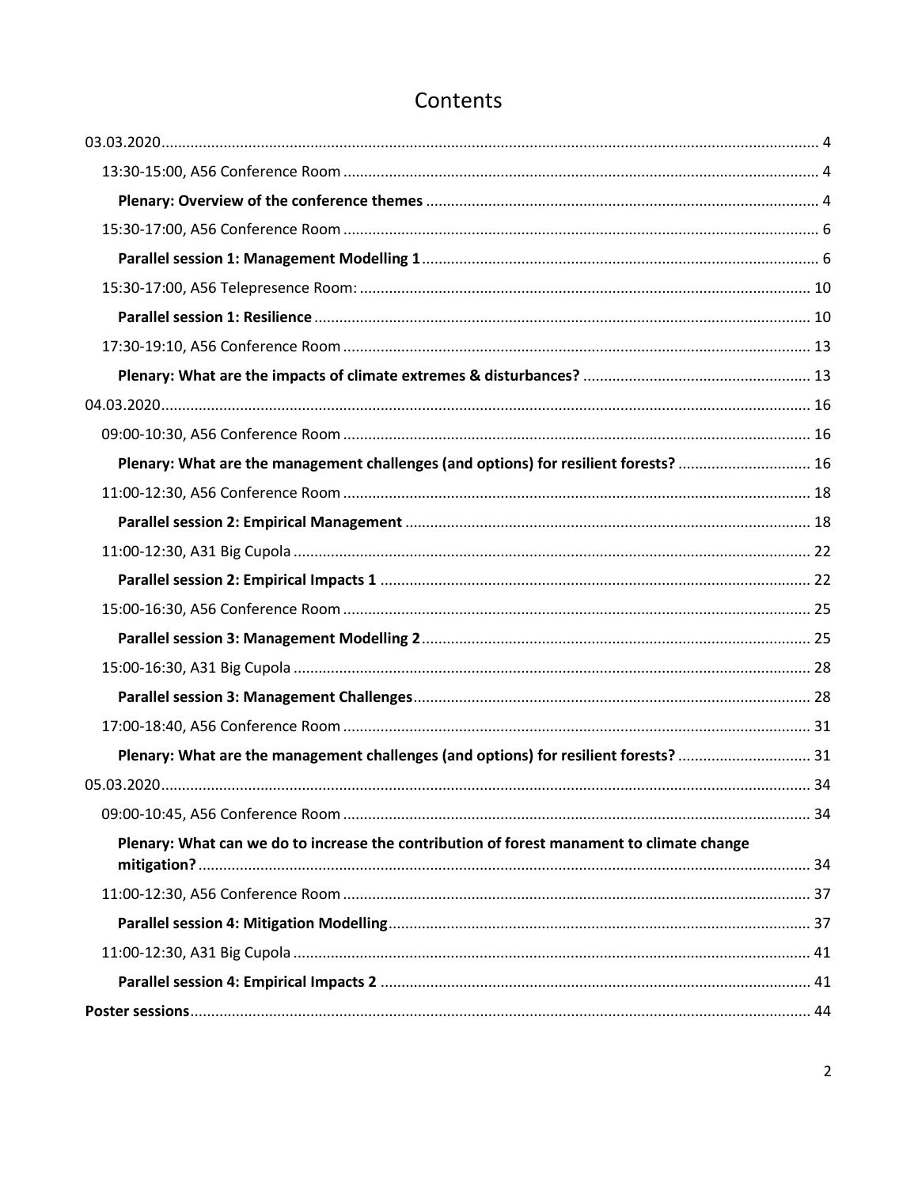# Contents

03.03.2020 ..... 4

- 13:30-15:00, A56 Conference Room ..... 4
  - **Plenary: Overview of the conference themes** ..... 4
- 15:30-17:00, A56 Conference Room ..... 6
  - **Parallel session 1: Management Modelling 1** ..... 6
- 15:30-17:00, A56 Telepresence Room: ..... 10
  - **Parallel session 1: Resilience** ..... 10
- 17:30-19:10, A56 Conference Room ..... 13
  - **Plenary: What are the impacts of climate extremes & disturbances?** ..... 13

04.03.2020 ..... 16

- 09:00-10:30, A56 Conference Room ..... 16
  - **Plenary: What are the management challenges (and options) for resilient forests?** ..... 16
- 11:00-12:30, A56 Conference Room ..... 18
  - **Parallel session 2: Empirical Management** ..... 18
- 11:00-12:30, A31 Big Cupola ..... 22
  - **Parallel session 2: Empirical Impacts 1** ..... 22
- 15:00-16:30, A56 Conference Room ..... 25
  - **Parallel session 3: Management Modelling 2** ..... 25
- 15:00-16:30, A31 Big Cupola ..... 28
  - **Parallel session 3: Management Challenges** ..... 28
- 17:00-18:40, A56 Conference Room ..... 31
  - **Plenary: What are the management challenges (and options) for resilient forests?** ..... 31

05.03.2020 ..... 34

- 09:00-10:45, A56 Conference Room ..... 34
  - **Plenary: What can we do to increase the contribution of forest manament to climate change mitigation?** ..... 34
- 11:00-12:30, A56 Conference Room ..... 37
  - **Parallel session 4: Mitigation Modelling** ..... 37
- 11:00-12:30, A31 Big Cupola ..... 41
  - **Parallel session 4: Empirical Impacts 2** ..... 41

**Poster sessions** ..... 44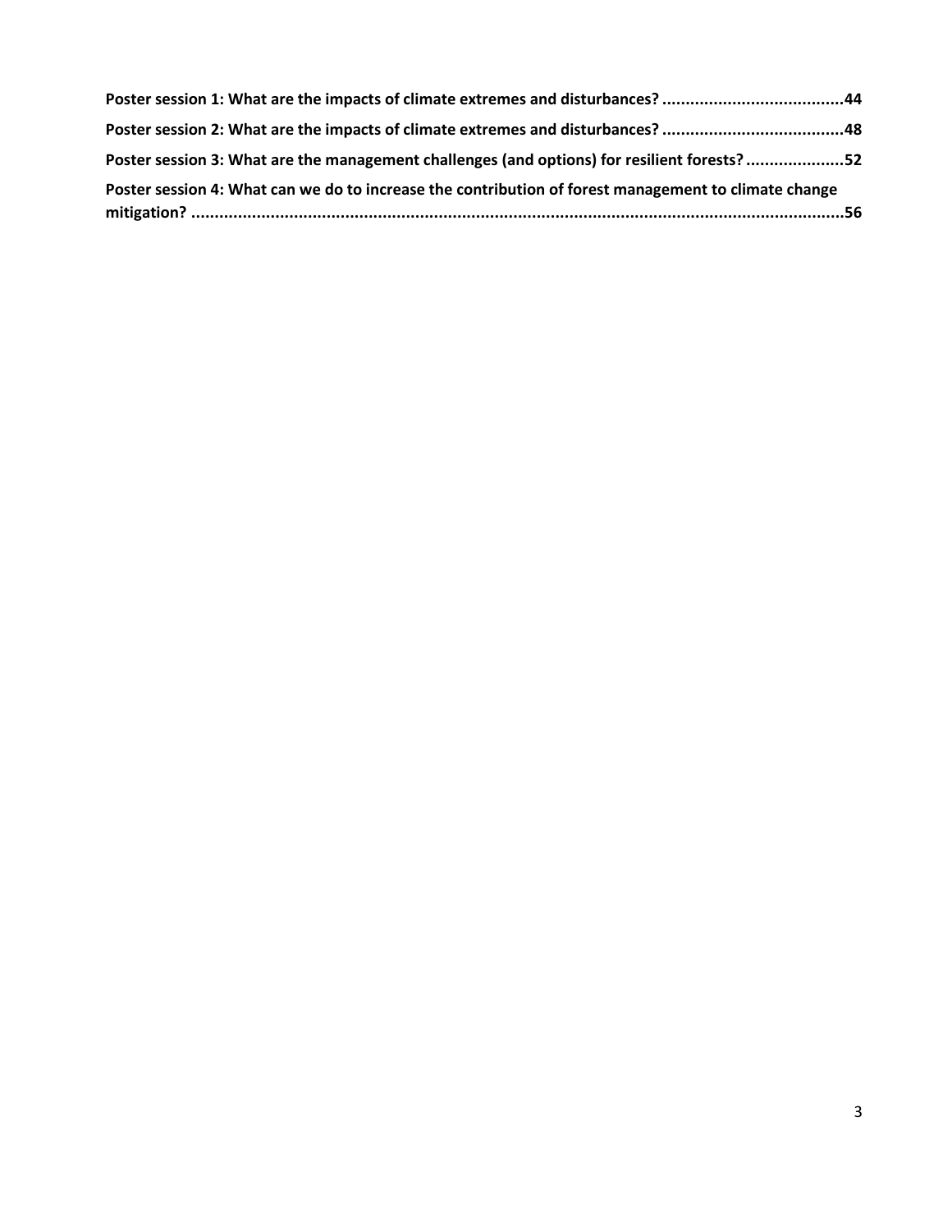**Poster session 1: What are the impacts of climate extremes and disturbances? ......................................44**

**Poster session 2: What are the impacts of climate extremes and disturbances? ......................................48**

**Poster session 3: What are the management challenges (and options) for resilient forests? .....................52**

**Poster session 4: What can we do to increase the contribution of forest management to climate change mitigation? ...........................................................................................................................................56**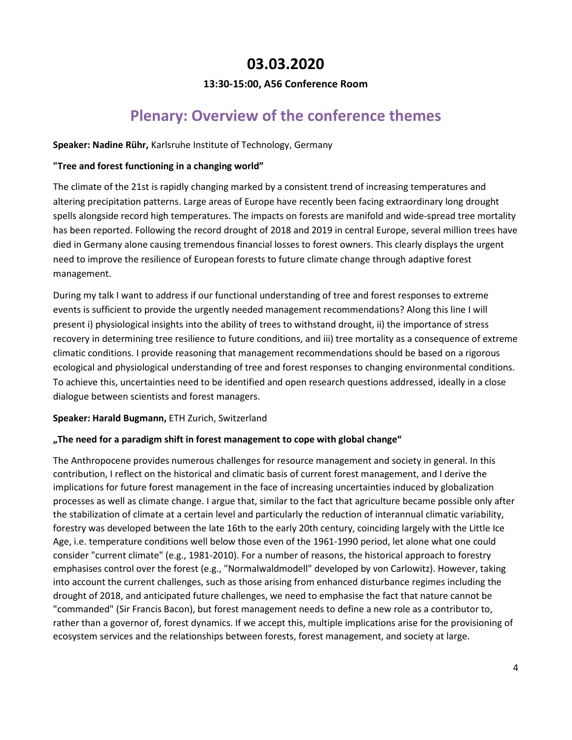# 03.03.2020

**13:30-15:00, A56 Conference Room**

## Plenary: Overview of the conference themes

**Speaker: Nadine Rühr,** Karlsruhe Institute of Technology, Germany

**"Tree and forest functioning in a changing world"**

The climate of the 21st is rapidly changing marked by a consistent trend of increasing temperatures and altering precipitation patterns. Large areas of Europe have recently been facing extraordinary long drought spells alongside record high temperatures. The impacts on forests are manifold and wide-spread tree mortality has been reported. Following the record drought of 2018 and 2019 in central Europe, several million trees have died in Germany alone causing tremendous financial losses to forest owners. This clearly displays the urgent need to improve the resilience of European forests to future climate change through adaptive forest management.

During my talk I want to address if our functional understanding of tree and forest responses to extreme events is sufficient to provide the urgently needed management recommendations? Along this line I will present i) physiological insights into the ability of trees to withstand drought, ii) the importance of stress recovery in determining tree resilience to future conditions, and iii) tree mortality as a consequence of extreme climatic conditions. I provide reasoning that management recommendations should be based on a rigorous ecological and physiological understanding of tree and forest responses to changing environmental conditions. To achieve this, uncertainties need to be identified and open research questions addressed, ideally in a close dialogue between scientists and forest managers.

**Speaker: Harald Bugmann,** ETH Zurich, Switzerland

**„The need for a paradigm shift in forest management to cope with global change"**

The Anthropocene provides numerous challenges for resource management and society in general. In this contribution, I reflect on the historical and climatic basis of current forest management, and I derive the implications for future forest management in the face of increasing uncertainties induced by globalization processes as well as climate change. I argue that, similar to the fact that agriculture became possible only after the stabilization of climate at a certain level and particularly the reduction of interannual climatic variability, forestry was developed between the late 16th to the early 20th century, coinciding largely with the Little Ice Age, i.e. temperature conditions well below those even of the 1961-1990 period, let alone what one could consider "current climate" (e.g., 1981-2010). For a number of reasons, the historical approach to forestry emphasises control over the forest (e.g., "Normalwaldmodell" developed by von Carlowitz). However, taking into account the current challenges, such as those arising from enhanced disturbance regimes including the drought of 2018, and anticipated future challenges, we need to emphasise the fact that nature cannot be "commanded" (Sir Francis Bacon), but forest management needs to define a new role as a contributor to, rather than a governor of, forest dynamics. If we accept this, multiple implications arise for the provisioning of ecosystem services and the relationships between forests, forest management, and society at large.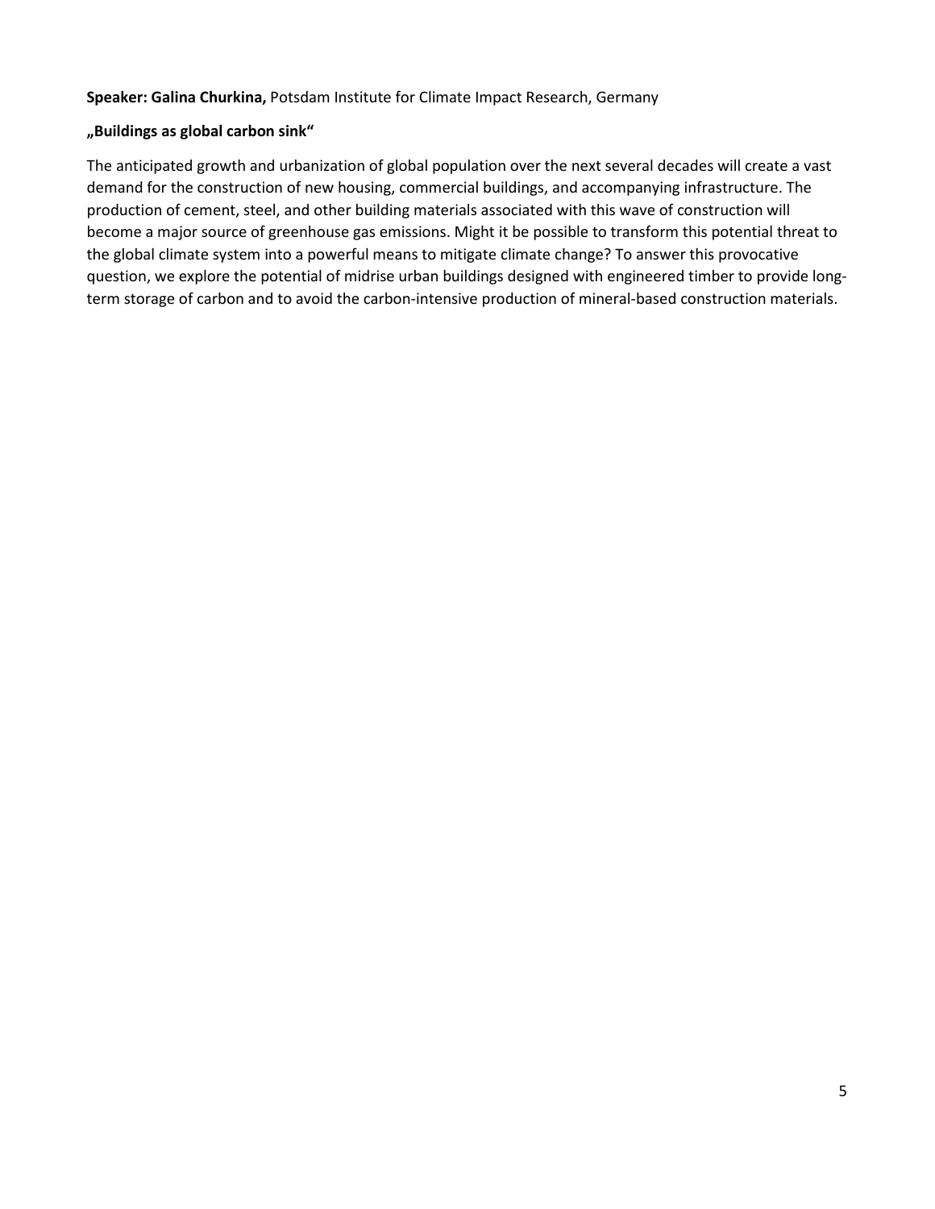**Speaker: Galina Churkina,** Potsdam Institute for Climate Impact Research, Germany

**„Buildings as global carbon sink“**

The anticipated growth and urbanization of global population over the next several decades will create a vast demand for the construction of new housing, commercial buildings, and accompanying infrastructure. The production of cement, steel, and other building materials associated with this wave of construction will become a major source of greenhouse gas emissions. Might it be possible to transform this potential threat to the global climate system into a powerful means to mitigate climate change? To answer this provocative question, we explore the potential of midrise urban buildings designed with engineered timber to provide long-term storage of carbon and to avoid the carbon-intensive production of mineral-based construction materials.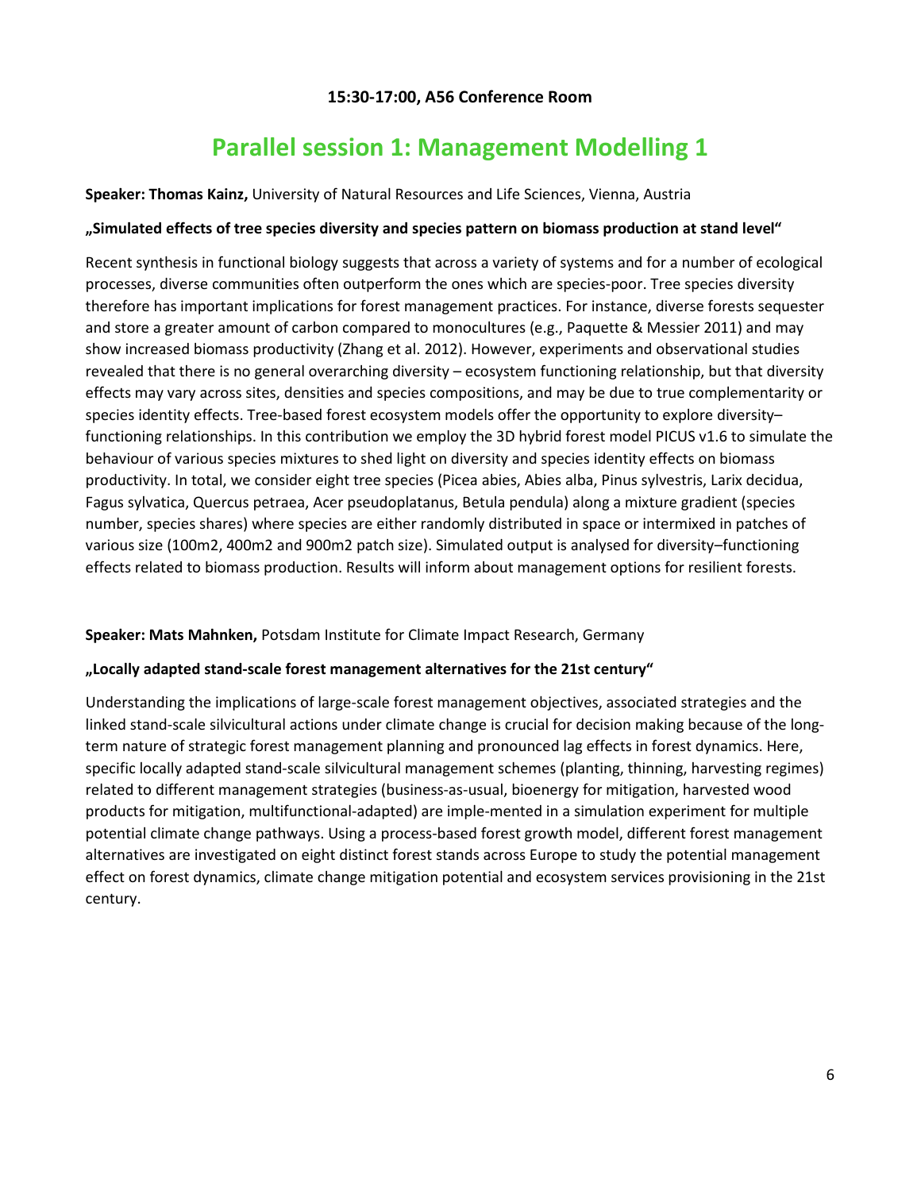**15:30-17:00, A56 Conference Room**

# Parallel session 1: Management Modelling 1

**Speaker: Thomas Kainz,** University of Natural Resources and Life Sciences, Vienna, Austria

**„Simulated effects of tree species diversity and species pattern on biomass production at stand level“**

Recent synthesis in functional biology suggests that across a variety of systems and for a number of ecological processes, diverse communities often outperform the ones which are species-poor. Tree species diversity therefore has important implications for forest management practices. For instance, diverse forests sequester and store a greater amount of carbon compared to monocultures (e.g., Paquette & Messier 2011) and may show increased biomass productivity (Zhang et al. 2012). However, experiments and observational studies revealed that there is no general overarching diversity – ecosystem functioning relationship, but that diversity effects may vary across sites, densities and species compositions, and may be due to true complementarity or species identity effects. Tree-based forest ecosystem models offer the opportunity to explore diversity–functioning relationships. In this contribution we employ the 3D hybrid forest model PICUS v1.6 to simulate the behaviour of various species mixtures to shed light on diversity and species identity effects on biomass productivity. In total, we consider eight tree species (Picea abies, Abies alba, Pinus sylvestris, Larix decidua, Fagus sylvatica, Quercus petraea, Acer pseudoplatanus, Betula pendula) along a mixture gradient (species number, species shares) where species are either randomly distributed in space or intermixed in patches of various size (100m2, 400m2 and 900m2 patch size). Simulated output is analysed for diversity–functioning effects related to biomass production. Results will inform about management options for resilient forests.

**Speaker: Mats Mahnken,** Potsdam Institute for Climate Impact Research, Germany

**„Locally adapted stand-scale forest management alternatives for the 21st century“**

Understanding the implications of large-scale forest management objectives, associated strategies and the linked stand-scale silvicultural actions under climate change is crucial for decision making because of the long-term nature of strategic forest management planning and pronounced lag effects in forest dynamics. Here, specific locally adapted stand-scale silvicultural management schemes (planting, thinning, harvesting regimes) related to different management strategies (business-as-usual, bioenergy for mitigation, harvested wood products for mitigation, multifunctional-adapted) are imple-mented in a simulation experiment for multiple potential climate change pathways. Using a process-based forest growth model, different forest management alternatives are investigated on eight distinct forest stands across Europe to study the potential management effect on forest dynamics, climate change mitigation potential and ecosystem services provisioning in the 21st century.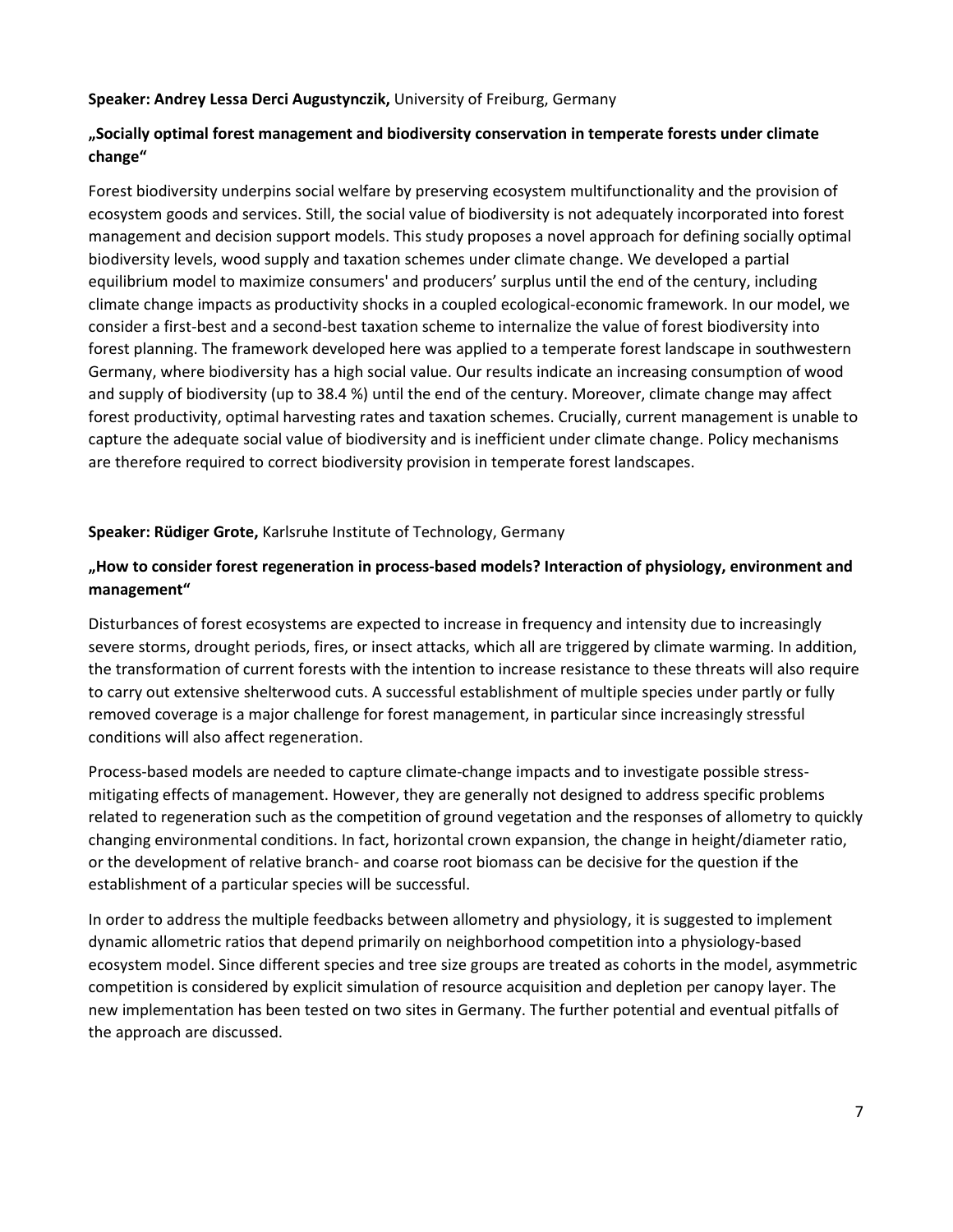**Speaker: Andrey Lessa Derci Augustynczik,** University of Freiburg, Germany

**„Socially optimal forest management and biodiversity conservation in temperate forests under climate change“**

Forest biodiversity underpins social welfare by preserving ecosystem multifunctionality and the provision of ecosystem goods and services. Still, the social value of biodiversity is not adequately incorporated into forest management and decision support models. This study proposes a novel approach for defining socially optimal biodiversity levels, wood supply and taxation schemes under climate change. We developed a partial equilibrium model to maximize consumers' and producers’ surplus until the end of the century, including climate change impacts as productivity shocks in a coupled ecological-economic framework. In our model, we consider a first-best and a second-best taxation scheme to internalize the value of forest biodiversity into forest planning. The framework developed here was applied to a temperate forest landscape in southwestern Germany, where biodiversity has a high social value. Our results indicate an increasing consumption of wood and supply of biodiversity (up to 38.4 %) until the end of the century. Moreover, climate change may affect forest productivity, optimal harvesting rates and taxation schemes. Crucially, current management is unable to capture the adequate social value of biodiversity and is inefficient under climate change. Policy mechanisms are therefore required to correct biodiversity provision in temperate forest landscapes.

**Speaker: Rüdiger Grote,** Karlsruhe Institute of Technology, Germany

**„How to consider forest regeneration in process-based models? Interaction of physiology, environment and management“**

Disturbances of forest ecosystems are expected to increase in frequency and intensity due to increasingly severe storms, drought periods, fires, or insect attacks, which all are triggered by climate warming. In addition, the transformation of current forests with the intention to increase resistance to these threats will also require to carry out extensive shelterwood cuts. A successful establishment of multiple species under partly or fully removed coverage is a major challenge for forest management, in particular since increasingly stressful conditions will also affect regeneration.

Process-based models are needed to capture climate-change impacts and to investigate possible stress-mitigating effects of management. However, they are generally not designed to address specific problems related to regeneration such as the competition of ground vegetation and the responses of allometry to quickly changing environmental conditions. In fact, horizontal crown expansion, the change in height/diameter ratio, or the development of relative branch- and coarse root biomass can be decisive for the question if the establishment of a particular species will be successful.

In order to address the multiple feedbacks between allometry and physiology, it is suggested to implement dynamic allometric ratios that depend primarily on neighborhood competition into a physiology-based ecosystem model. Since different species and tree size groups are treated as cohorts in the model, asymmetric competition is considered by explicit simulation of resource acquisition and depletion per canopy layer. The new implementation has been tested on two sites in Germany. The further potential and eventual pitfalls of the approach are discussed.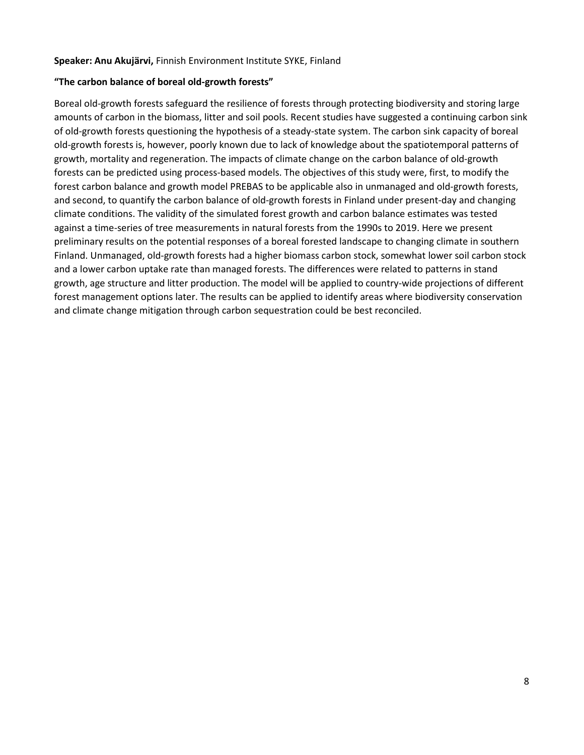**Speaker: Anu Akujärvi,** Finnish Environment Institute SYKE, Finland

**"The carbon balance of boreal old-growth forests"**

Boreal old-growth forests safeguard the resilience of forests through protecting biodiversity and storing large amounts of carbon in the biomass, litter and soil pools. Recent studies have suggested a continuing carbon sink of old-growth forests questioning the hypothesis of a steady-state system. The carbon sink capacity of boreal old-growth forests is, however, poorly known due to lack of knowledge about the spatiotemporal patterns of growth, mortality and regeneration. The impacts of climate change on the carbon balance of old-growth forests can be predicted using process-based models. The objectives of this study were, first, to modify the forest carbon balance and growth model PREBAS to be applicable also in unmanaged and old-growth forests, and second, to quantify the carbon balance of old-growth forests in Finland under present-day and changing climate conditions. The validity of the simulated forest growth and carbon balance estimates was tested against a time-series of tree measurements in natural forests from the 1990s to 2019. Here we present preliminary results on the potential responses of a boreal forested landscape to changing climate in southern Finland. Unmanaged, old-growth forests had a higher biomass carbon stock, somewhat lower soil carbon stock and a lower carbon uptake rate than managed forests. The differences were related to patterns in stand growth, age structure and litter production. The model will be applied to country-wide projections of different forest management options later. The results can be applied to identify areas where biodiversity conservation and climate change mitigation through carbon sequestration could be best reconciled.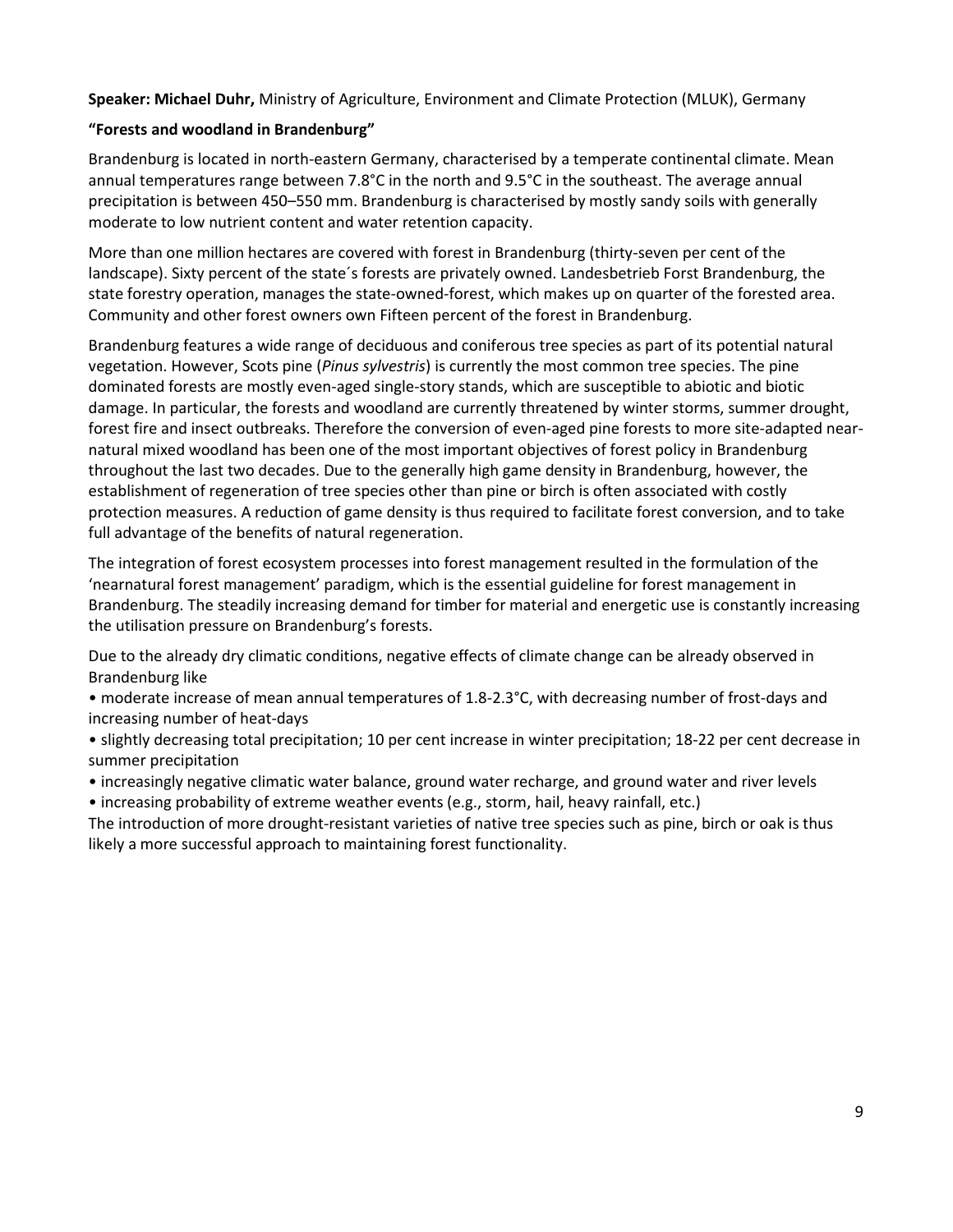**Speaker: Michael Duhr,** Ministry of Agriculture, Environment and Climate Protection (MLUK), Germany

**"Forests and woodland in Brandenburg"**

Brandenburg is located in north-eastern Germany, characterised by a temperate continental climate. Mean annual temperatures range between 7.8°C in the north and 9.5°C in the southeast. The average annual precipitation is between 450–550 mm. Brandenburg is characterised by mostly sandy soils with generally moderate to low nutrient content and water retention capacity.

More than one million hectares are covered with forest in Brandenburg (thirty-seven per cent of the landscape). Sixty percent of the state´s forests are privately owned. Landesbetrieb Forst Brandenburg, the state forestry operation, manages the state-owned-forest, which makes up on quarter of the forested area. Community and other forest owners own Fifteen percent of the forest in Brandenburg.

Brandenburg features a wide range of deciduous and coniferous tree species as part of its potential natural vegetation. However, Scots pine (*Pinus sylvestris*) is currently the most common tree species. The pine dominated forests are mostly even-aged single-story stands, which are susceptible to abiotic and biotic damage. In particular, the forests and woodland are currently threatened by winter storms, summer drought, forest fire and insect outbreaks. Therefore the conversion of even-aged pine forests to more site-adapted near-natural mixed woodland has been one of the most important objectives of forest policy in Brandenburg throughout the last two decades. Due to the generally high game density in Brandenburg, however, the establishment of regeneration of tree species other than pine or birch is often associated with costly protection measures. A reduction of game density is thus required to facilitate forest conversion, and to take full advantage of the benefits of natural regeneration.

The integration of forest ecosystem processes into forest management resulted in the formulation of the 'nearnatural forest management' paradigm, which is the essential guideline for forest management in Brandenburg. The steadily increasing demand for timber for material and energetic use is constantly increasing the utilisation pressure on Brandenburg's forests.

Due to the already dry climatic conditions, negative effects of climate change can be already observed in Brandenburg like

- moderate increase of mean annual temperatures of 1.8-2.3°C, with decreasing number of frost-days and increasing number of heat-days
- slightly decreasing total precipitation; 10 per cent increase in winter precipitation; 18-22 per cent decrease in summer precipitation
- increasingly negative climatic water balance, ground water recharge, and ground water and river levels
- increasing probability of extreme weather events (e.g., storm, hail, heavy rainfall, etc.)

The introduction of more drought-resistant varieties of native tree species such as pine, birch or oak is thus likely a more successful approach to maintaining forest functionality.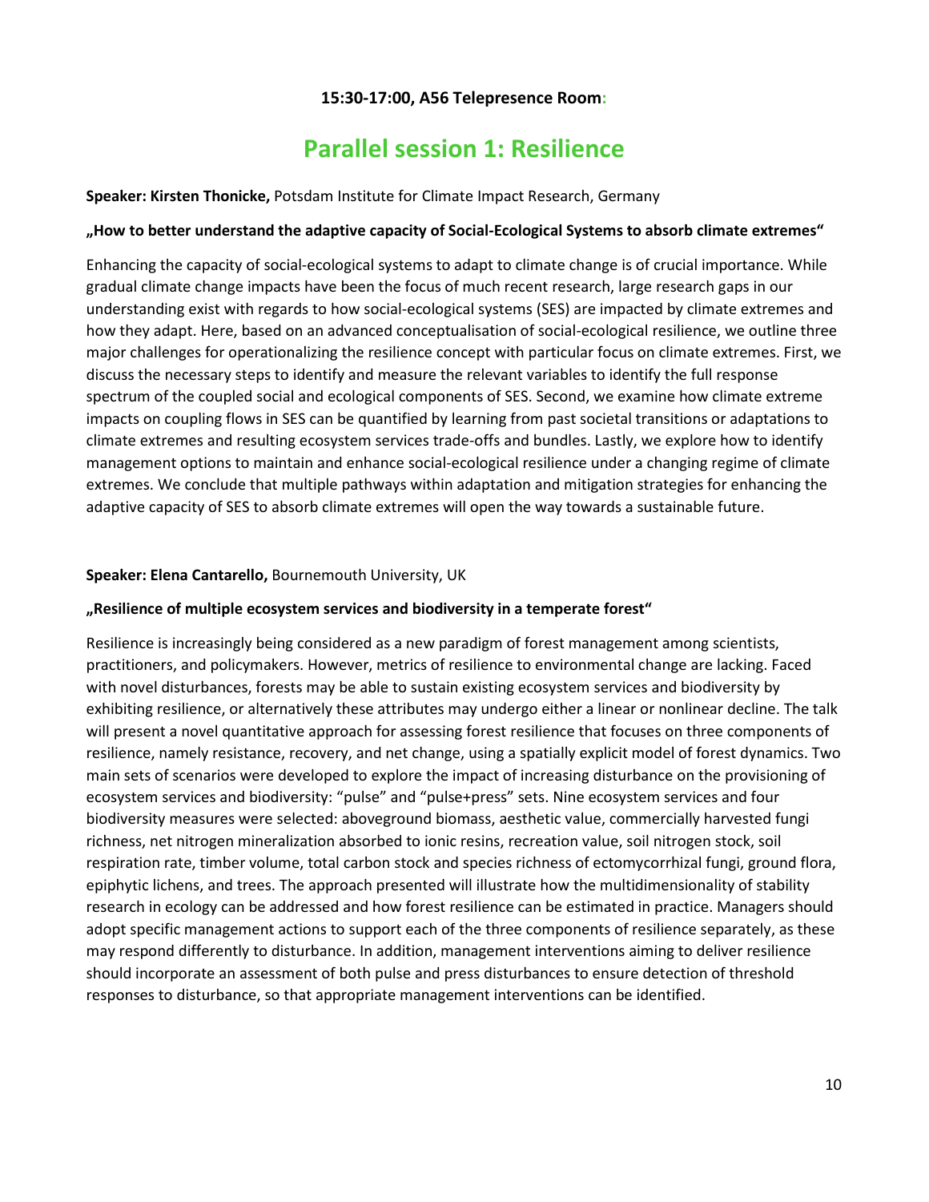**15:30-17:00, A56 Telepresence Room:**

# Parallel session 1: Resilience

**Speaker: Kirsten Thonicke,** Potsdam Institute for Climate Impact Research, Germany

**„How to better understand the adaptive capacity of Social-Ecological Systems to absorb climate extremes"**

Enhancing the capacity of social-ecological systems to adapt to climate change is of crucial importance. While gradual climate change impacts have been the focus of much recent research, large research gaps in our understanding exist with regards to how social-ecological systems (SES) are impacted by climate extremes and how they adapt. Here, based on an advanced conceptualisation of social-ecological resilience, we outline three major challenges for operationalizing the resilience concept with particular focus on climate extremes. First, we discuss the necessary steps to identify and measure the relevant variables to identify the full response spectrum of the coupled social and ecological components of SES. Second, we examine how climate extreme impacts on coupling flows in SES can be quantified by learning from past societal transitions or adaptations to climate extremes and resulting ecosystem services trade-offs and bundles. Lastly, we explore how to identify management options to maintain and enhance social-ecological resilience under a changing regime of climate extremes. We conclude that multiple pathways within adaptation and mitigation strategies for enhancing the adaptive capacity of SES to absorb climate extremes will open the way towards a sustainable future.

**Speaker: Elena Cantarello,** Bournemouth University, UK

**„Resilience of multiple ecosystem services and biodiversity in a temperate forest"**

Resilience is increasingly being considered as a new paradigm of forest management among scientists, practitioners, and policymakers. However, metrics of resilience to environmental change are lacking. Faced with novel disturbances, forests may be able to sustain existing ecosystem services and biodiversity by exhibiting resilience, or alternatively these attributes may undergo either a linear or nonlinear decline. The talk will present a novel quantitative approach for assessing forest resilience that focuses on three components of resilience, namely resistance, recovery, and net change, using a spatially explicit model of forest dynamics. Two main sets of scenarios were developed to explore the impact of increasing disturbance on the provisioning of ecosystem services and biodiversity: "pulse" and "pulse+press" sets. Nine ecosystem services and four biodiversity measures were selected: aboveground biomass, aesthetic value, commercially harvested fungi richness, net nitrogen mineralization absorbed to ionic resins, recreation value, soil nitrogen stock, soil respiration rate, timber volume, total carbon stock and species richness of ectomycorrhizal fungi, ground flora, epiphytic lichens, and trees. The approach presented will illustrate how the multidimensionality of stability research in ecology can be addressed and how forest resilience can be estimated in practice. Managers should adopt specific management actions to support each of the three components of resilience separately, as these may respond differently to disturbance. In addition, management interventions aiming to deliver resilience should incorporate an assessment of both pulse and press disturbances to ensure detection of threshold responses to disturbance, so that appropriate management interventions can be identified.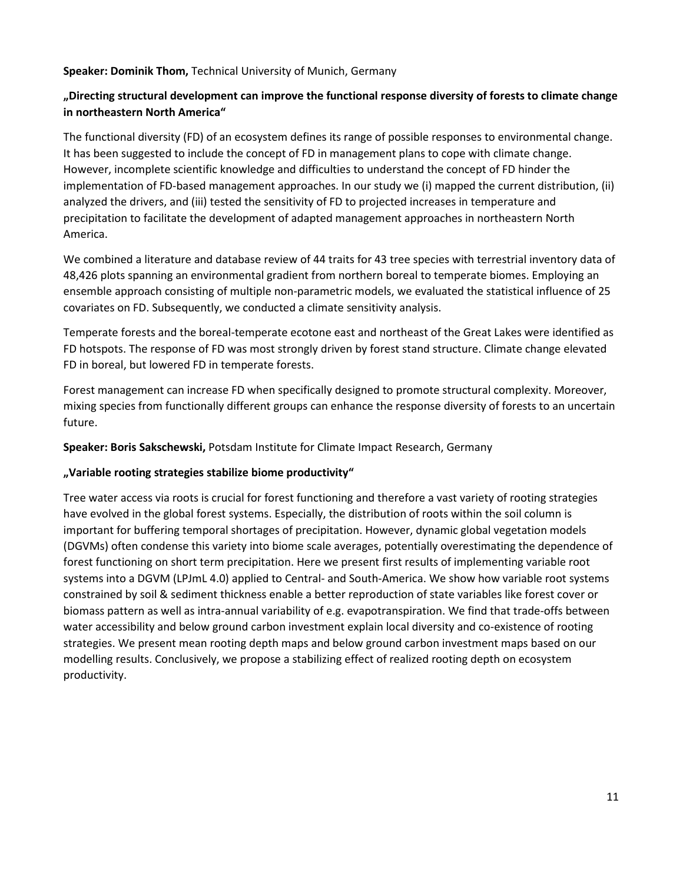**Speaker: Dominik Thom,** Technical University of Munich, Germany

**„Directing structural development can improve the functional response diversity of forests to climate change in northeastern North America"**

The functional diversity (FD) of an ecosystem defines its range of possible responses to environmental change. It has been suggested to include the concept of FD in management plans to cope with climate change. However, incomplete scientific knowledge and difficulties to understand the concept of FD hinder the implementation of FD-based management approaches. In our study we (i) mapped the current distribution, (ii) analyzed the drivers, and (iii) tested the sensitivity of FD to projected increases in temperature and precipitation to facilitate the development of adapted management approaches in northeastern North America.

We combined a literature and database review of 44 traits for 43 tree species with terrestrial inventory data of 48,426 plots spanning an environmental gradient from northern boreal to temperate biomes. Employing an ensemble approach consisting of multiple non-parametric models, we evaluated the statistical influence of 25 covariates on FD. Subsequently, we conducted a climate sensitivity analysis.

Temperate forests and the boreal-temperate ecotone east and northeast of the Great Lakes were identified as FD hotspots. The response of FD was most strongly driven by forest stand structure. Climate change elevated FD in boreal, but lowered FD in temperate forests.

Forest management can increase FD when specifically designed to promote structural complexity. Moreover, mixing species from functionally different groups can enhance the response diversity of forests to an uncertain future.

**Speaker: Boris Sakschewski,** Potsdam Institute for Climate Impact Research, Germany

**„Variable rooting strategies stabilize biome productivity"**

Tree water access via roots is crucial for forest functioning and therefore a vast variety of rooting strategies have evolved in the global forest systems. Especially, the distribution of roots within the soil column is important for buffering temporal shortages of precipitation. However, dynamic global vegetation models (DGVMs) often condense this variety into biome scale averages, potentially overestimating the dependence of forest functioning on short term precipitation. Here we present first results of implementing variable root systems into a DGVM (LPJmL 4.0) applied to Central- and South-America. We show how variable root systems constrained by soil & sediment thickness enable a better reproduction of state variables like forest cover or biomass pattern as well as intra-annual variability of e.g. evapotranspiration. We find that trade-offs between water accessibility and below ground carbon investment explain local diversity and co-existence of rooting strategies. We present mean rooting depth maps and below ground carbon investment maps based on our modelling results. Conclusively, we propose a stabilizing effect of realized rooting depth on ecosystem productivity.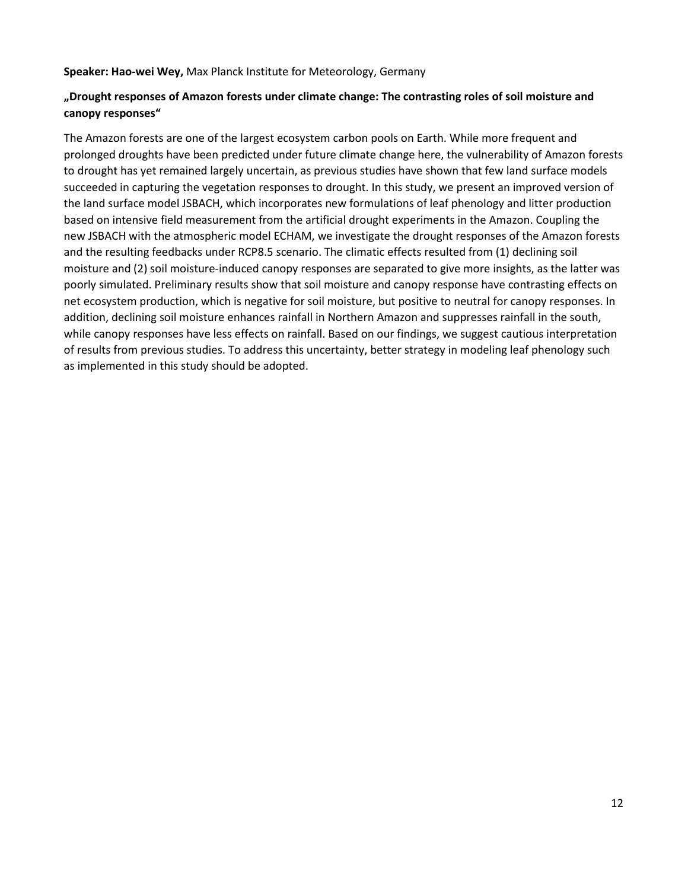**Speaker: Hao-wei Wey,** Max Planck Institute for Meteorology, Germany

**„Drought responses of Amazon forests under climate change: The contrasting roles of soil moisture and canopy responses"**

The Amazon forests are one of the largest ecosystem carbon pools on Earth. While more frequent and prolonged droughts have been predicted under future climate change here, the vulnerability of Amazon forests to drought has yet remained largely uncertain, as previous studies have shown that few land surface models succeeded in capturing the vegetation responses to drought. In this study, we present an improved version of the land surface model JSBACH, which incorporates new formulations of leaf phenology and litter production based on intensive field measurement from the artificial drought experiments in the Amazon. Coupling the new JSBACH with the atmospheric model ECHAM, we investigate the drought responses of the Amazon forests and the resulting feedbacks under RCP8.5 scenario. The climatic effects resulted from (1) declining soil moisture and (2) soil moisture-induced canopy responses are separated to give more insights, as the latter was poorly simulated. Preliminary results show that soil moisture and canopy response have contrasting effects on net ecosystem production, which is negative for soil moisture, but positive to neutral for canopy responses. In addition, declining soil moisture enhances rainfall in Northern Amazon and suppresses rainfall in the south, while canopy responses have less effects on rainfall. Based on our findings, we suggest cautious interpretation of results from previous studies. To address this uncertainty, better strategy in modeling leaf phenology such as implemented in this study should be adopted.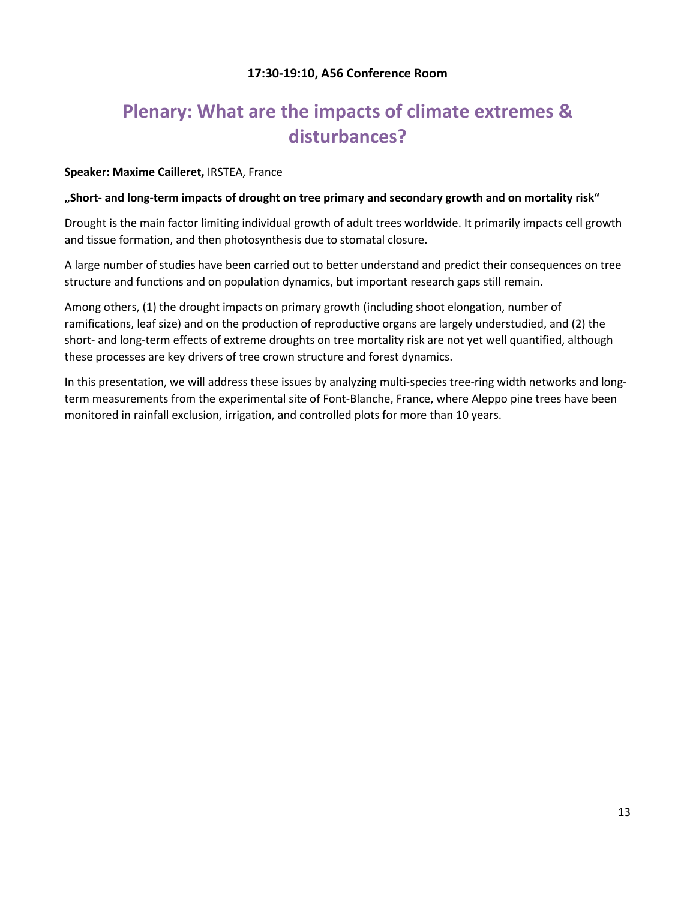**17:30-19:10, A56 Conference Room**

# Plenary: What are the impacts of climate extremes & disturbances?

**Speaker: Maxime Cailleret,** IRSTEA, France

**„Short- and long-term impacts of drought on tree primary and secondary growth and on mortality risk"**

Drought is the main factor limiting individual growth of adult trees worldwide. It primarily impacts cell growth and tissue formation, and then photosynthesis due to stomatal closure.

A large number of studies have been carried out to better understand and predict their consequences on tree structure and functions and on population dynamics, but important research gaps still remain.

Among others, (1) the drought impacts on primary growth (including shoot elongation, number of ramifications, leaf size) and on the production of reproductive organs are largely understudied, and (2) the short- and long-term effects of extreme droughts on tree mortality risk are not yet well quantified, although these processes are key drivers of tree crown structure and forest dynamics.

In this presentation, we will address these issues by analyzing multi-species tree-ring width networks and long-term measurements from the experimental site of Font-Blanche, France, where Aleppo pine trees have been monitored in rainfall exclusion, irrigation, and controlled plots for more than 10 years.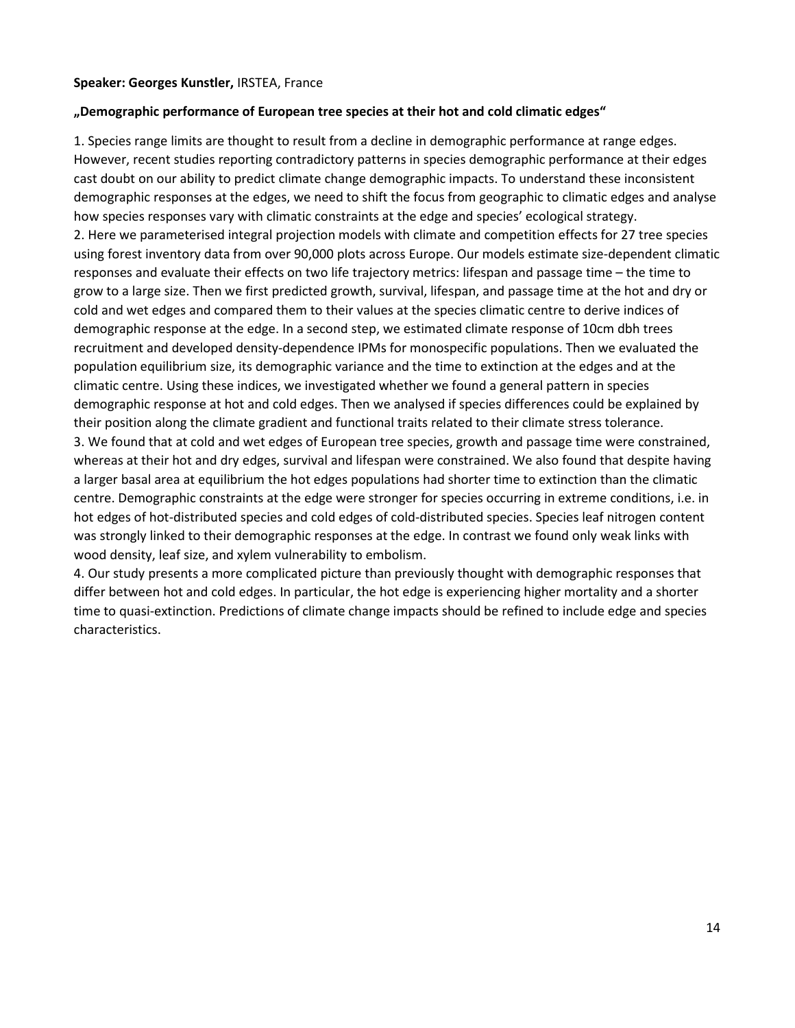**Speaker: Georges Kunstler,** IRSTEA, France

**„Demographic performance of European tree species at their hot and cold climatic edges“**

1. Species range limits are thought to result from a decline in demographic performance at range edges. However, recent studies reporting contradictory patterns in species demographic performance at their edges cast doubt on our ability to predict climate change demographic impacts. To understand these inconsistent demographic responses at the edges, we need to shift the focus from geographic to climatic edges and analyse how species responses vary with climatic constraints at the edge and species' ecological strategy.
2. Here we parameterised integral projection models with climate and competition effects for 27 tree species using forest inventory data from over 90,000 plots across Europe. Our models estimate size-dependent climatic responses and evaluate their effects on two life trajectory metrics: lifespan and passage time – the time to grow to a large size. Then we first predicted growth, survival, lifespan, and passage time at the hot and dry or cold and wet edges and compared them to their values at the species climatic centre to derive indices of demographic response at the edge. In a second step, we estimated climate response of 10cm dbh trees recruitment and developed density-dependence IPMs for monospecific populations. Then we evaluated the population equilibrium size, its demographic variance and the time to extinction at the edges and at the climatic centre. Using these indices, we investigated whether we found a general pattern in species demographic response at hot and cold edges. Then we analysed if species differences could be explained by their position along the climate gradient and functional traits related to their climate stress tolerance.
3. We found that at cold and wet edges of European tree species, growth and passage time were constrained, whereas at their hot and dry edges, survival and lifespan were constrained. We also found that despite having a larger basal area at equilibrium the hot edges populations had shorter time to extinction than the climatic centre. Demographic constraints at the edge were stronger for species occurring in extreme conditions, i.e. in hot edges of hot-distributed species and cold edges of cold-distributed species. Species leaf nitrogen content was strongly linked to their demographic responses at the edge. In contrast we found only weak links with wood density, leaf size, and xylem vulnerability to embolism.
4. Our study presents a more complicated picture than previously thought with demographic responses that differ between hot and cold edges. In particular, the hot edge is experiencing higher mortality and a shorter time to quasi-extinction. Predictions of climate change impacts should be refined to include edge and species characteristics.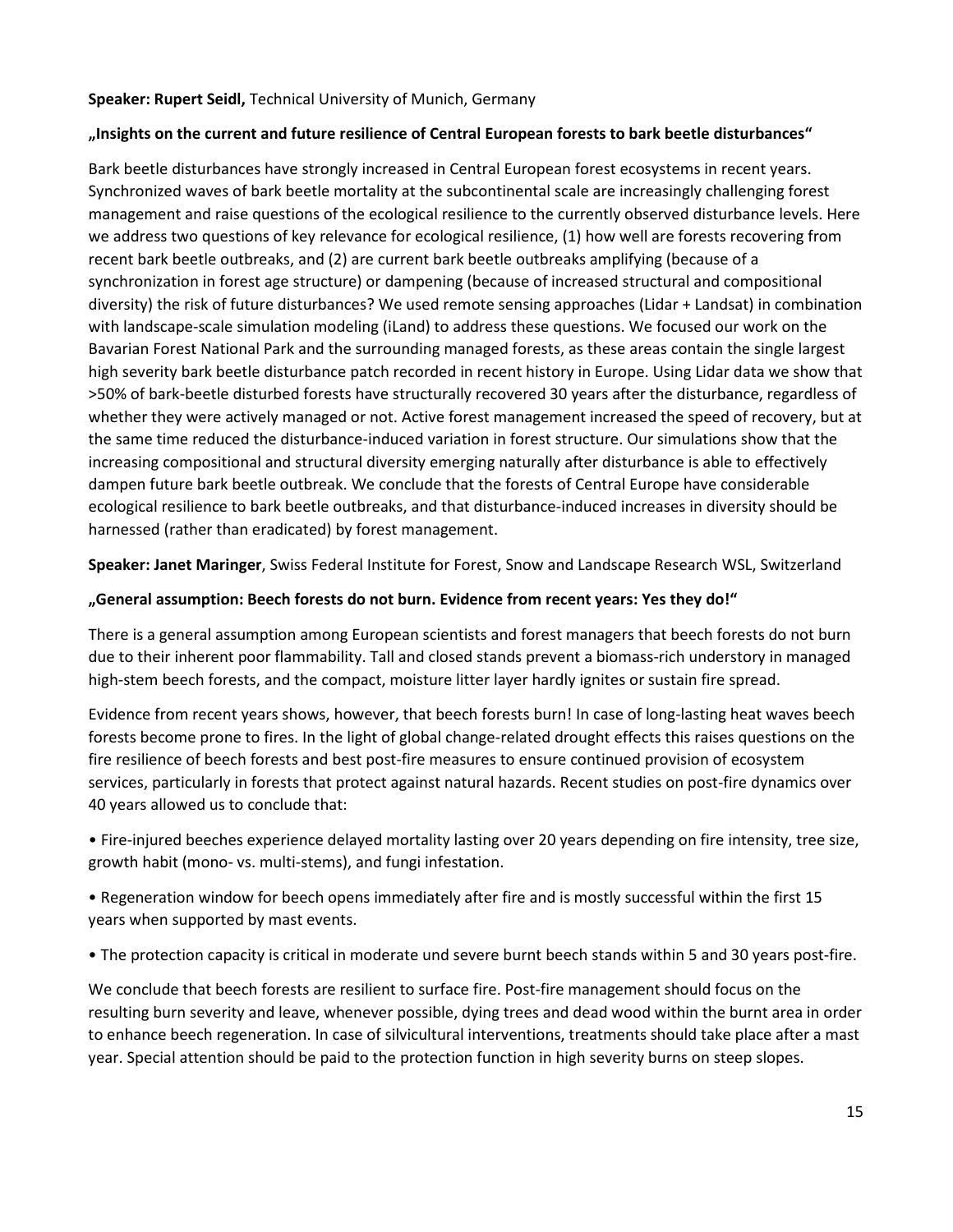**Speaker: Rupert Seidl,** Technical University of Munich, Germany

**„Insights on the current and future resilience of Central European forests to bark beetle disturbances"**

Bark beetle disturbances have strongly increased in Central European forest ecosystems in recent years. Synchronized waves of bark beetle mortality at the subcontinental scale are increasingly challenging forest management and raise questions of the ecological resilience to the currently observed disturbance levels. Here we address two questions of key relevance for ecological resilience, (1) how well are forests recovering from recent bark beetle outbreaks, and (2) are current bark beetle outbreaks amplifying (because of a synchronization in forest age structure) or dampening (because of increased structural and compositional diversity) the risk of future disturbances? We used remote sensing approaches (Lidar + Landsat) in combination with landscape-scale simulation modeling (iLand) to address these questions. We focused our work on the Bavarian Forest National Park and the surrounding managed forests, as these areas contain the single largest high severity bark beetle disturbance patch recorded in recent history in Europe. Using Lidar data we show that >50% of bark-beetle disturbed forests have structurally recovered 30 years after the disturbance, regardless of whether they were actively managed or not. Active forest management increased the speed of recovery, but at the same time reduced the disturbance-induced variation in forest structure. Our simulations show that the increasing compositional and structural diversity emerging naturally after disturbance is able to effectively dampen future bark beetle outbreak. We conclude that the forests of Central Europe have considerable ecological resilience to bark beetle outbreaks, and that disturbance-induced increases in diversity should be harnessed (rather than eradicated) by forest management.

**Speaker: Janet Maringer**, Swiss Federal Institute for Forest, Snow and Landscape Research WSL, Switzerland

**„General assumption: Beech forests do not burn. Evidence from recent years: Yes they do!"**

There is a general assumption among European scientists and forest managers that beech forests do not burn due to their inherent poor flammability. Tall and closed stands prevent a biomass-rich understory in managed high-stem beech forests, and the compact, moisture litter layer hardly ignites or sustain fire spread.

Evidence from recent years shows, however, that beech forests burn! In case of long-lasting heat waves beech forests become prone to fires. In the light of global change-related drought effects this raises questions on the fire resilience of beech forests and best post-fire measures to ensure continued provision of ecosystem services, particularly in forests that protect against natural hazards. Recent studies on post-fire dynamics over 40 years allowed us to conclude that:

- Fire-injured beeches experience delayed mortality lasting over 20 years depending on fire intensity, tree size, growth habit (mono- vs. multi-stems), and fungi infestation.
- Regeneration window for beech opens immediately after fire and is mostly successful within the first 15 years when supported by mast events.
- The protection capacity is critical in moderate und severe burnt beech stands within 5 and 30 years post-fire.

We conclude that beech forests are resilient to surface fire. Post-fire management should focus on the resulting burn severity and leave, whenever possible, dying trees and dead wood within the burnt area in order to enhance beech regeneration. In case of silvicultural interventions, treatments should take place after a mast year. Special attention should be paid to the protection function in high severity burns on steep slopes.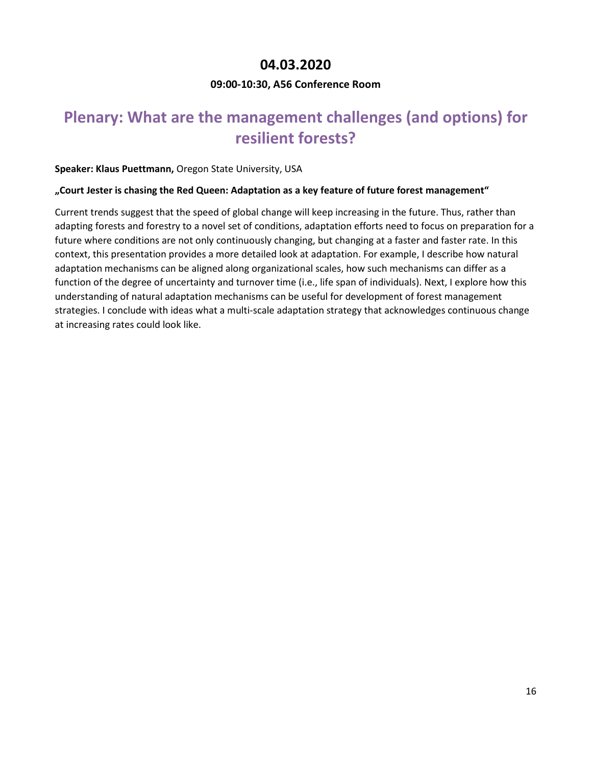## 04.03.2020

**09:00-10:30, A56 Conference Room**

# Plenary: What are the management challenges (and options) for resilient forests?

**Speaker: Klaus Puettmann,** Oregon State University, USA

**„Court Jester is chasing the Red Queen: Adaptation as a key feature of future forest management"**

Current trends suggest that the speed of global change will keep increasing in the future. Thus, rather than adapting forests and forestry to a novel set of conditions, adaptation efforts need to focus on preparation for a future where conditions are not only continuously changing, but changing at a faster and faster rate. In this context, this presentation provides a more detailed look at adaptation. For example, I describe how natural adaptation mechanisms can be aligned along organizational scales, how such mechanisms can differ as a function of the degree of uncertainty and turnover time (i.e., life span of individuals). Next, I explore how this understanding of natural adaptation mechanisms can be useful for development of forest management strategies. I conclude with ideas what a multi-scale adaptation strategy that acknowledges continuous change at increasing rates could look like.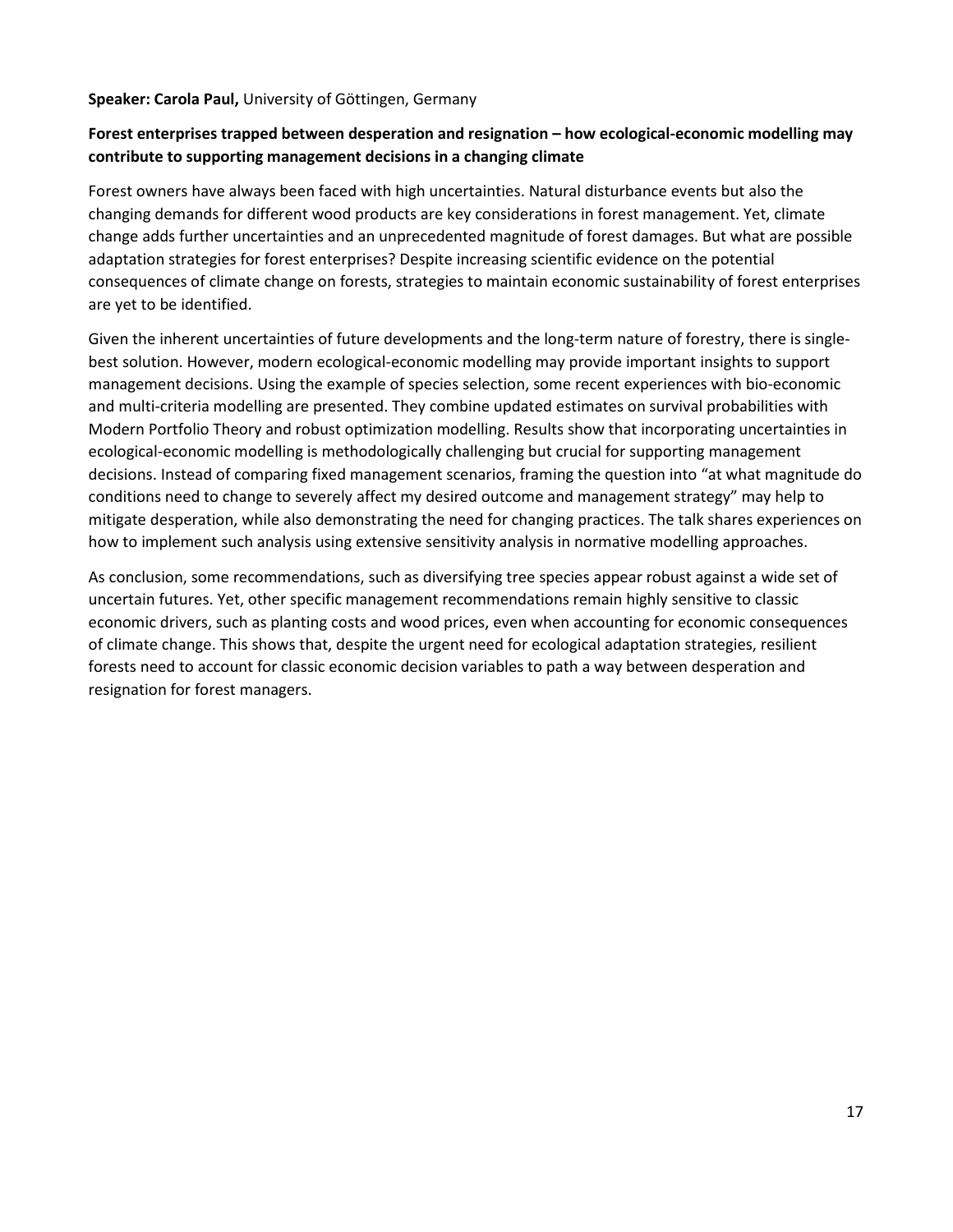**Speaker: Carola Paul,** University of Göttingen, Germany

**Forest enterprises trapped between desperation and resignation – how ecological-economic modelling may contribute to supporting management decisions in a changing climate**

Forest owners have always been faced with high uncertainties. Natural disturbance events but also the changing demands for different wood products are key considerations in forest management. Yet, climate change adds further uncertainties and an unprecedented magnitude of forest damages. But what are possible adaptation strategies for forest enterprises? Despite increasing scientific evidence on the potential consequences of climate change on forests, strategies to maintain economic sustainability of forest enterprises are yet to be identified.

Given the inherent uncertainties of future developments and the long-term nature of forestry, there is single-best solution. However, modern ecological-economic modelling may provide important insights to support management decisions. Using the example of species selection, some recent experiences with bio-economic and multi-criteria modelling are presented. They combine updated estimates on survival probabilities with Modern Portfolio Theory and robust optimization modelling. Results show that incorporating uncertainties in ecological-economic modelling is methodologically challenging but crucial for supporting management decisions. Instead of comparing fixed management scenarios, framing the question into "at what magnitude do conditions need to change to severely affect my desired outcome and management strategy" may help to mitigate desperation, while also demonstrating the need for changing practices. The talk shares experiences on how to implement such analysis using extensive sensitivity analysis in normative modelling approaches.

As conclusion, some recommendations, such as diversifying tree species appear robust against a wide set of uncertain futures. Yet, other specific management recommendations remain highly sensitive to classic economic drivers, such as planting costs and wood prices, even when accounting for economic consequences of climate change. This shows that, despite the urgent need for ecological adaptation strategies, resilient forests need to account for classic economic decision variables to path a way between desperation and resignation for forest managers.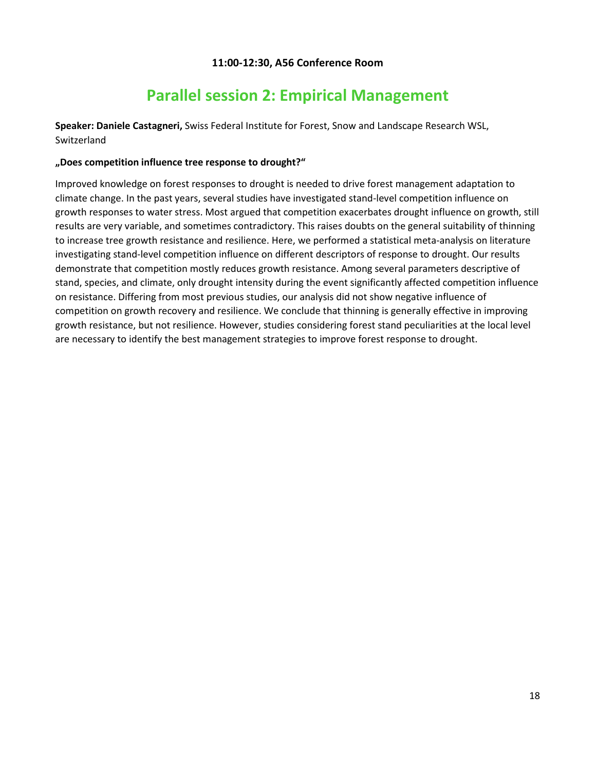**11:00-12:30, A56 Conference Room**

# Parallel session 2: Empirical Management

**Speaker: Daniele Castagneri,** Swiss Federal Institute for Forest, Snow and Landscape Research WSL, Switzerland

**„Does competition influence tree response to drought?"**

Improved knowledge on forest responses to drought is needed to drive forest management adaptation to climate change. In the past years, several studies have investigated stand-level competition influence on growth responses to water stress. Most argued that competition exacerbates drought influence on growth, still results are very variable, and sometimes contradictory. This raises doubts on the general suitability of thinning to increase tree growth resistance and resilience. Here, we performed a statistical meta-analysis on literature investigating stand-level competition influence on different descriptors of response to drought. Our results demonstrate that competition mostly reduces growth resistance. Among several parameters descriptive of stand, species, and climate, only drought intensity during the event significantly affected competition influence on resistance. Differing from most previous studies, our analysis did not show negative influence of competition on growth recovery and resilience. We conclude that thinning is generally effective in improving growth resistance, but not resilience. However, studies considering forest stand peculiarities at the local level are necessary to identify the best management strategies to improve forest response to drought.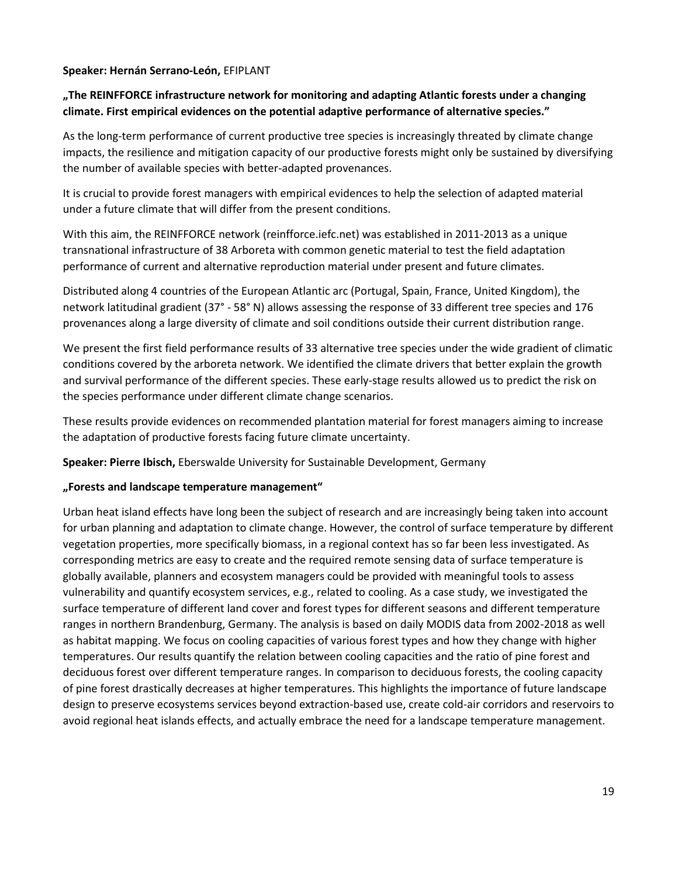**Speaker: Hernán Serrano-León,** EFIPLANT

**„The REINFFORCE infrastructure network for monitoring and adapting Atlantic forests under a changing climate. First empirical evidences on the potential adaptive performance of alternative species."**

As the long-term performance of current productive tree species is increasingly threated by climate change impacts, the resilience and mitigation capacity of our productive forests might only be sustained by diversifying the number of available species with better-adapted provenances.

It is crucial to provide forest managers with empirical evidences to help the selection of adapted material under a future climate that will differ from the present conditions.

With this aim, the REINFFORCE network (reinfforce.iefc.net) was established in 2011-2013 as a unique transnational infrastructure of 38 Arboreta with common genetic material to test the field adaptation performance of current and alternative reproduction material under present and future climates.

Distributed along 4 countries of the European Atlantic arc (Portugal, Spain, France, United Kingdom), the network latitudinal gradient (37° - 58° N) allows assessing the response of 33 different tree species and 176 provenances along a large diversity of climate and soil conditions outside their current distribution range.

We present the first field performance results of 33 alternative tree species under the wide gradient of climatic conditions covered by the arboreta network. We identified the climate drivers that better explain the growth and survival performance of the different species. These early-stage results allowed us to predict the risk on the species performance under different climate change scenarios.

These results provide evidences on recommended plantation material for forest managers aiming to increase the adaptation of productive forests facing future climate uncertainty.

**Speaker: Pierre Ibisch,** Eberswalde University for Sustainable Development, Germany

**„Forests and landscape temperature management"**

Urban heat island effects have long been the subject of research and are increasingly being taken into account for urban planning and adaptation to climate change. However, the control of surface temperature by different vegetation properties, more specifically biomass, in a regional context has so far been less investigated. As corresponding metrics are easy to create and the required remote sensing data of surface temperature is globally available, planners and ecosystem managers could be provided with meaningful tools to assess vulnerability and quantify ecosystem services, e.g., related to cooling. As a case study, we investigated the surface temperature of different land cover and forest types for different seasons and different temperature ranges in northern Brandenburg, Germany. The analysis is based on daily MODIS data from 2002-2018 as well as habitat mapping. We focus on cooling capacities of various forest types and how they change with higher temperatures. Our results quantify the relation between cooling capacities and the ratio of pine forest and deciduous forest over different temperature ranges. In comparison to deciduous forests, the cooling capacity of pine forest drastically decreases at higher temperatures. This highlights the importance of future landscape design to preserve ecosystems services beyond extraction-based use, create cold-air corridors and reservoirs to avoid regional heat islands effects, and actually embrace the need for a landscape temperature management.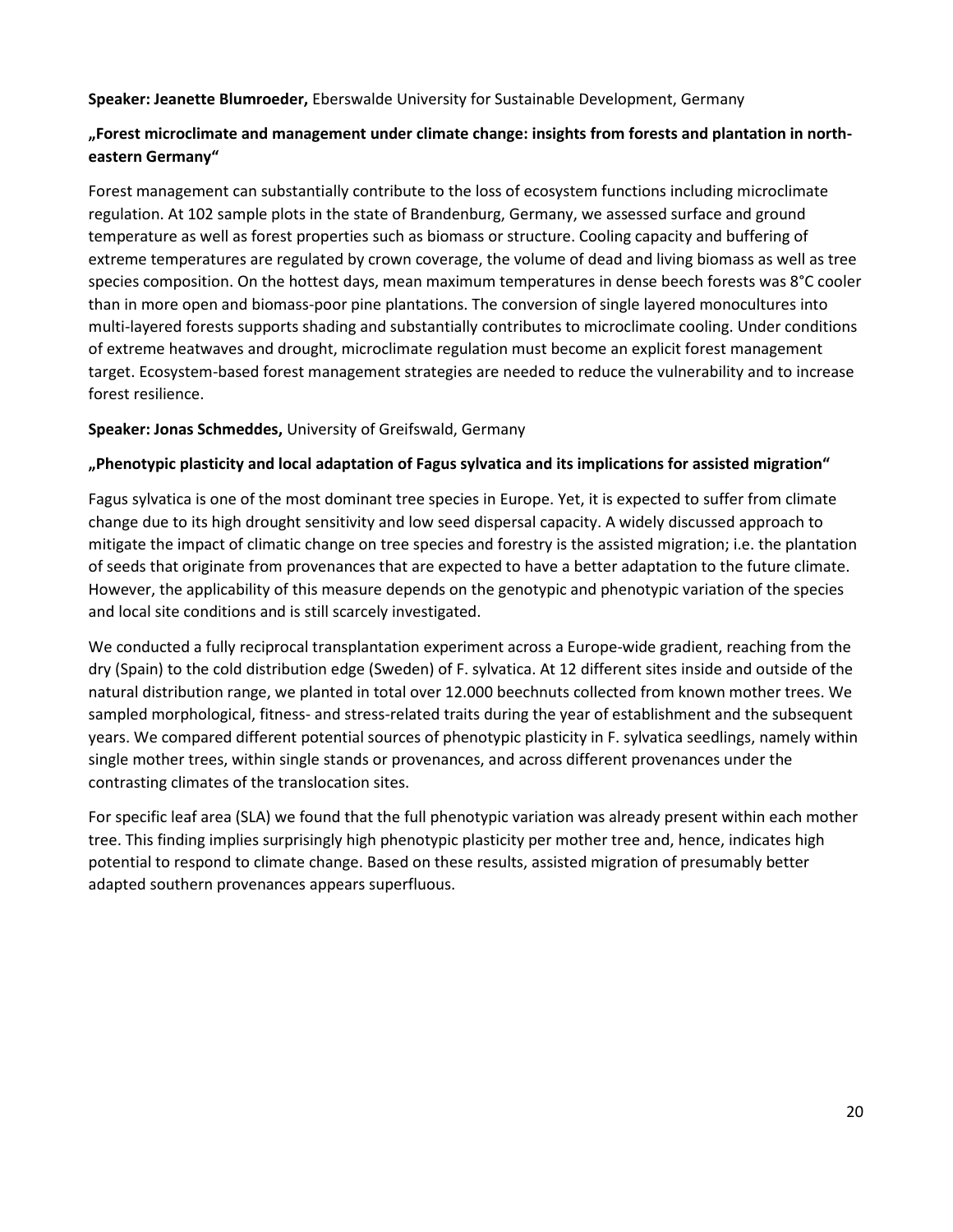**Speaker: Jeanette Blumroeder,** Eberswalde University for Sustainable Development, Germany

**„Forest microclimate and management under climate change: insights from forests and plantation in north-eastern Germany"**

Forest management can substantially contribute to the loss of ecosystem functions including microclimate regulation. At 102 sample plots in the state of Brandenburg, Germany, we assessed surface and ground temperature as well as forest properties such as biomass or structure. Cooling capacity and buffering of extreme temperatures are regulated by crown coverage, the volume of dead and living biomass as well as tree species composition. On the hottest days, mean maximum temperatures in dense beech forests was 8°C cooler than in more open and biomass-poor pine plantations. The conversion of single layered monocultures into multi-layered forests supports shading and substantially contributes to microclimate cooling. Under conditions of extreme heatwaves and drought, microclimate regulation must become an explicit forest management target. Ecosystem-based forest management strategies are needed to reduce the vulnerability and to increase forest resilience.

**Speaker: Jonas Schmeddes,** University of Greifswald, Germany

**„Phenotypic plasticity and local adaptation of Fagus sylvatica and its implications for assisted migration"**

Fagus sylvatica is one of the most dominant tree species in Europe. Yet, it is expected to suffer from climate change due to its high drought sensitivity and low seed dispersal capacity. A widely discussed approach to mitigate the impact of climatic change on tree species and forestry is the assisted migration; i.e. the plantation of seeds that originate from provenances that are expected to have a better adaptation to the future climate. However, the applicability of this measure depends on the genotypic and phenotypic variation of the species and local site conditions and is still scarcely investigated.

We conducted a fully reciprocal transplantation experiment across a Europe-wide gradient, reaching from the dry (Spain) to the cold distribution edge (Sweden) of F. sylvatica. At 12 different sites inside and outside of the natural distribution range, we planted in total over 12.000 beechnuts collected from known mother trees. We sampled morphological, fitness- and stress-related traits during the year of establishment and the subsequent years. We compared different potential sources of phenotypic plasticity in F. sylvatica seedlings, namely within single mother trees, within single stands or provenances, and across different provenances under the contrasting climates of the translocation sites.

For specific leaf area (SLA) we found that the full phenotypic variation was already present within each mother tree. This finding implies surprisingly high phenotypic plasticity per mother tree and, hence, indicates high potential to respond to climate change. Based on these results, assisted migration of presumably better adapted southern provenances appears superfluous.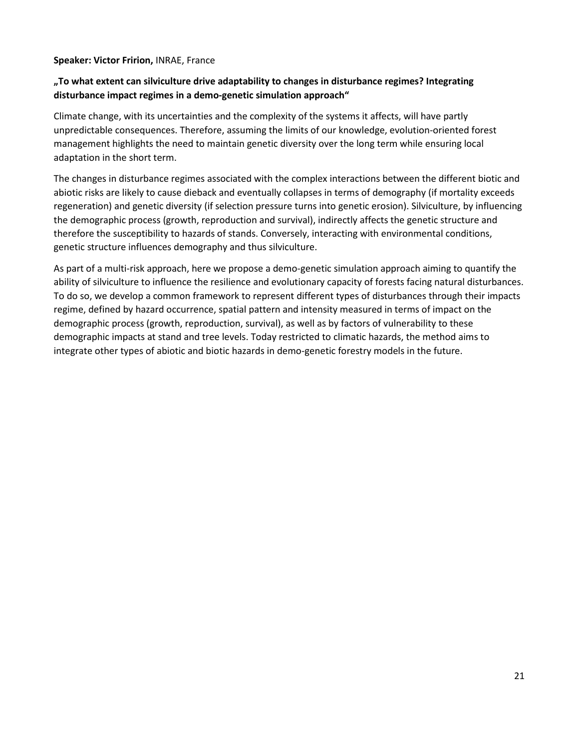**Speaker: Victor Fririon,** INRAE, France

**„To what extent can silviculture drive adaptability to changes in disturbance regimes? Integrating disturbance impact regimes in a demo-genetic simulation approach"**

Climate change, with its uncertainties and the complexity of the systems it affects, will have partly unpredictable consequences. Therefore, assuming the limits of our knowledge, evolution-oriented forest management highlights the need to maintain genetic diversity over the long term while ensuring local adaptation in the short term.

The changes in disturbance regimes associated with the complex interactions between the different biotic and abiotic risks are likely to cause dieback and eventually collapses in terms of demography (if mortality exceeds regeneration) and genetic diversity (if selection pressure turns into genetic erosion). Silviculture, by influencing the demographic process (growth, reproduction and survival), indirectly affects the genetic structure and therefore the susceptibility to hazards of stands. Conversely, interacting with environmental conditions, genetic structure influences demography and thus silviculture.

As part of a multi-risk approach, here we propose a demo-genetic simulation approach aiming to quantify the ability of silviculture to influence the resilience and evolutionary capacity of forests facing natural disturbances. To do so, we develop a common framework to represent different types of disturbances through their impacts regime, defined by hazard occurrence, spatial pattern and intensity measured in terms of impact on the demographic process (growth, reproduction, survival), as well as by factors of vulnerability to these demographic impacts at stand and tree levels. Today restricted to climatic hazards, the method aims to integrate other types of abiotic and biotic hazards in demo-genetic forestry models in the future.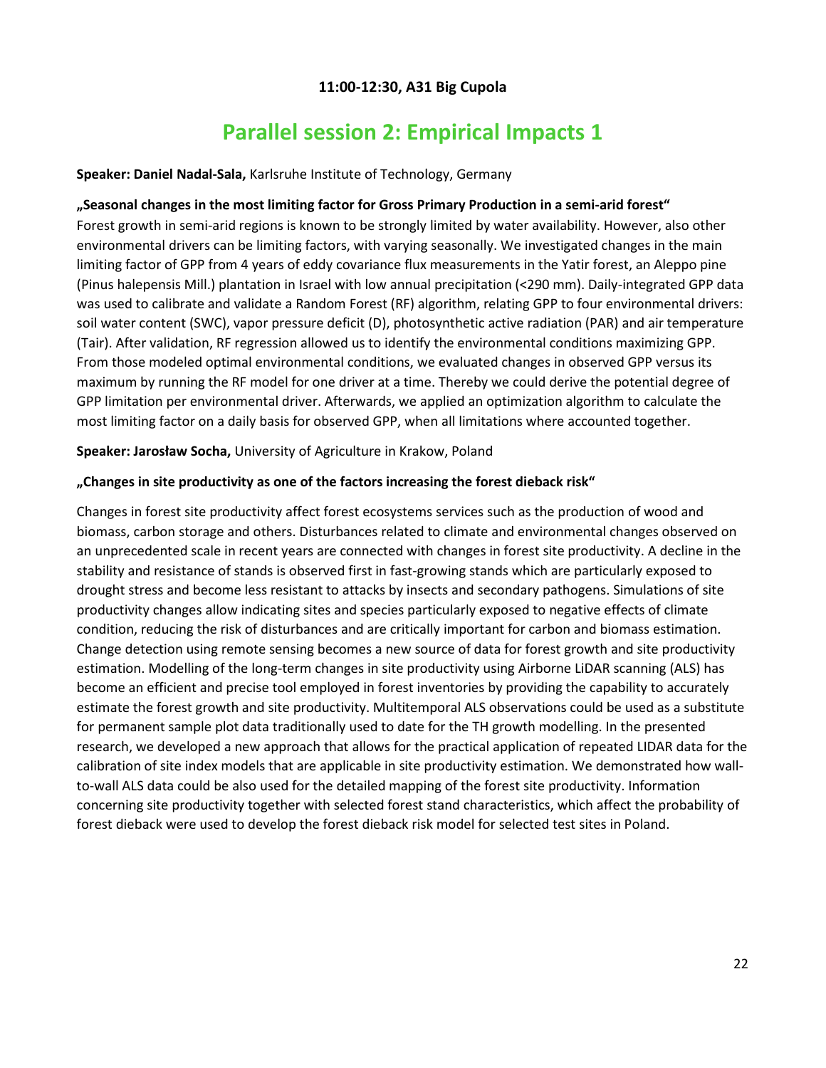**11:00-12:30, A31 Big Cupola**

# Parallel session 2: Empirical Impacts 1

**Speaker: Daniel Nadal-Sala,** Karlsruhe Institute of Technology, Germany

**„Seasonal changes in the most limiting factor for Gross Primary Production in a semi-arid forest"**

Forest growth in semi-arid regions is known to be strongly limited by water availability. However, also other environmental drivers can be limiting factors, with varying seasonally. We investigated changes in the main limiting factor of GPP from 4 years of eddy covariance flux measurements in the Yatir forest, an Aleppo pine (Pinus halepensis Mill.) plantation in Israel with low annual precipitation (<290 mm). Daily-integrated GPP data was used to calibrate and validate a Random Forest (RF) algorithm, relating GPP to four environmental drivers: soil water content (SWC), vapor pressure deficit (D), photosynthetic active radiation (PAR) and air temperature (Tair). After validation, RF regression allowed us to identify the environmental conditions maximizing GPP. From those modeled optimal environmental conditions, we evaluated changes in observed GPP versus its maximum by running the RF model for one driver at a time. Thereby we could derive the potential degree of GPP limitation per environmental driver. Afterwards, we applied an optimization algorithm to calculate the most limiting factor on a daily basis for observed GPP, when all limitations where accounted together.

**Speaker: Jarosław Socha,** University of Agriculture in Krakow, Poland

**„Changes in site productivity as one of the factors increasing the forest dieback risk"**

Changes in forest site productivity affect forest ecosystems services such as the production of wood and biomass, carbon storage and others. Disturbances related to climate and environmental changes observed on an unprecedented scale in recent years are connected with changes in forest site productivity. A decline in the stability and resistance of stands is observed first in fast-growing stands which are particularly exposed to drought stress and become less resistant to attacks by insects and secondary pathogens. Simulations of site productivity changes allow indicating sites and species particularly exposed to negative effects of climate condition, reducing the risk of disturbances and are critically important for carbon and biomass estimation. Change detection using remote sensing becomes a new source of data for forest growth and site productivity estimation. Modelling of the long-term changes in site productivity using Airborne LiDAR scanning (ALS) has become an efficient and precise tool employed in forest inventories by providing the capability to accurately estimate the forest growth and site productivity. Multitemporal ALS observations could be used as a substitute for permanent sample plot data traditionally used to date for the TH growth modelling. In the presented research, we developed a new approach that allows for the practical application of repeated LIDAR data for the calibration of site index models that are applicable in site productivity estimation. We demonstrated how wall-to-wall ALS data could be also used for the detailed mapping of the forest site productivity. Information concerning site productivity together with selected forest stand characteristics, which affect the probability of forest dieback were used to develop the forest dieback risk model for selected test sites in Poland.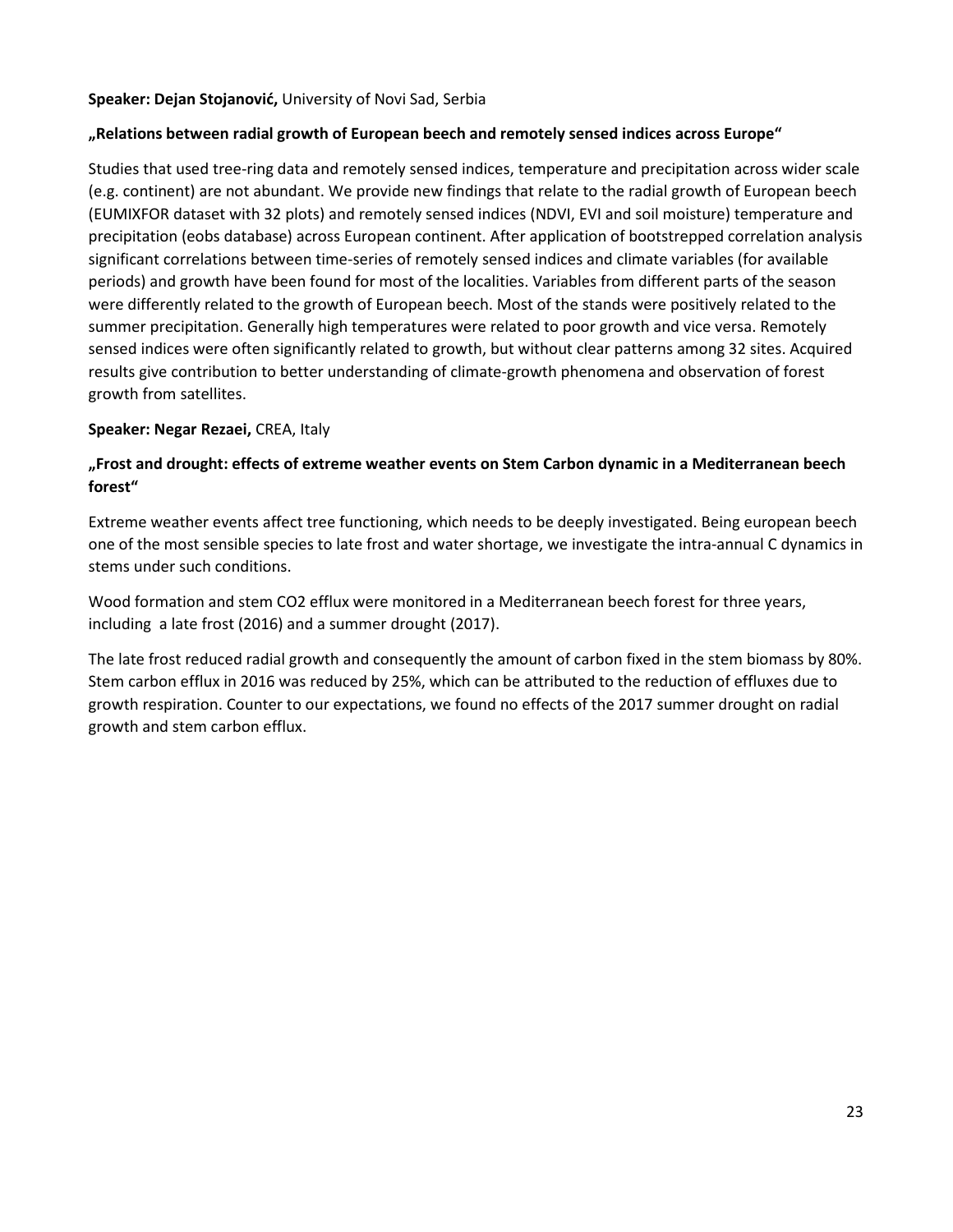**Speaker: Dejan Stojanović,** University of Novi Sad, Serbia

**„Relations between radial growth of European beech and remotely sensed indices across Europe"**

Studies that used tree-ring data and remotely sensed indices, temperature and precipitation across wider scale (e.g. continent) are not abundant. We provide new findings that relate to the radial growth of European beech (EUMIXFOR dataset with 32 plots) and remotely sensed indices (NDVI, EVI and soil moisture) temperature and precipitation (eobs database) across European continent. After application of bootstrepped correlation analysis significant correlations between time-series of remotely sensed indices and climate variables (for available periods) and growth have been found for most of the localities. Variables from different parts of the season were differently related to the growth of European beech. Most of the stands were positively related to the summer precipitation. Generally high temperatures were related to poor growth and vice versa. Remotely sensed indices were often significantly related to growth, but without clear patterns among 32 sites. Acquired results give contribution to better understanding of climate-growth phenomena and observation of forest growth from satellites.

**Speaker: Negar Rezaei,** CREA, Italy

**„Frost and drought: effects of extreme weather events on Stem Carbon dynamic in a Mediterranean beech forest"**

Extreme weather events affect tree functioning, which needs to be deeply investigated. Being european beech one of the most sensible species to late frost and water shortage, we investigate the intra-annual C dynamics in stems under such conditions.

Wood formation and stem $CO_2$ efflux were monitored in a Mediterranean beech forest for three years, including a late frost (2016) and a summer drought (2017).

The late frost reduced radial growth and consequently the amount of carbon fixed in the stem biomass by 80%. Stem carbon efflux in 2016 was reduced by 25%, which can be attributed to the reduction of effluxes due to growth respiration. Counter to our expectations, we found no effects of the 2017 summer drought on radial growth and stem carbon efflux.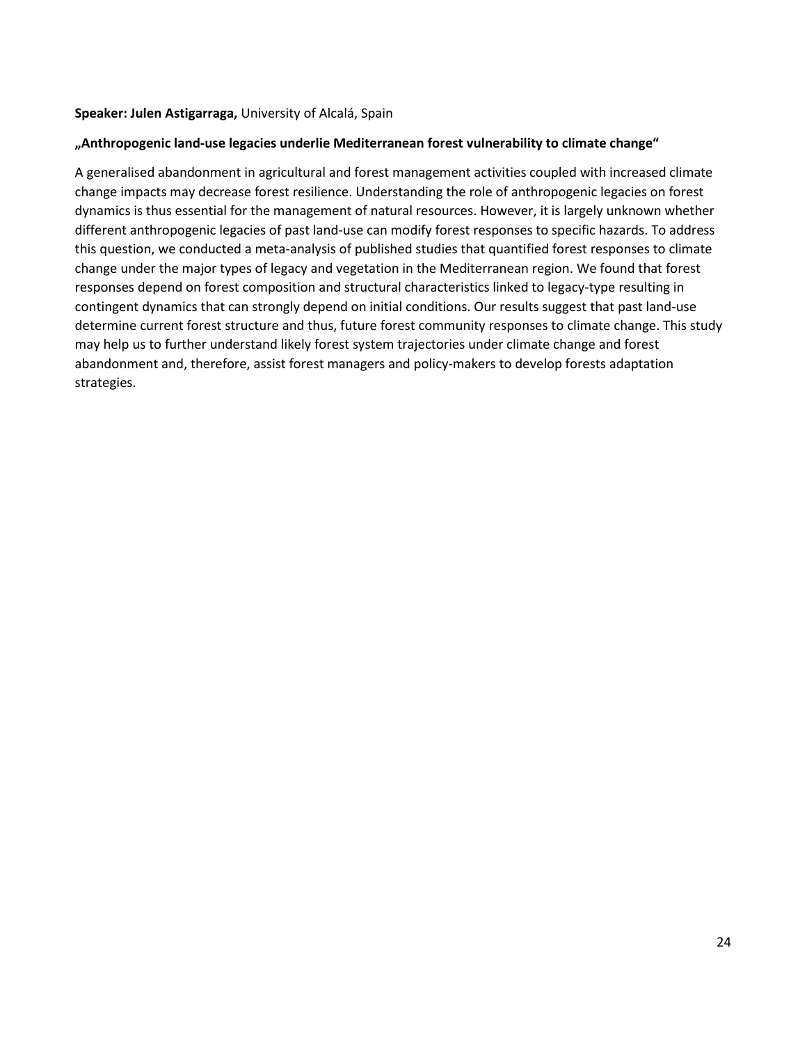**Speaker: Julen Astigarraga,** University of Alcalá, Spain

**„Anthropogenic land-use legacies underlie Mediterranean forest vulnerability to climate change“**

A generalised abandonment in agricultural and forest management activities coupled with increased climate change impacts may decrease forest resilience. Understanding the role of anthropogenic legacies on forest dynamics is thus essential for the management of natural resources. However, it is largely unknown whether different anthropogenic legacies of past land-use can modify forest responses to specific hazards. To address this question, we conducted a meta-analysis of published studies that quantified forest responses to climate change under the major types of legacy and vegetation in the Mediterranean region. We found that forest responses depend on forest composition and structural characteristics linked to legacy-type resulting in contingent dynamics that can strongly depend on initial conditions. Our results suggest that past land-use determine current forest structure and thus, future forest community responses to climate change. This study may help us to further understand likely forest system trajectories under climate change and forest abandonment and, therefore, assist forest managers and policy-makers to develop forests adaptation strategies.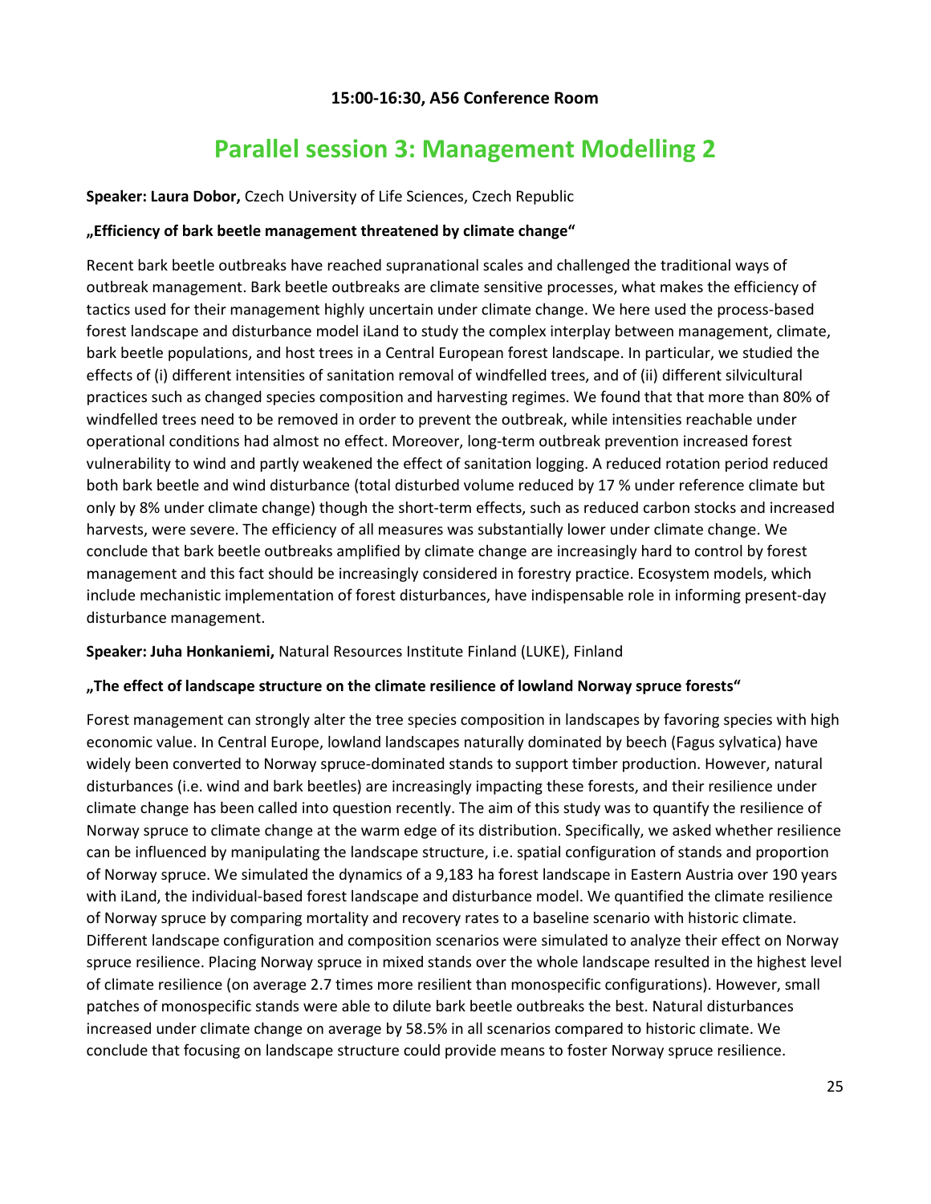**15:00-16:30, A56 Conference Room**

# Parallel session 3: Management Modelling 2

**Speaker: Laura Dobor,** Czech University of Life Sciences, Czech Republic

**„Efficiency of bark beetle management threatened by climate change"**

Recent bark beetle outbreaks have reached supranational scales and challenged the traditional ways of outbreak management. Bark beetle outbreaks are climate sensitive processes, what makes the efficiency of tactics used for their management highly uncertain under climate change. We here used the process-based forest landscape and disturbance model iLand to study the complex interplay between management, climate, bark beetle populations, and host trees in a Central European forest landscape. In particular, we studied the effects of (i) different intensities of sanitation removal of windfelled trees, and of (ii) different silvicultural practices such as changed species composition and harvesting regimes. We found that that more than 80% of windfelled trees need to be removed in order to prevent the outbreak, while intensities reachable under operational conditions had almost no effect. Moreover, long-term outbreak prevention increased forest vulnerability to wind and partly weakened the effect of sanitation logging. A reduced rotation period reduced both bark beetle and wind disturbance (total disturbed volume reduced by 17 % under reference climate but only by 8% under climate change) though the short-term effects, such as reduced carbon stocks and increased harvests, were severe. The efficiency of all measures was substantially lower under climate change. We conclude that bark beetle outbreaks amplified by climate change are increasingly hard to control by forest management and this fact should be increasingly considered in forestry practice. Ecosystem models, which include mechanistic implementation of forest disturbances, have indispensable role in informing present-day disturbance management.

**Speaker: Juha Honkaniemi,** Natural Resources Institute Finland (LUKE), Finland

**„The effect of landscape structure on the climate resilience of lowland Norway spruce forests"**

Forest management can strongly alter the tree species composition in landscapes by favoring species with high economic value. In Central Europe, lowland landscapes naturally dominated by beech (Fagus sylvatica) have widely been converted to Norway spruce-dominated stands to support timber production. However, natural disturbances (i.e. wind and bark beetles) are increasingly impacting these forests, and their resilience under climate change has been called into question recently. The aim of this study was to quantify the resilience of Norway spruce to climate change at the warm edge of its distribution. Specifically, we asked whether resilience can be influenced by manipulating the landscape structure, i.e. spatial configuration of stands and proportion of Norway spruce. We simulated the dynamics of a 9,183 ha forest landscape in Eastern Austria over 190 years with iLand, the individual-based forest landscape and disturbance model. We quantified the climate resilience of Norway spruce by comparing mortality and recovery rates to a baseline scenario with historic climate. Different landscape configuration and composition scenarios were simulated to analyze their effect on Norway spruce resilience. Placing Norway spruce in mixed stands over the whole landscape resulted in the highest level of climate resilience (on average 2.7 times more resilient than monospecific configurations). However, small patches of monospecific stands were able to dilute bark beetle outbreaks the best. Natural disturbances increased under climate change on average by 58.5% in all scenarios compared to historic climate. We conclude that focusing on landscape structure could provide means to foster Norway spruce resilience.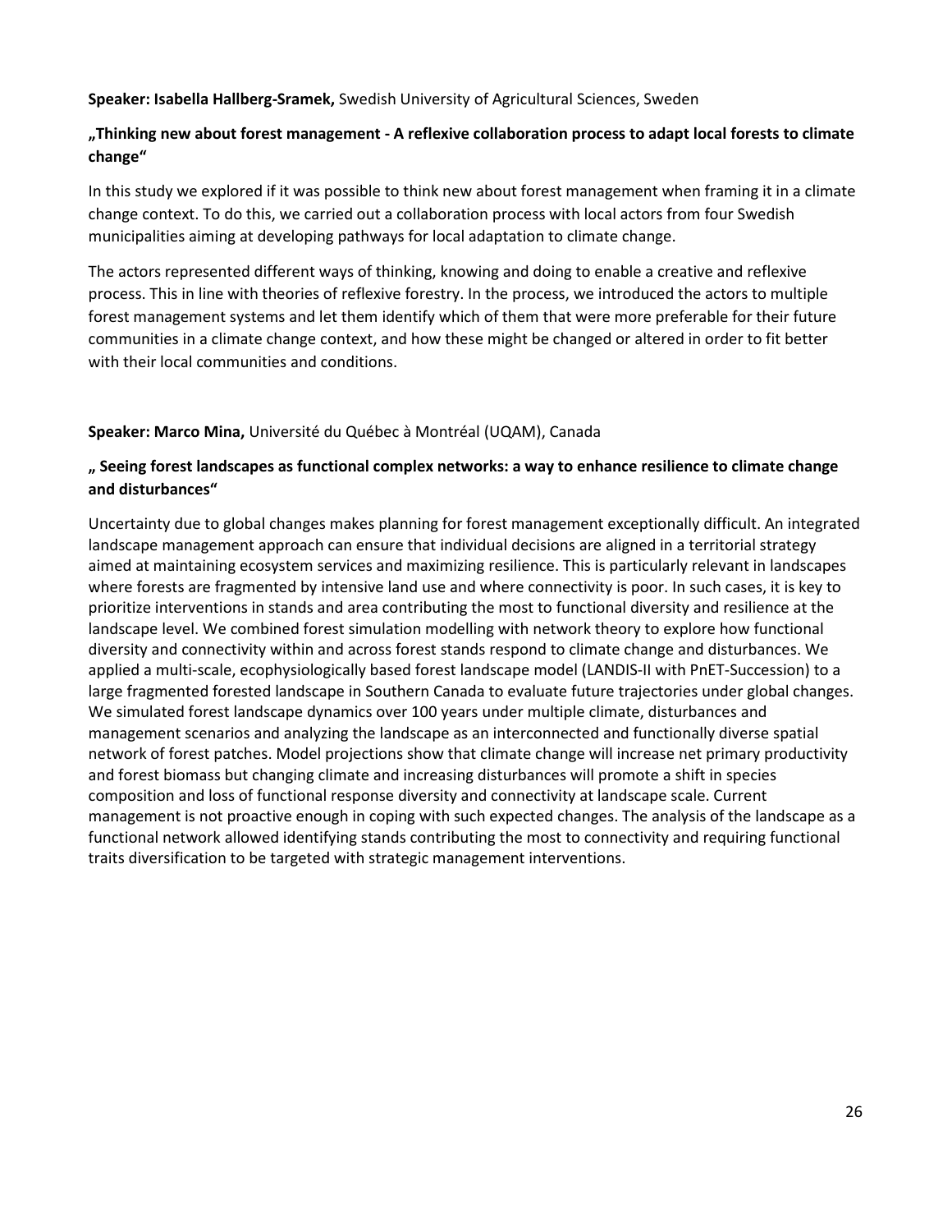**Speaker: Isabella Hallberg-Sramek,** Swedish University of Agricultural Sciences, Sweden

**„Thinking new about forest management - A reflexive collaboration process to adapt local forests to climate change“**

In this study we explored if it was possible to think new about forest management when framing it in a climate change context. To do this, we carried out a collaboration process with local actors from four Swedish municipalities aiming at developing pathways for local adaptation to climate change.

The actors represented different ways of thinking, knowing and doing to enable a creative and reflexive process. This in line with theories of reflexive forestry. In the process, we introduced the actors to multiple forest management systems and let them identify which of them that were more preferable for their future communities in a climate change context, and how these might be changed or altered in order to fit better with their local communities and conditions.

**Speaker: Marco Mina,** Université du Québec à Montréal (UQAM), Canada

**„ Seeing forest landscapes as functional complex networks: a way to enhance resilience to climate change and disturbances“**

Uncertainty due to global changes makes planning for forest management exceptionally difficult. An integrated landscape management approach can ensure that individual decisions are aligned in a territorial strategy aimed at maintaining ecosystem services and maximizing resilience. This is particularly relevant in landscapes where forests are fragmented by intensive land use and where connectivity is poor. In such cases, it is key to prioritize interventions in stands and area contributing the most to functional diversity and resilience at the landscape level. We combined forest simulation modelling with network theory to explore how functional diversity and connectivity within and across forest stands respond to climate change and disturbances. We applied a multi-scale, ecophysiologically based forest landscape model (LANDIS-II with PnET-Succession) to a large fragmented forested landscape in Southern Canada to evaluate future trajectories under global changes. We simulated forest landscape dynamics over 100 years under multiple climate, disturbances and management scenarios and analyzing the landscape as an interconnected and functionally diverse spatial network of forest patches. Model projections show that climate change will increase net primary productivity and forest biomass but changing climate and increasing disturbances will promote a shift in species composition and loss of functional response diversity and connectivity at landscape scale. Current management is not proactive enough in coping with such expected changes. The analysis of the landscape as a functional network allowed identifying stands contributing the most to connectivity and requiring functional traits diversification to be targeted with strategic management interventions.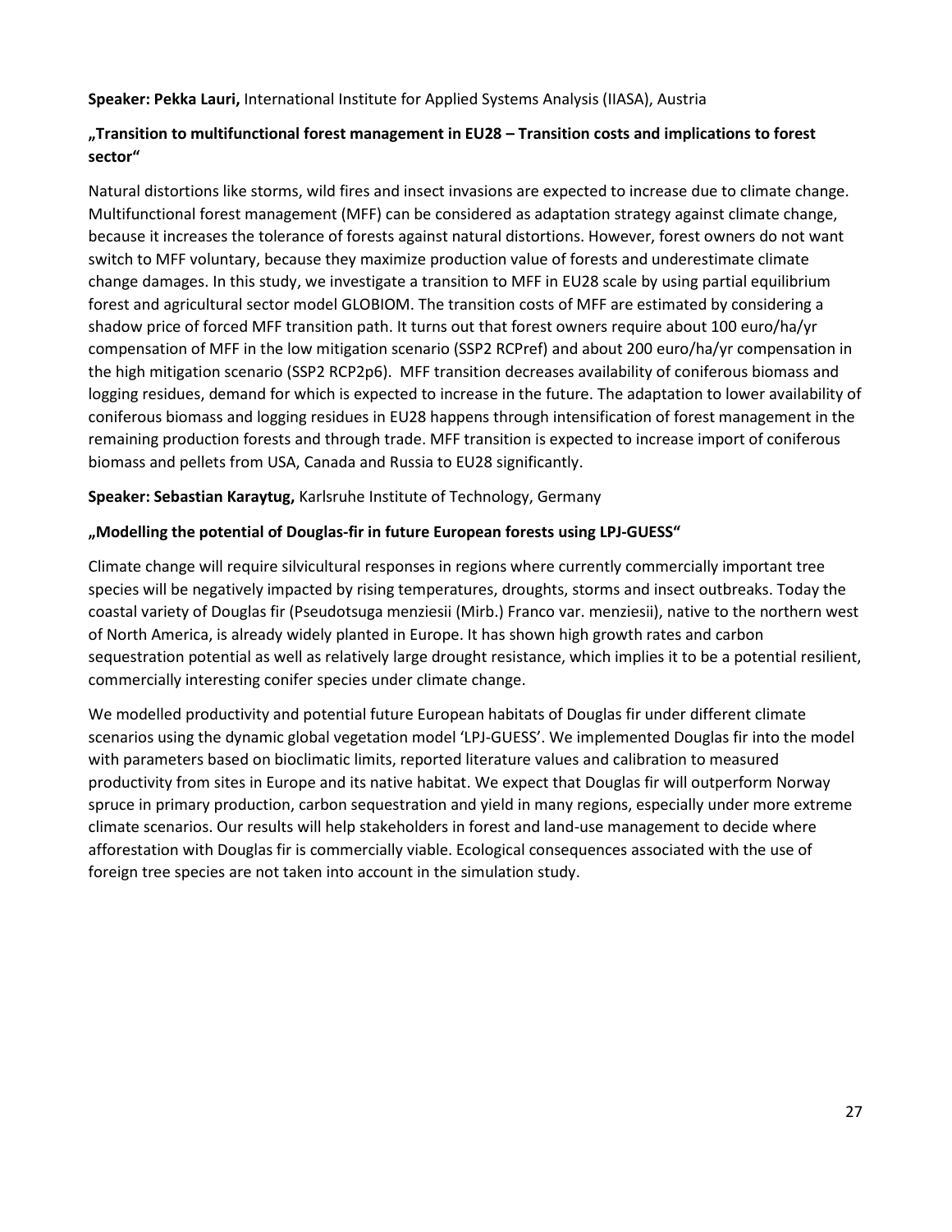**Speaker: Pekka Lauri,** International Institute for Applied Systems Analysis (IIASA), Austria

**„Transition to multifunctional forest management in EU28 – Transition costs and implications to forest sector"**

Natural distortions like storms, wild fires and insect invasions are expected to increase due to climate change. Multifunctional forest management (MFF) can be considered as adaptation strategy against climate change, because it increases the tolerance of forests against natural distortions. However, forest owners do not want switch to MFF voluntary, because they maximize production value of forests and underestimate climate change damages. In this study, we investigate a transition to MFF in EU28 scale by using partial equilibrium forest and agricultural sector model GLOBIOM. The transition costs of MFF are estimated by considering a shadow price of forced MFF transition path. It turns out that forest owners require about 100 euro/ha/yr compensation of MFF in the low mitigation scenario (SSP2 RCPref) and about 200 euro/ha/yr compensation in the high mitigation scenario (SSP2 RCP2p6). MFF transition decreases availability of coniferous biomass and logging residues, demand for which is expected to increase in the future. The adaptation to lower availability of coniferous biomass and logging residues in EU28 happens through intensification of forest management in the remaining production forests and through trade. MFF transition is expected to increase import of coniferous biomass and pellets from USA, Canada and Russia to EU28 significantly.

**Speaker: Sebastian Karaytug,** Karlsruhe Institute of Technology, Germany

**„Modelling the potential of Douglas-fir in future European forests using LPJ-GUESS"**

Climate change will require silvicultural responses in regions where currently commercially important tree species will be negatively impacted by rising temperatures, droughts, storms and insect outbreaks. Today the coastal variety of Douglas fir (Pseudotsuga menziesii (Mirb.) Franco var. menziesii), native to the northern west of North America, is already widely planted in Europe. It has shown high growth rates and carbon sequestration potential as well as relatively large drought resistance, which implies it to be a potential resilient, commercially interesting conifer species under climate change.

We modelled productivity and potential future European habitats of Douglas fir under different climate scenarios using the dynamic global vegetation model 'LPJ-GUESS'. We implemented Douglas fir into the model with parameters based on bioclimatic limits, reported literature values and calibration to measured productivity from sites in Europe and its native habitat. We expect that Douglas fir will outperform Norway spruce in primary production, carbon sequestration and yield in many regions, especially under more extreme climate scenarios. Our results will help stakeholders in forest and land-use management to decide where afforestation with Douglas fir is commercially viable. Ecological consequences associated with the use of foreign tree species are not taken into account in the simulation study.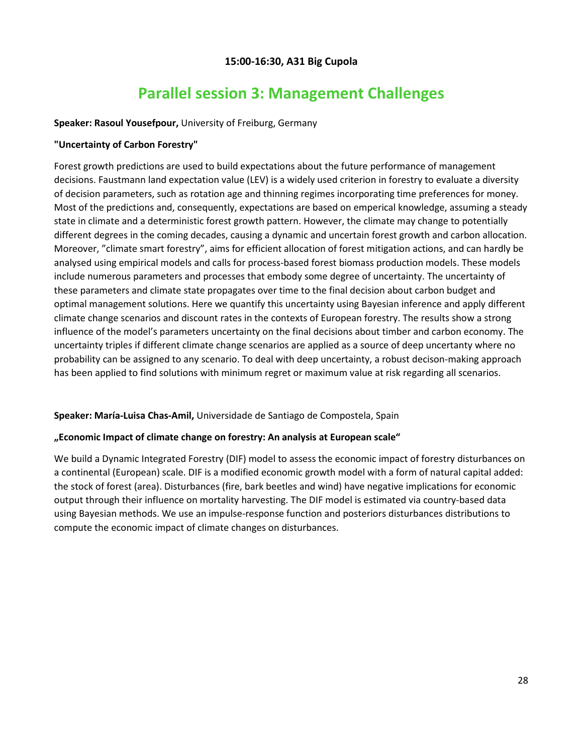**15:00-16:30, A31 Big Cupola**

# Parallel session 3: Management Challenges

**Speaker: Rasoul Yousefpour,** University of Freiburg, Germany

**"Uncertainty of Carbon Forestry"**

Forest growth predictions are used to build expectations about the future performance of management decisions. Faustmann land expectation value (LEV) is a widely used criterion in forestry to evaluate a diversity of decision parameters, such as rotation age and thinning regimes incorporating time preferences for money. Most of the predictions and, consequently, expectations are based on emperical knowledge, assuming a steady state in climate and a deterministic forest growth pattern. However, the climate may change to potentially different degrees in the coming decades, causing a dynamic and uncertain forest growth and carbon allocation. Moreover, "climate smart forestry", aims for efficient allocation of forest mitigation actions, and can hardly be analysed using empirical models and calls for process-based forest biomass production models. These models include numerous parameters and processes that embody some degree of uncertainty. The uncertainty of these parameters and climate state propagates over time to the final decision about carbon budget and optimal management solutions. Here we quantify this uncertainty using Bayesian inference and apply different climate change scenarios and discount rates in the contexts of European forestry. The results show a strong influence of the model's parameters uncertainty on the final decisions about timber and carbon economy. The uncertainty triples if different climate change scenarios are applied as a source of deep uncertanty where no probability can be assigned to any scenario. To deal with deep uncertainty, a robust decison-making approach has been applied to find solutions with minimum regret or maximum value at risk regarding all scenarios.

**Speaker: María-Luisa Chas-Amil,** Universidade de Santiago de Compostela, Spain

**„Economic Impact of climate change on forestry: An analysis at European scale"**

We build a Dynamic Integrated Forestry (DIF) model to assess the economic impact of forestry disturbances on a continental (European) scale. DIF is a modified economic growth model with a form of natural capital added: the stock of forest (area). Disturbances (fire, bark beetles and wind) have negative implications for economic output through their influence on mortality harvesting. The DIF model is estimated via country-based data using Bayesian methods. We use an impulse-response function and posteriors disturbances distributions to compute the economic impact of climate changes on disturbances.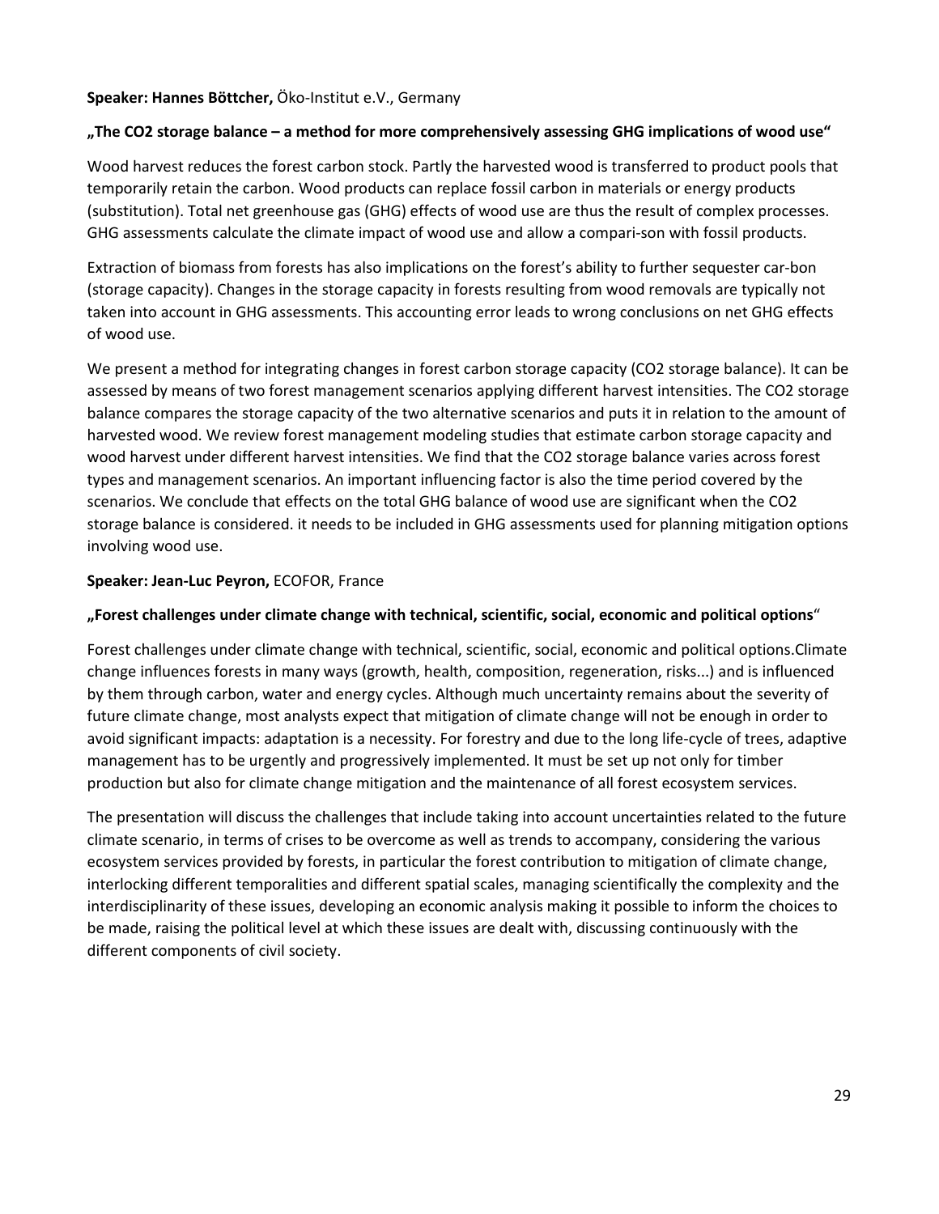**Speaker: Hannes Böttcher,** Öko-Institut e.V., Germany

**„The CO2 storage balance – a method for more comprehensively assessing GHG implications of wood use“**

Wood harvest reduces the forest carbon stock. Partly the harvested wood is transferred to product pools that temporarily retain the carbon. Wood products can replace fossil carbon in materials or energy products (substitution). Total net greenhouse gas (GHG) effects of wood use are thus the result of complex processes. GHG assessments calculate the climate impact of wood use and allow a compari-son with fossil products.

Extraction of biomass from forests has also implications on the forest's ability to further sequester car-bon (storage capacity). Changes in the storage capacity in forests resulting from wood removals are typically not taken into account in GHG assessments. This accounting error leads to wrong conclusions on net GHG effects of wood use.

We present a method for integrating changes in forest carbon storage capacity (CO2 storage balance). It can be assessed by means of two forest management scenarios applying different harvest intensities. The CO2 storage balance compares the storage capacity of the two alternative scenarios and puts it in relation to the amount of harvested wood. We review forest management modeling studies that estimate carbon storage capacity and wood harvest under different harvest intensities. We find that the CO2 storage balance varies across forest types and management scenarios. An important influencing factor is also the time period covered by the scenarios. We conclude that effects on the total GHG balance of wood use are significant when the CO2 storage balance is considered. it needs to be included in GHG assessments used for planning mitigation options involving wood use.

**Speaker: Jean-Luc Peyron,** ECOFOR, France

**„Forest challenges under climate change with technical, scientific, social, economic and political options**“

Forest challenges under climate change with technical, scientific, social, economic and political options.Climate change influences forests in many ways (growth, health, composition, regeneration, risks...) and is influenced by them through carbon, water and energy cycles. Although much uncertainty remains about the severity of future climate change, most analysts expect that mitigation of climate change will not be enough in order to avoid significant impacts: adaptation is a necessity. For forestry and due to the long life-cycle of trees, adaptive management has to be urgently and progressively implemented. It must be set up not only for timber production but also for climate change mitigation and the maintenance of all forest ecosystem services.

The presentation will discuss the challenges that include taking into account uncertainties related to the future climate scenario, in terms of crises to be overcome as well as trends to accompany, considering the various ecosystem services provided by forests, in particular the forest contribution to mitigation of climate change, interlocking different temporalities and different spatial scales, managing scientifically the complexity and the interdisciplinarity of these issues, developing an economic analysis making it possible to inform the choices to be made, raising the political level at which these issues are dealt with, discussing continuously with the different components of civil society.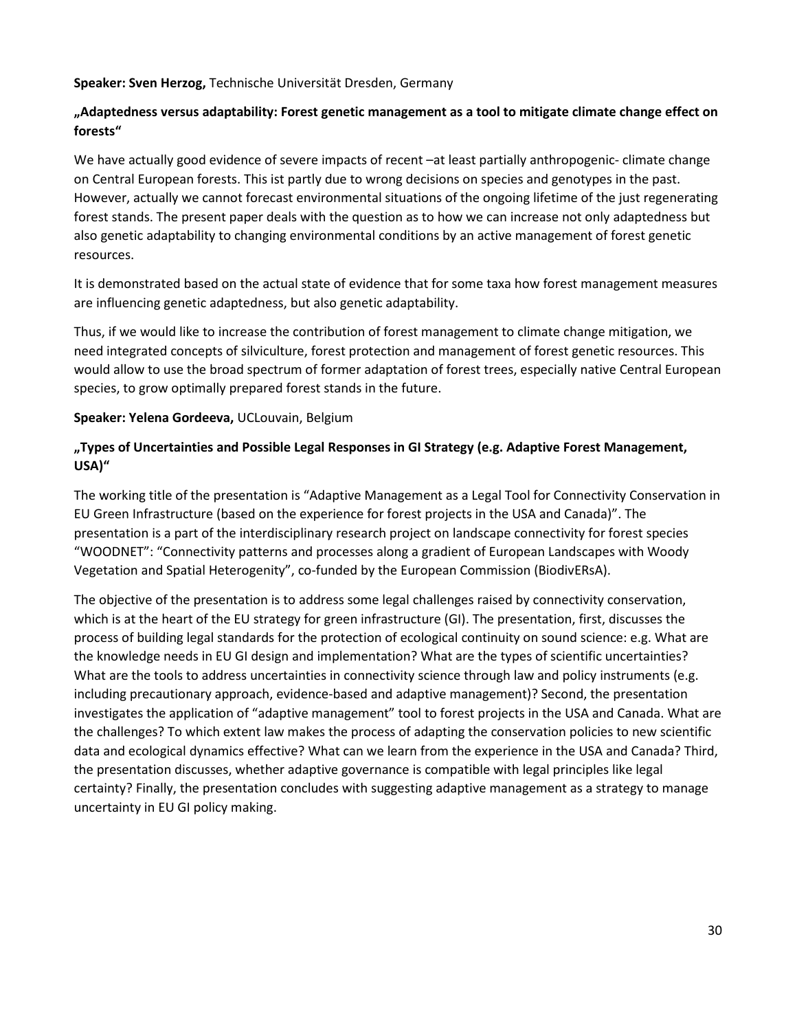**Speaker: Sven Herzog,** Technische Universität Dresden, Germany

**„Adaptedness versus adaptability: Forest genetic management as a tool to mitigate climate change effect on forests“**

We have actually good evidence of severe impacts of recent –at least partially anthropogenic- climate change on Central European forests. This ist partly due to wrong decisions on species and genotypes in the past. However, actually we cannot forecast environmental situations of the ongoing lifetime of the just regenerating forest stands. The present paper deals with the question as to how we can increase not only adaptedness but also genetic adaptability to changing environmental conditions by an active management of forest genetic resources.

It is demonstrated based on the actual state of evidence that for some taxa how forest management measures are influencing genetic adaptedness, but also genetic adaptability.

Thus, if we would like to increase the contribution of forest management to climate change mitigation, we need integrated concepts of silviculture, forest protection and management of forest genetic resources. This would allow to use the broad spectrum of former adaptation of forest trees, especially native Central European species, to grow optimally prepared forest stands in the future.

**Speaker: Yelena Gordeeva,** UCLouvain, Belgium

**„Types of Uncertainties and Possible Legal Responses in GI Strategy (e.g. Adaptive Forest Management, USA)“**

The working title of the presentation is "Adaptive Management as a Legal Tool for Connectivity Conservation in EU Green Infrastructure (based on the experience for forest projects in the USA and Canada)". The presentation is a part of the interdisciplinary research project on landscape connectivity for forest species "WOODNET": "Connectivity patterns and processes along a gradient of European Landscapes with Woody Vegetation and Spatial Heterogenity", co-funded by the European Commission (BiodivERsA).

The objective of the presentation is to address some legal challenges raised by connectivity conservation, which is at the heart of the EU strategy for green infrastructure (GI). The presentation, first, discusses the process of building legal standards for the protection of ecological continuity on sound science: e.g. What are the knowledge needs in EU GI design and implementation? What are the types of scientific uncertainties? What are the tools to address uncertainties in connectivity science through law and policy instruments (e.g. including precautionary approach, evidence-based and adaptive management)? Second, the presentation investigates the application of "adaptive management" tool to forest projects in the USA and Canada. What are the challenges? To which extent law makes the process of adapting the conservation policies to new scientific data and ecological dynamics effective? What can we learn from the experience in the USA and Canada? Third, the presentation discusses, whether adaptive governance is compatible with legal principles like legal certainty? Finally, the presentation concludes with suggesting adaptive management as a strategy to manage uncertainty in EU GI policy making.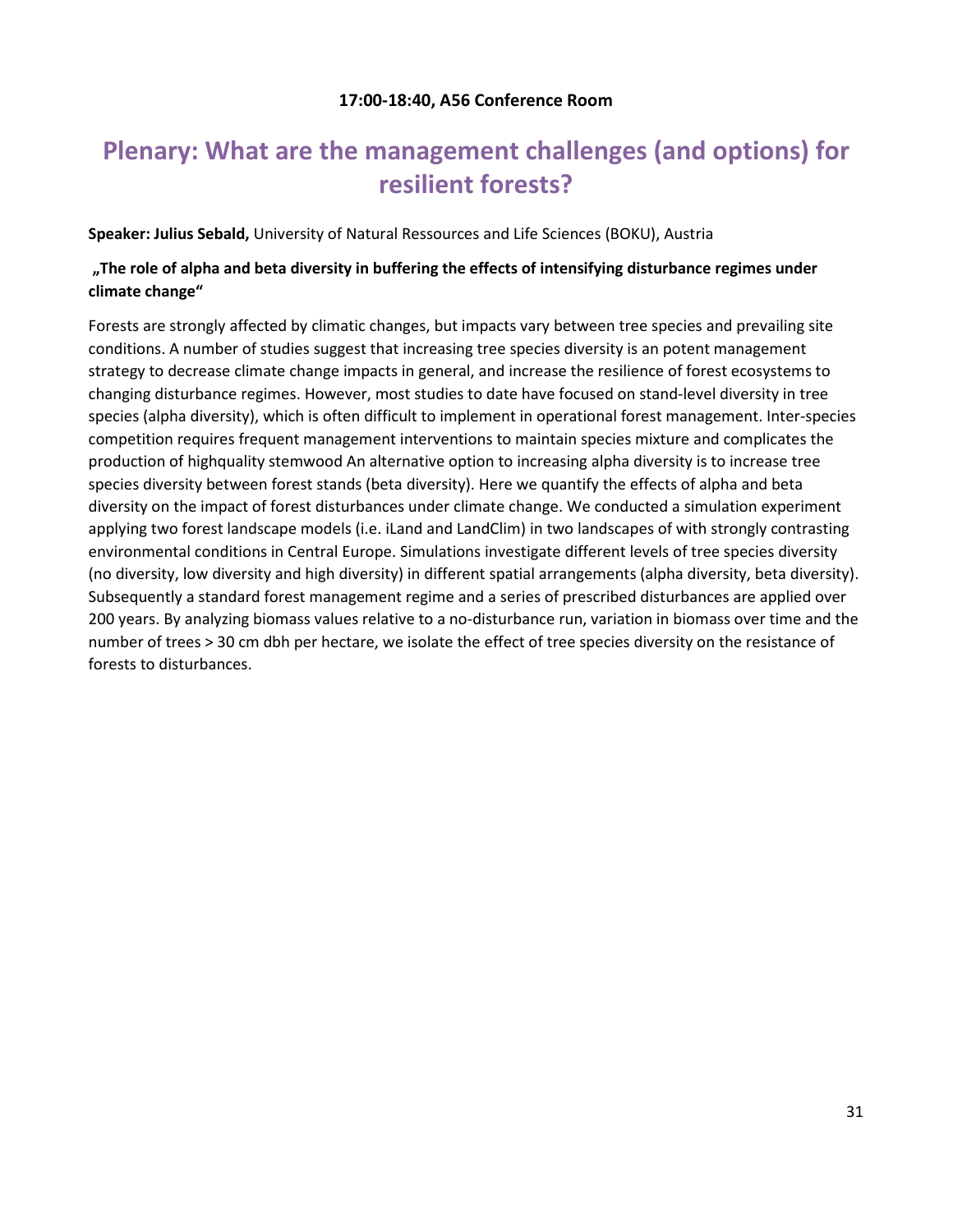**17:00-18:40, A56 Conference Room**

# Plenary: What are the management challenges (and options) for resilient forests?

**Speaker: Julius Sebald,** University of Natural Ressources and Life Sciences (BOKU), Austria

**„The role of alpha and beta diversity in buffering the effects of intensifying disturbance regimes under climate change"**

Forests are strongly affected by climatic changes, but impacts vary between tree species and prevailing site conditions. A number of studies suggest that increasing tree species diversity is an potent management strategy to decrease climate change impacts in general, and increase the resilience of forest ecosystems to changing disturbance regimes. However, most studies to date have focused on stand-level diversity in tree species (alpha diversity), which is often difficult to implement in operational forest management. Inter-species competition requires frequent management interventions to maintain species mixture and complicates the production of highquality stemwood An alternative option to increasing alpha diversity is to increase tree species diversity between forest stands (beta diversity). Here we quantify the effects of alpha and beta diversity on the impact of forest disturbances under climate change. We conducted a simulation experiment applying two forest landscape models (i.e. iLand and LandClim) in two landscapes of with strongly contrasting environmental conditions in Central Europe. Simulations investigate different levels of tree species diversity (no diversity, low diversity and high diversity) in different spatial arrangements (alpha diversity, beta diversity). Subsequently a standard forest management regime and a series of prescribed disturbances are applied over 200 years. By analyzing biomass values relative to a no-disturbance run, variation in biomass over time and the number of trees > 30 cm dbh per hectare, we isolate the effect of tree species diversity on the resistance of forests to disturbances.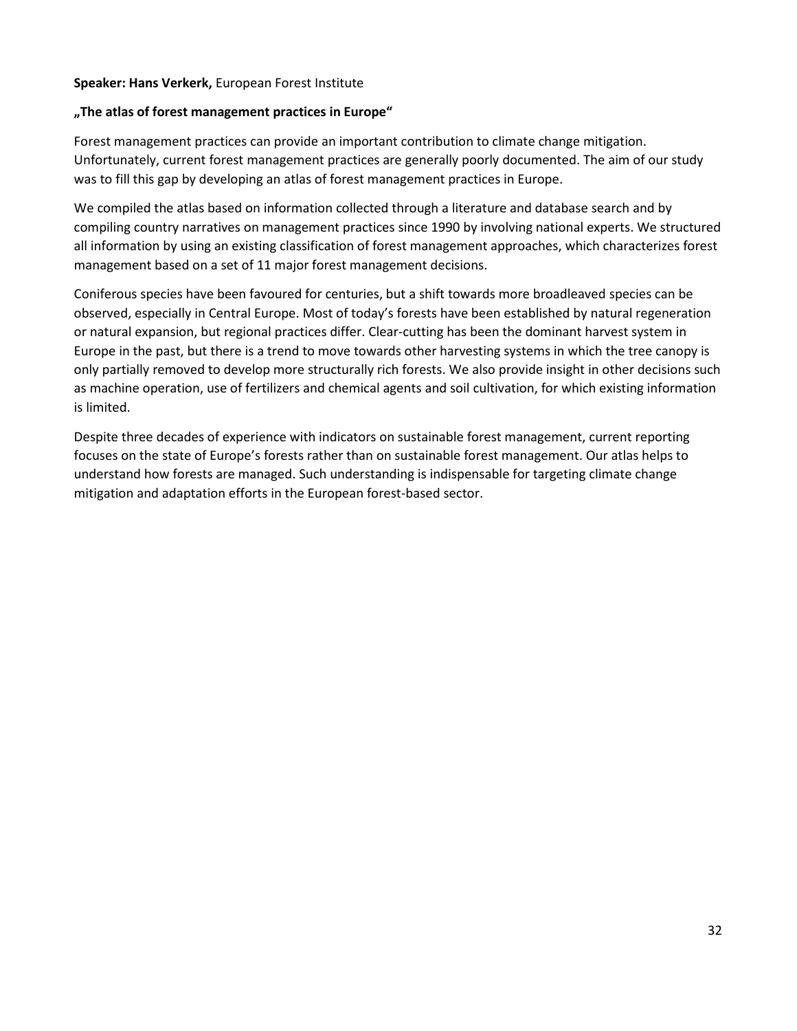**Speaker: Hans Verkerk,** European Forest Institute

**„The atlas of forest management practices in Europe"**

Forest management practices can provide an important contribution to climate change mitigation. Unfortunately, current forest management practices are generally poorly documented. The aim of our study was to fill this gap by developing an atlas of forest management practices in Europe.

We compiled the atlas based on information collected through a literature and database search and by compiling country narratives on management practices since 1990 by involving national experts. We structured all information by using an existing classification of forest management approaches, which characterizes forest management based on a set of 11 major forest management decisions.

Coniferous species have been favoured for centuries, but a shift towards more broadleaved species can be observed, especially in Central Europe. Most of today's forests have been established by natural regeneration or natural expansion, but regional practices differ. Clear-cutting has been the dominant harvest system in Europe in the past, but there is a trend to move towards other harvesting systems in which the tree canopy is only partially removed to develop more structurally rich forests. We also provide insight in other decisions such as machine operation, use of fertilizers and chemical agents and soil cultivation, for which existing information is limited.

Despite three decades of experience with indicators on sustainable forest management, current reporting focuses on the state of Europe's forests rather than on sustainable forest management. Our atlas helps to understand how forests are managed. Such understanding is indispensable for targeting climate change mitigation and adaptation efforts in the European forest-based sector.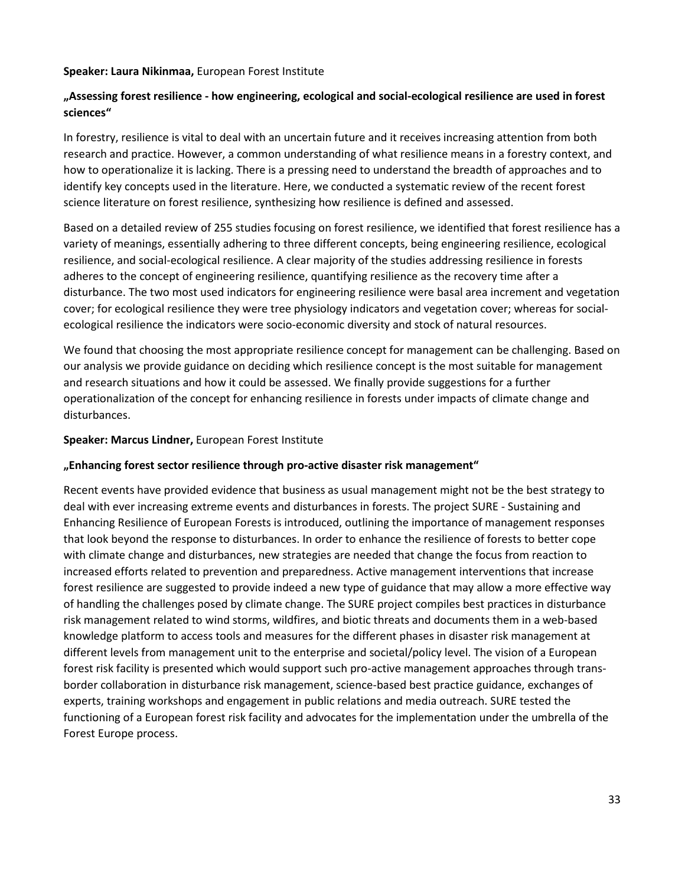**Speaker: Laura Nikinmaa,** European Forest Institute

**„Assessing forest resilience - how engineering, ecological and social-ecological resilience are used in forest sciences"**

In forestry, resilience is vital to deal with an uncertain future and it receives increasing attention from both research and practice. However, a common understanding of what resilience means in a forestry context, and how to operationalize it is lacking. There is a pressing need to understand the breadth of approaches and to identify key concepts used in the literature. Here, we conducted a systematic review of the recent forest science literature on forest resilience, synthesizing how resilience is defined and assessed.

Based on a detailed review of 255 studies focusing on forest resilience, we identified that forest resilience has a variety of meanings, essentially adhering to three different concepts, being engineering resilience, ecological resilience, and social-ecological resilience. A clear majority of the studies addressing resilience in forests adheres to the concept of engineering resilience, quantifying resilience as the recovery time after a disturbance. The two most used indicators for engineering resilience were basal area increment and vegetation cover; for ecological resilience they were tree physiology indicators and vegetation cover; whereas for social-ecological resilience the indicators were socio-economic diversity and stock of natural resources.

We found that choosing the most appropriate resilience concept for management can be challenging. Based on our analysis we provide guidance on deciding which resilience concept is the most suitable for management and research situations and how it could be assessed. We finally provide suggestions for a further operationalization of the concept for enhancing resilience in forests under impacts of climate change and disturbances.

**Speaker: Marcus Lindner,** European Forest Institute

**„Enhancing forest sector resilience through pro-active disaster risk management"**

Recent events have provided evidence that business as usual management might not be the best strategy to deal with ever increasing extreme events and disturbances in forests. The project SURE - Sustaining and Enhancing Resilience of European Forests is introduced, outlining the importance of management responses that look beyond the response to disturbances. In order to enhance the resilience of forests to better cope with climate change and disturbances, new strategies are needed that change the focus from reaction to increased efforts related to prevention and preparedness. Active management interventions that increase forest resilience are suggested to provide indeed a new type of guidance that may allow a more effective way of handling the challenges posed by climate change. The SURE project compiles best practices in disturbance risk management related to wind storms, wildfires, and biotic threats and documents them in a web-based knowledge platform to access tools and measures for the different phases in disaster risk management at different levels from management unit to the enterprise and societal/policy level. The vision of a European forest risk facility is presented which would support such pro-active management approaches through trans-border collaboration in disturbance risk management, science-based best practice guidance, exchanges of experts, training workshops and engagement in public relations and media outreach. SURE tested the functioning of a European forest risk facility and advocates for the implementation under the umbrella of the Forest Europe process.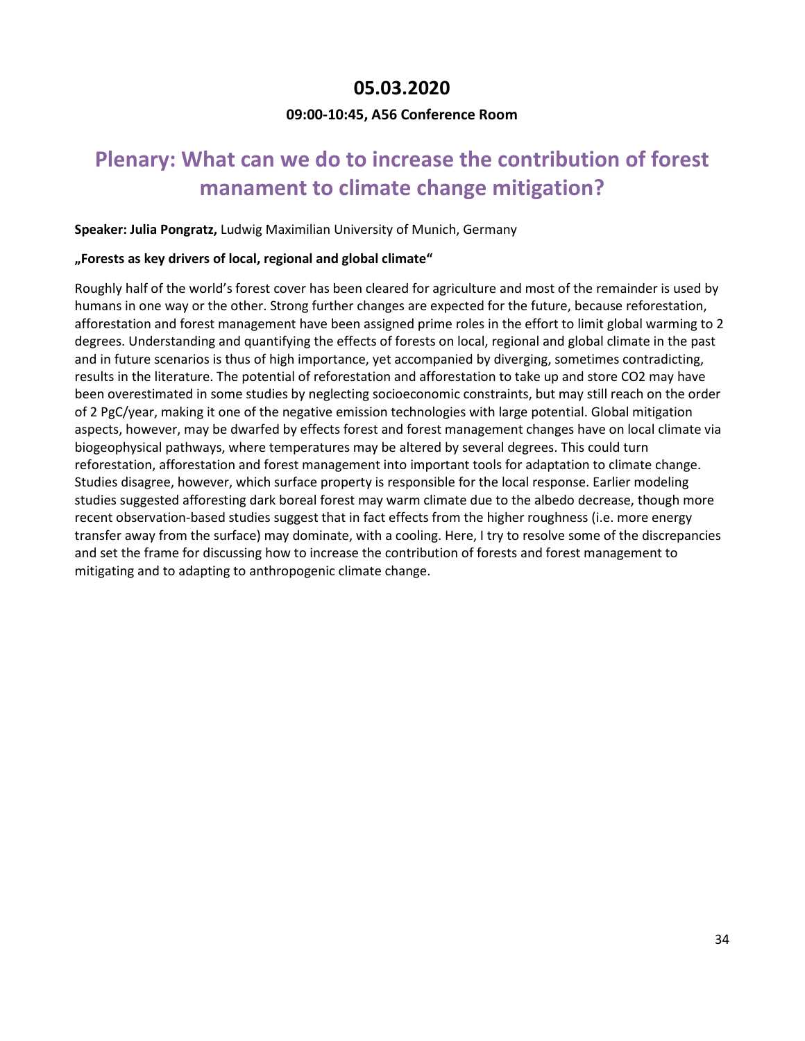## 05.03.2020

### 09:00-10:45, A56 Conference Room

# Plenary: What can we do to increase the contribution of forest manament to climate change mitigation?

**Speaker: Julia Pongratz,** Ludwig Maximilian University of Munich, Germany

**„Forests as key drivers of local, regional and global climate"**

Roughly half of the world's forest cover has been cleared for agriculture and most of the remainder is used by humans in one way or the other. Strong further changes are expected for the future, because reforestation, afforestation and forest management have been assigned prime roles in the effort to limit global warming to 2 degrees. Understanding and quantifying the effects of forests on local, regional and global climate in the past and in future scenarios is thus of high importance, yet accompanied by diverging, sometimes contradicting, results in the literature. The potential of reforestation and afforestation to take up and store $CO_2$ may have been overestimated in some studies by neglecting socioeconomic constraints, but may still reach on the order of 2 PgC/year, making it one of the negative emission technologies with large potential. Global mitigation aspects, however, may be dwarfed by effects forest and forest management changes have on local climate via biogeophysical pathways, where temperatures may be altered by several degrees. This could turn reforestation, afforestation and forest management into important tools for adaptation to climate change. Studies disagree, however, which surface property is responsible for the local response. Earlier modeling studies suggested afforesting dark boreal forest may warm climate due to the albedo decrease, though more recent observation-based studies suggest that in fact effects from the higher roughness (i.e. more energy transfer away from the surface) may dominate, with a cooling. Here, I try to resolve some of the discrepancies and set the frame for discussing how to increase the contribution of forests and forest management to mitigating and to adapting to anthropogenic climate change.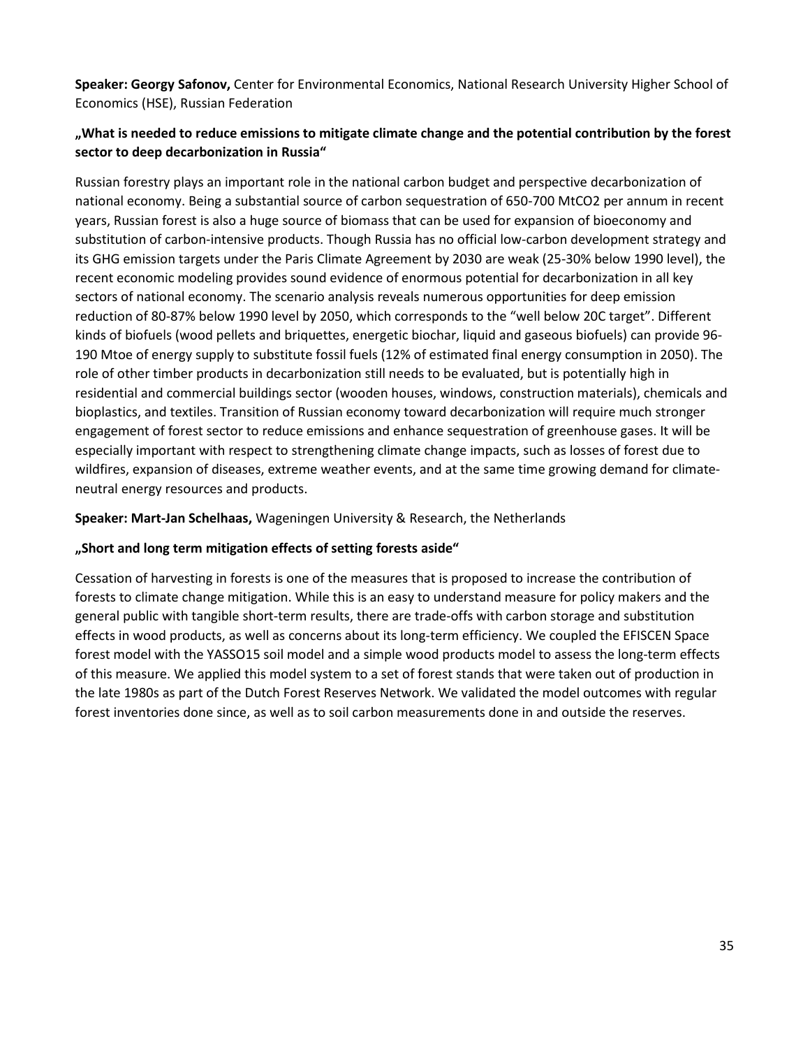**Speaker: Georgy Safonov,** Center for Environmental Economics, National Research University Higher School of Economics (HSE), Russian Federation

**„What is needed to reduce emissions to mitigate climate change and the potential contribution by the forest sector to deep decarbonization in Russia“**

Russian forestry plays an important role in the national carbon budget and perspective decarbonization of national economy. Being a substantial source of carbon sequestration of 650-700 MtCO2 per annum in recent years, Russian forest is also a huge source of biomass that can be used for expansion of bioeconomy and substitution of carbon-intensive products. Though Russia has no official low-carbon development strategy and its GHG emission targets under the Paris Climate Agreement by 2030 are weak (25-30% below 1990 level), the recent economic modeling provides sound evidence of enormous potential for decarbonization in all key sectors of national economy. The scenario analysis reveals numerous opportunities for deep emission reduction of 80-87% below 1990 level by 2050, which corresponds to the "well below 20C target". Different kinds of biofuels (wood pellets and briquettes, energetic biochar, liquid and gaseous biofuels) can provide 96-190 Mtoe of energy supply to substitute fossil fuels (12% of estimated final energy consumption in 2050). The role of other timber products in decarbonization still needs to be evaluated, but is potentially high in residential and commercial buildings sector (wooden houses, windows, construction materials), chemicals and bioplastics, and textiles. Transition of Russian economy toward decarbonization will require much stronger engagement of forest sector to reduce emissions and enhance sequestration of greenhouse gases. It will be especially important with respect to strengthening climate change impacts, such as losses of forest due to wildfires, expansion of diseases, extreme weather events, and at the same time growing demand for climate-neutral energy resources and products.

**Speaker: Mart-Jan Schelhaas,** Wageningen University & Research, the Netherlands

**„Short and long term mitigation effects of setting forests aside“**

Cessation of harvesting in forests is one of the measures that is proposed to increase the contribution of forests to climate change mitigation. While this is an easy to understand measure for policy makers and the general public with tangible short-term results, there are trade-offs with carbon storage and substitution effects in wood products, as well as concerns about its long-term efficiency. We coupled the EFISCEN Space forest model with the YASSO15 soil model and a simple wood products model to assess the long-term effects of this measure. We applied this model system to a set of forest stands that were taken out of production in the late 1980s as part of the Dutch Forest Reserves Network. We validated the model outcomes with regular forest inventories done since, as well as to soil carbon measurements done in and outside the reserves.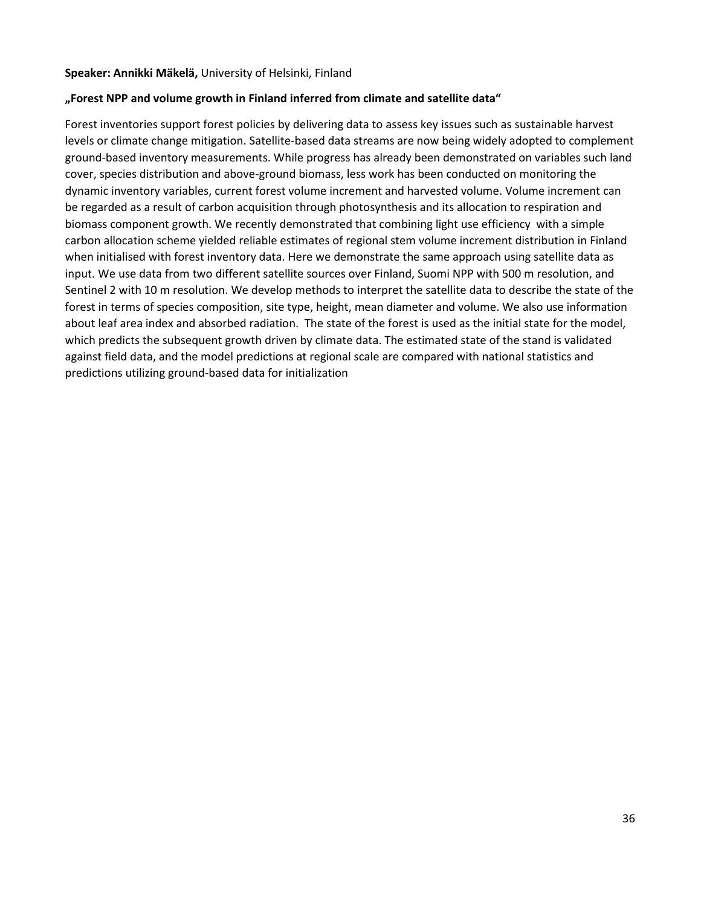**Speaker: Annikki Mäkelä,** University of Helsinki, Finland

**„Forest NPP and volume growth in Finland inferred from climate and satellite data"**

Forest inventories support forest policies by delivering data to assess key issues such as sustainable harvest levels or climate change mitigation. Satellite-based data streams are now being widely adopted to complement ground-based inventory measurements. While progress has already been demonstrated on variables such land cover, species distribution and above-ground biomass, less work has been conducted on monitoring the dynamic inventory variables, current forest volume increment and harvested volume. Volume increment can be regarded as a result of carbon acquisition through photosynthesis and its allocation to respiration and biomass component growth. We recently demonstrated that combining light use efficiency with a simple carbon allocation scheme yielded reliable estimates of regional stem volume increment distribution in Finland when initialised with forest inventory data. Here we demonstrate the same approach using satellite data as input. We use data from two different satellite sources over Finland, Suomi NPP with 500 m resolution, and Sentinel 2 with 10 m resolution. We develop methods to interpret the satellite data to describe the state of the forest in terms of species composition, site type, height, mean diameter and volume. We also use information about leaf area index and absorbed radiation. The state of the forest is used as the initial state for the model, which predicts the subsequent growth driven by climate data. The estimated state of the stand is validated against field data, and the model predictions at regional scale are compared with national statistics and predictions utilizing ground-based data for initialization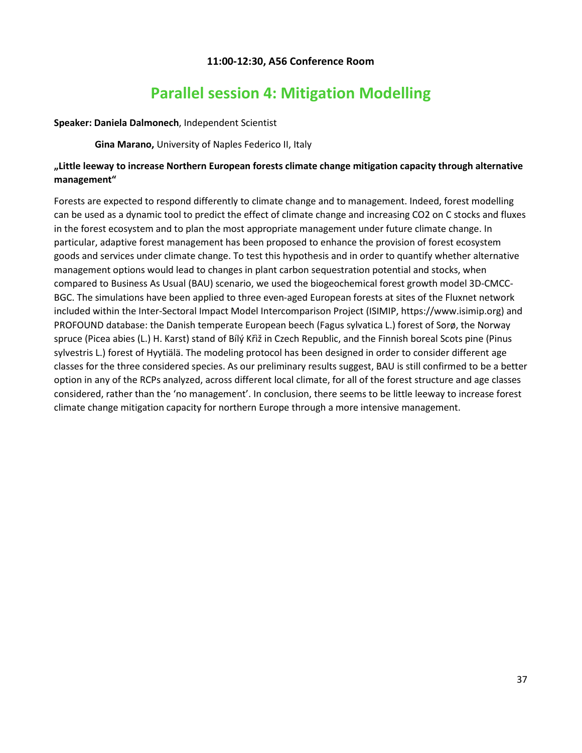**11:00-12:30, A56 Conference Room**

# Parallel session 4: Mitigation Modelling

**Speaker: Daniela Dalmonech**, Independent Scientist

**Gina Marano,** University of Naples Federico II, Italy

**„Little leeway to increase Northern European forests climate change mitigation capacity through alternative management"**

Forests are expected to respond differently to climate change and to management. Indeed, forest modelling can be used as a dynamic tool to predict the effect of climate change and increasing $CO_2$ on C stocks and fluxes in the forest ecosystem and to plan the most appropriate management under future climate change. In particular, adaptive forest management has been proposed to enhance the provision of forest ecosystem goods and services under climate change. To test this hypothesis and in order to quantify whether alternative management options would lead to changes in plant carbon sequestration potential and stocks, when compared to Business As Usual (BAU) scenario, we used the biogeochemical forest growth model 3D-CMCC-BGC. The simulations have been applied to three even-aged European forests at sites of the Fluxnet network included within the Inter-Sectoral Impact Model Intercomparison Project (ISIMIP, https://www.isimip.org) and PROFOUND database: the Danish temperate European beech (Fagus sylvatica L.) forest of Sorø, the Norway spruce (Picea abies (L.) H. Karst) stand of Bílý Křiž in Czech Republic, and the Finnish boreal Scots pine (Pinus sylvestris L.) forest of Hyytiälä. The modeling protocol has been designed in order to consider different age classes for the three considered species. As our preliminary results suggest, BAU is still confirmed to be a better option in any of the RCPs analyzed, across different local climate, for all of the forest structure and age classes considered, rather than the 'no management'. In conclusion, there seems to be little leeway to increase forest climate change mitigation capacity for northern Europe through a more intensive management.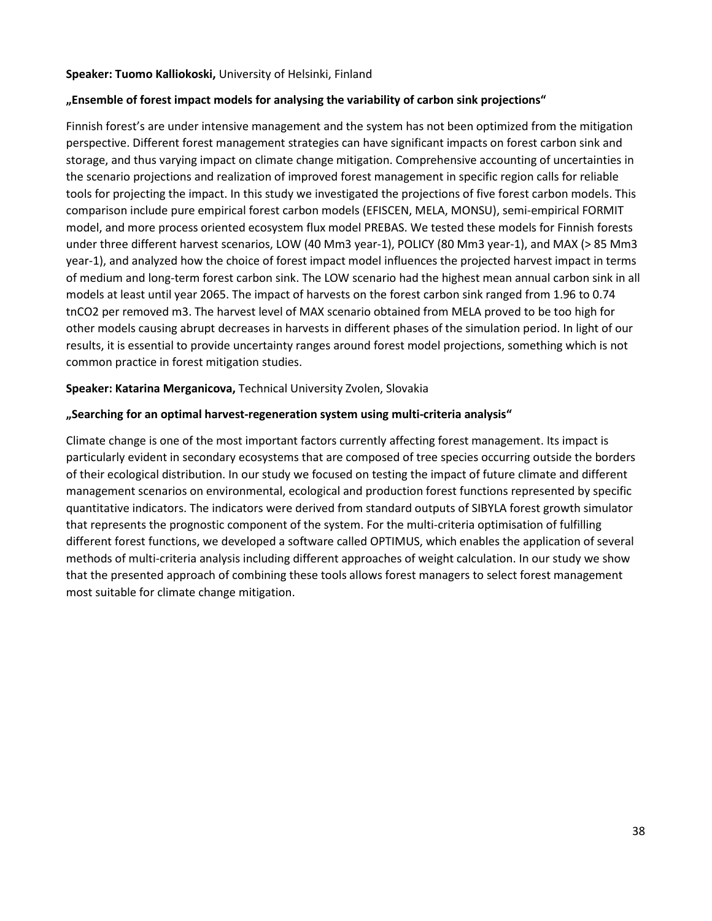**Speaker: Tuomo Kalliokoski,** University of Helsinki, Finland

**„Ensemble of forest impact models for analysing the variability of carbon sink projections“**

Finnish forest's are under intensive management and the system has not been optimized from the mitigation perspective. Different forest management strategies can have significant impacts on forest carbon sink and storage, and thus varying impact on climate change mitigation. Comprehensive accounting of uncertainties in the scenario projections and realization of improved forest management in specific region calls for reliable tools for projecting the impact. In this study we investigated the projections of five forest carbon models. This comparison include pure empirical forest carbon models (EFISCEN, MELA, MONSU), semi-empirical FORMIT model, and more process oriented ecosystem flux model PREBAS. We tested these models for Finnish forests under three different harvest scenarios, LOW (40 Mm3 year-1), POLICY (80 Mm3 year-1), and MAX (> 85 Mm3 year-1), and analyzed how the choice of forest impact model influences the projected harvest impact in terms of medium and long-term forest carbon sink. The LOW scenario had the highest mean annual carbon sink in all models at least until year 2065. The impact of harvests on the forest carbon sink ranged from 1.96 to 0.74 tnCO2 per removed m3. The harvest level of MAX scenario obtained from MELA proved to be too high for other models causing abrupt decreases in harvests in different phases of the simulation period. In light of our results, it is essential to provide uncertainty ranges around forest model projections, something which is not common practice in forest mitigation studies.

**Speaker: Katarina Merganicova,** Technical University Zvolen, Slovakia

**„Searching for an optimal harvest-regeneration system using multi-criteria analysis“**

Climate change is one of the most important factors currently affecting forest management. Its impact is particularly evident in secondary ecosystems that are composed of tree species occurring outside the borders of their ecological distribution. In our study we focused on testing the impact of future climate and different management scenarios on environmental, ecological and production forest functions represented by specific quantitative indicators. The indicators were derived from standard outputs of SIBYLA forest growth simulator that represents the prognostic component of the system. For the multi-criteria optimisation of fulfilling different forest functions, we developed a software called OPTIMUS, which enables the application of several methods of multi-criteria analysis including different approaches of weight calculation. In our study we show that the presented approach of combining these tools allows forest managers to select forest management most suitable for climate change mitigation.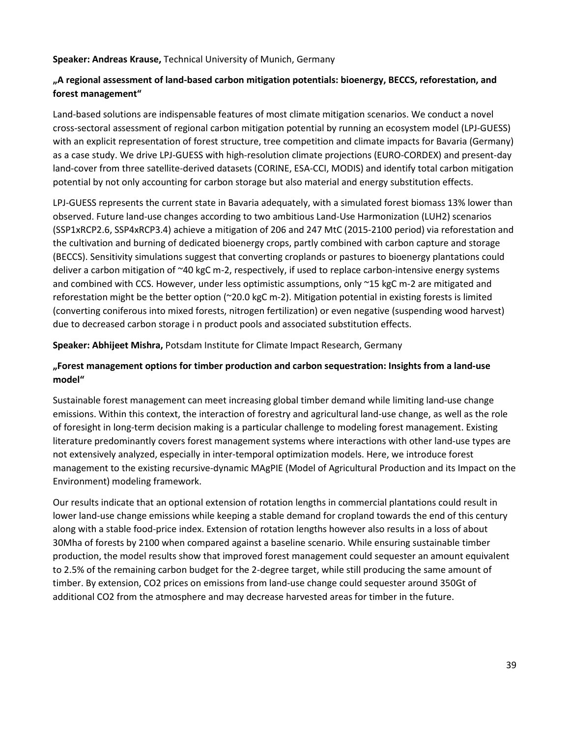**Speaker: Andreas Krause,** Technical University of Munich, Germany

**„A regional assessment of land-based carbon mitigation potentials: bioenergy, BECCS, reforestation, and forest management“**

Land-based solutions are indispensable features of most climate mitigation scenarios. We conduct a novel cross-sectoral assessment of regional carbon mitigation potential by running an ecosystem model (LPJ-GUESS) with an explicit representation of forest structure, tree competition and climate impacts for Bavaria (Germany) as a case study. We drive LPJ-GUESS with high-resolution climate projections (EURO-CORDEX) and present-day land-cover from three satellite-derived datasets (CORINE, ESA-CCI, MODIS) and identify total carbon mitigation potential by not only accounting for carbon storage but also material and energy substitution effects.

LPJ-GUESS represents the current state in Bavaria adequately, with a simulated forest biomass 13% lower than observed. Future land-use changes according to two ambitious Land-Use Harmonization (LUH2) scenarios (SSP1xRCP2.6, SSP4xRCP3.4) achieve a mitigation of 206 and 247 MtC (2015-2100 period) via reforestation and the cultivation and burning of dedicated bioenergy crops, partly combined with carbon capture and storage (BECCS). Sensitivity simulations suggest that converting croplands or pastures to bioenergy plantations could deliver a carbon mitigation of ~40 kgC m-2, respectively, if used to replace carbon-intensive energy systems and combined with CCS. However, under less optimistic assumptions, only ~15 kgC m-2 are mitigated and reforestation might be the better option (~20.0 kgC m-2). Mitigation potential in existing forests is limited (converting coniferous into mixed forests, nitrogen fertilization) or even negative (suspending wood harvest) due to decreased carbon storage i n product pools and associated substitution effects.

**Speaker: Abhijeet Mishra,** Potsdam Institute for Climate Impact Research, Germany

**„Forest management options for timber production and carbon sequestration: Insights from a land-use model“**

Sustainable forest management can meet increasing global timber demand while limiting land-use change emissions. Within this context, the interaction of forestry and agricultural land-use change, as well as the role of foresight in long-term decision making is a particular challenge to modeling forest management. Existing literature predominantly covers forest management systems where interactions with other land-use types are not extensively analyzed, especially in inter-temporal optimization models. Here, we introduce forest management to the existing recursive-dynamic MAgPIE (Model of Agricultural Production and its Impact on the Environment) modeling framework.

Our results indicate that an optional extension of rotation lengths in commercial plantations could result in lower land-use change emissions while keeping a stable demand for cropland towards the end of this century along with a stable food-price index. Extension of rotation lengths however also results in a loss of about 30Mha of forests by 2100 when compared against a baseline scenario. While ensuring sustainable timber production, the model results show that improved forest management could sequester an amount equivalent to 2.5% of the remaining carbon budget for the 2-degree target, while still producing the same amount of timber. By extension, $CO_2$ prices on emissions from land-use change could sequester around 350Gt of additional $CO_2$ from the atmosphere and may decrease harvested areas for timber in the future.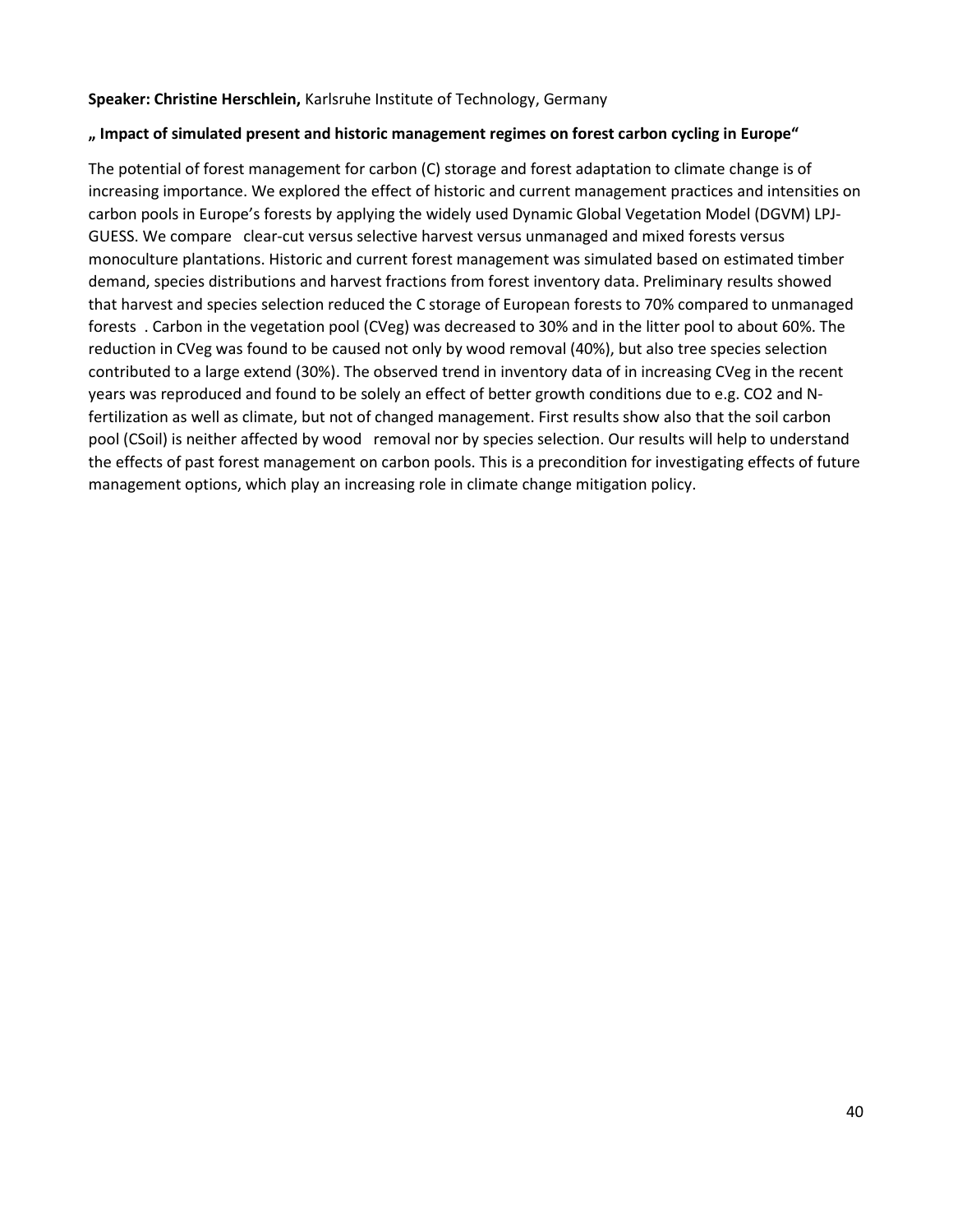**Speaker: Christine Herschlein,** Karlsruhe Institute of Technology, Germany

**„ Impact of simulated present and historic management regimes on forest carbon cycling in Europe"**

The potential of forest management for carbon (C) storage and forest adaptation to climate change is of increasing importance. We explored the effect of historic and current management practices and intensities on carbon pools in Europe's forests by applying the widely used Dynamic Global Vegetation Model (DGVM) LPJ-GUESS. We compare clear-cut versus selective harvest versus unmanaged and mixed forests versus monoculture plantations. Historic and current forest management was simulated based on estimated timber demand, species distributions and harvest fractions from forest inventory data. Preliminary results showed that harvest and species selection reduced the C storage of European forests to 70% compared to unmanaged forests . Carbon in the vegetation pool (CVeg) was decreased to 30% and in the litter pool to about 60%. The reduction in CVeg was found to be caused not only by wood removal (40%), but also tree species selection contributed to a large extend (30%). The observed trend in inventory data of in increasing CVeg in the recent years was reproduced and found to be solely an effect of better growth conditions due to e.g. $CO_2$ and N-fertilization as well as climate, but not of changed management. First results show also that the soil carbon pool (CSoil) is neither affected by wood removal nor by species selection. Our results will help to understand the effects of past forest management on carbon pools. This is a precondition for investigating effects of future management options, which play an increasing role in climate change mitigation policy.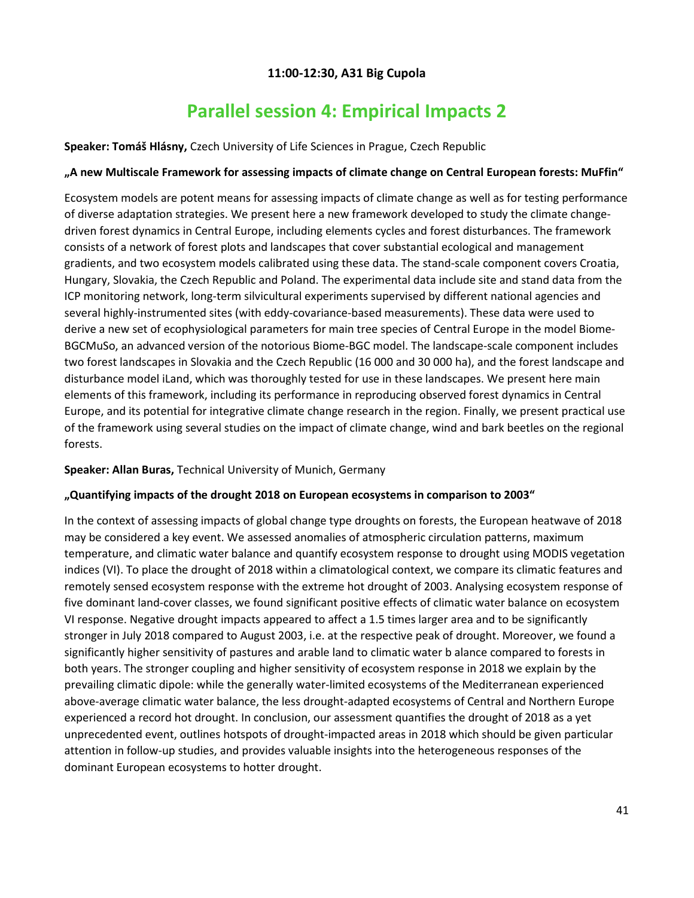**11:00-12:30, A31 Big Cupola**

# Parallel session 4: Empirical Impacts 2

**Speaker: Tomáš Hlásny,** Czech University of Life Sciences in Prague, Czech Republic

**„A new Multiscale Framework for assessing impacts of climate change on Central European forests: MuFfin“**

Ecosystem models are potent means for assessing impacts of climate change as well as for testing performance of diverse adaptation strategies. We present here a new framework developed to study the climate change-driven forest dynamics in Central Europe, including elements cycles and forest disturbances. The framework consists of a network of forest plots and landscapes that cover substantial ecological and management gradients, and two ecosystem models calibrated using these data. The stand-scale component covers Croatia, Hungary, Slovakia, the Czech Republic and Poland. The experimental data include site and stand data from the ICP monitoring network, long-term silvicultural experiments supervised by different national agencies and several highly-instrumented sites (with eddy-covariance-based measurements). These data were used to derive a new set of ecophysiological parameters for main tree species of Central Europe in the model Biome-BGCMuSo, an advanced version of the notorious Biome-BGC model. The landscape-scale component includes two forest landscapes in Slovakia and the Czech Republic (16 000 and 30 000 ha), and the forest landscape and disturbance model iLand, which was thoroughly tested for use in these landscapes. We present here main elements of this framework, including its performance in reproducing observed forest dynamics in Central Europe, and its potential for integrative climate change research in the region. Finally, we present practical use of the framework using several studies on the impact of climate change, wind and bark beetles on the regional forests.

**Speaker: Allan Buras,** Technical University of Munich, Germany

**„Quantifying impacts of the drought 2018 on European ecosystems in comparison to 2003“**

In the context of assessing impacts of global change type droughts on forests, the European heatwave of 2018 may be considered a key event. We assessed anomalies of atmospheric circulation patterns, maximum temperature, and climatic water balance and quantify ecosystem response to drought using MODIS vegetation indices (VI). To place the drought of 2018 within a climatological context, we compare its climatic features and remotely sensed ecosystem response with the extreme hot drought of 2003. Analysing ecosystem response of five dominant land-cover classes, we found significant positive effects of climatic water balance on ecosystem VI response. Negative drought impacts appeared to affect a 1.5 times larger area and to be significantly stronger in July 2018 compared to August 2003, i.e. at the respective peak of drought. Moreover, we found a significantly higher sensitivity of pastures and arable land to climatic water b alance compared to forests in both years. The stronger coupling and higher sensitivity of ecosystem response in 2018 we explain by the prevailing climatic dipole: while the generally water-limited ecosystems of the Mediterranean experienced above-average climatic water balance, the less drought-adapted ecosystems of Central and Northern Europe experienced a record hot drought. In conclusion, our assessment quantifies the drought of 2018 as a yet unprecedented event, outlines hotspots of drought-impacted areas in 2018 which should be given particular attention in follow-up studies, and provides valuable insights into the heterogeneous responses of the dominant European ecosystems to hotter drought.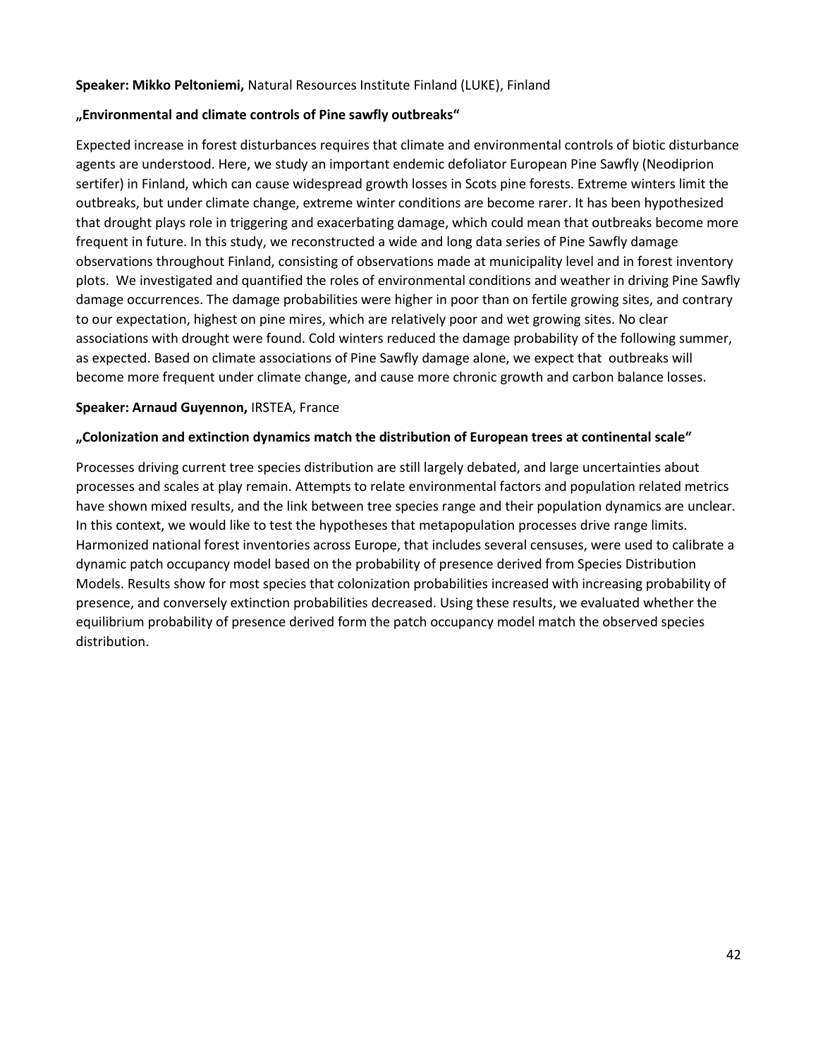**Speaker: Mikko Peltoniemi,** Natural Resources Institute Finland (LUKE), Finland

**„Environmental and climate controls of Pine sawfly outbreaks“**

Expected increase in forest disturbances requires that climate and environmental controls of biotic disturbance agents are understood. Here, we study an important endemic defoliator European Pine Sawfly (Neodiprion sertifer) in Finland, which can cause widespread growth losses in Scots pine forests. Extreme winters limit the outbreaks, but under climate change, extreme winter conditions are become rarer. It has been hypothesized that drought plays role in triggering and exacerbating damage, which could mean that outbreaks become more frequent in future. In this study, we reconstructed a wide and long data series of Pine Sawfly damage observations throughout Finland, consisting of observations made at municipality level and in forest inventory plots. We investigated and quantified the roles of environmental conditions and weather in driving Pine Sawfly damage occurrences. The damage probabilities were higher in poor than on fertile growing sites, and contrary to our expectation, highest on pine mires, which are relatively poor and wet growing sites. No clear associations with drought were found. Cold winters reduced the damage probability of the following summer, as expected. Based on climate associations of Pine Sawfly damage alone, we expect that outbreaks will become more frequent under climate change, and cause more chronic growth and carbon balance losses.

**Speaker: Arnaud Guyennon,** IRSTEA, France

**„Colonization and extinction dynamics match the distribution of European trees at continental scale“**

Processes driving current tree species distribution are still largely debated, and large uncertainties about processes and scales at play remain. Attempts to relate environmental factors and population related metrics have shown mixed results, and the link between tree species range and their population dynamics are unclear. In this context, we would like to test the hypotheses that metapopulation processes drive range limits. Harmonized national forest inventories across Europe, that includes several censuses, were used to calibrate a dynamic patch occupancy model based on the probability of presence derived from Species Distribution Models. Results show for most species that colonization probabilities increased with increasing probability of presence, and conversely extinction probabilities decreased. Using these results, we evaluated whether the equilibrium probability of presence derived form the patch occupancy model match the observed species distribution.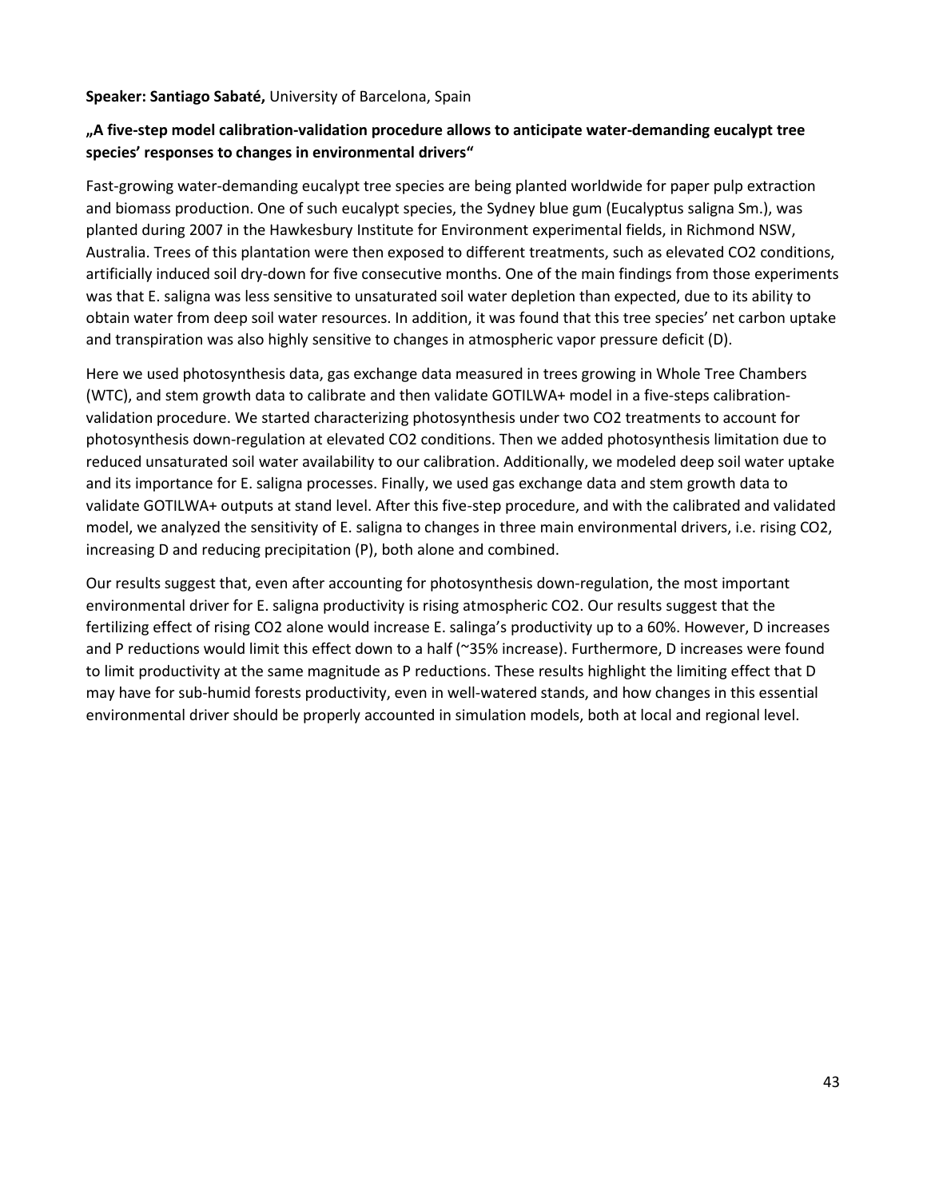**Speaker: Santiago Sabaté,** University of Barcelona, Spain

**„A five-step model calibration-validation procedure allows to anticipate water-demanding eucalypt tree species' responses to changes in environmental drivers"**

Fast-growing water-demanding eucalypt tree species are being planted worldwide for paper pulp extraction and biomass production. One of such eucalypt species, the Sydney blue gum (Eucalyptus saligna Sm.), was planted during 2007 in the Hawkesbury Institute for Environment experimental fields, in Richmond NSW, Australia. Trees of this plantation were then exposed to different treatments, such as elevated $CO_2$ conditions, artificially induced soil dry-down for five consecutive months. One of the main findings from those experiments was that E. saligna was less sensitive to unsaturated soil water depletion than expected, due to its ability to obtain water from deep soil water resources. In addition, it was found that this tree species' net carbon uptake and transpiration was also highly sensitive to changes in atmospheric vapor pressure deficit (D).

Here we used photosynthesis data, gas exchange data measured in trees growing in Whole Tree Chambers (WTC), and stem growth data to calibrate and then validate GOTILWA+ model in a five-steps calibration-validation procedure. We started characterizing photosynthesis under two $CO_2$ treatments to account for photosynthesis down-regulation at elevated $CO_2$ conditions. Then we added photosynthesis limitation due to reduced unsaturated soil water availability to our calibration. Additionally, we modeled deep soil water uptake and its importance for E. saligna processes. Finally, we used gas exchange data and stem growth data to validate GOTILWA+ outputs at stand level. After this five-step procedure, and with the calibrated and validated model, we analyzed the sensitivity of E. saligna to changes in three main environmental drivers, i.e. rising $CO_2$, increasing D and reducing precipitation (P), both alone and combined.

Our results suggest that, even after accounting for photosynthesis down-regulation, the most important environmental driver for E. saligna productivity is rising atmospheric $CO_2$. Our results suggest that the fertilizing effect of rising $CO_2$ alone would increase E. salinga's productivity up to a 60%. However, D increases and P reductions would limit this effect down to a half (~35% increase). Furthermore, D increases were found to limit productivity at the same magnitude as P reductions. These results highlight the limiting effect that D may have for sub-humid forests productivity, even in well-watered stands, and how changes in this essential environmental driver should be properly accounted in simulation models, both at local and regional level.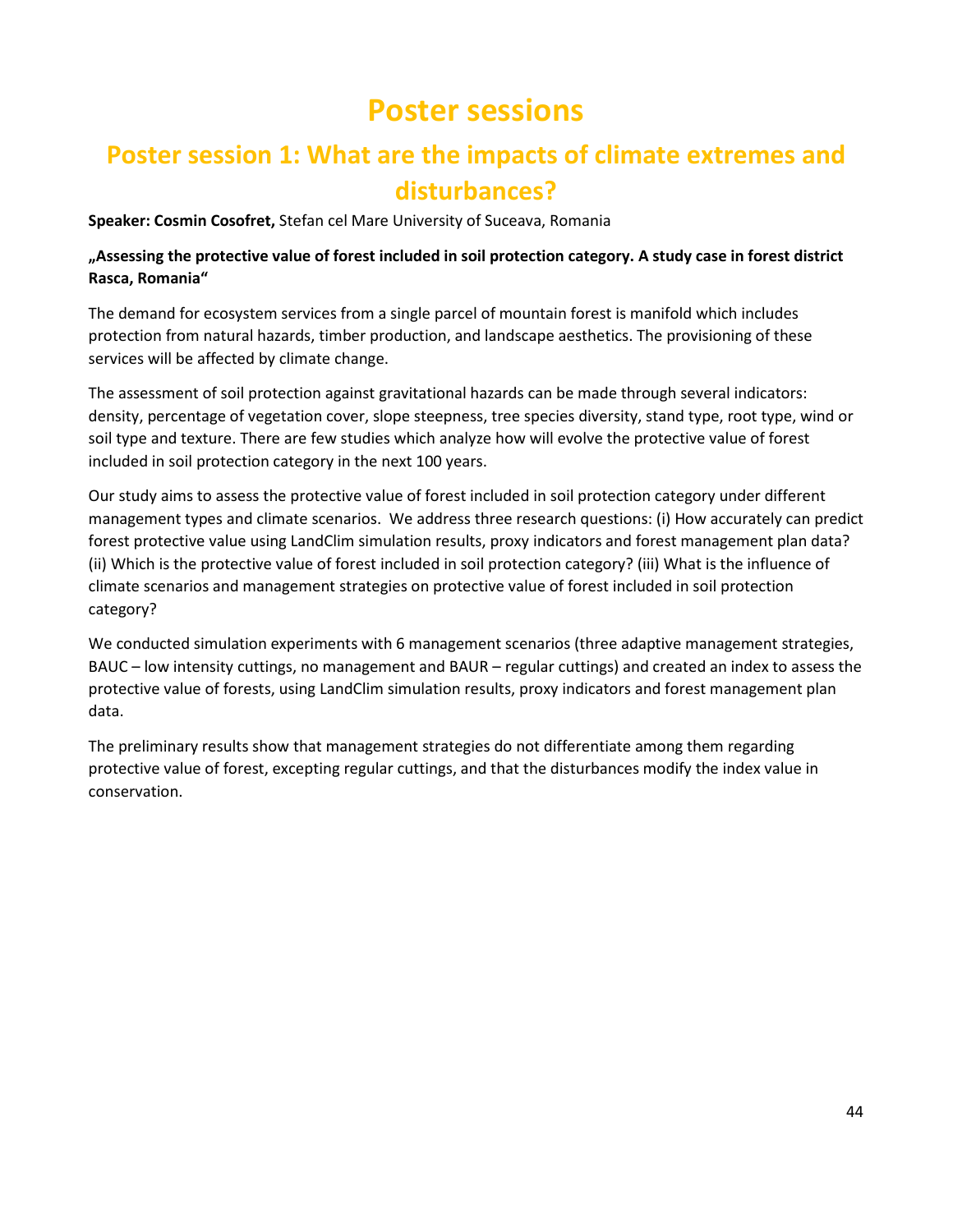# Poster sessions

## Poster session 1: What are the impacts of climate extremes and disturbances?

**Speaker: Cosmin Cosofret,** Stefan cel Mare University of Suceava, Romania

**„Assessing the protective value of forest included in soil protection category. A study case in forest district Rasca, Romania“**

The demand for ecosystem services from a single parcel of mountain forest is manifold which includes protection from natural hazards, timber production, and landscape aesthetics. The provisioning of these services will be affected by climate change.

The assessment of soil protection against gravitational hazards can be made through several indicators: density, percentage of vegetation cover, slope steepness, tree species diversity, stand type, root type, wind or soil type and texture. There are few studies which analyze how will evolve the protective value of forest included in soil protection category in the next 100 years.

Our study aims to assess the protective value of forest included in soil protection category under different management types and climate scenarios. We address three research questions: (i) How accurately can predict forest protective value using LandClim simulation results, proxy indicators and forest management plan data? (ii) Which is the protective value of forest included in soil protection category? (iii) What is the influence of climate scenarios and management strategies on protective value of forest included in soil protection category?

We conducted simulation experiments with 6 management scenarios (three adaptive management strategies, BAUC – low intensity cuttings, no management and BAUR – regular cuttings) and created an index to assess the protective value of forests, using LandClim simulation results, proxy indicators and forest management plan data.

The preliminary results show that management strategies do not differentiate among them regarding protective value of forest, excepting regular cuttings, and that the disturbances modify the index value in conservation.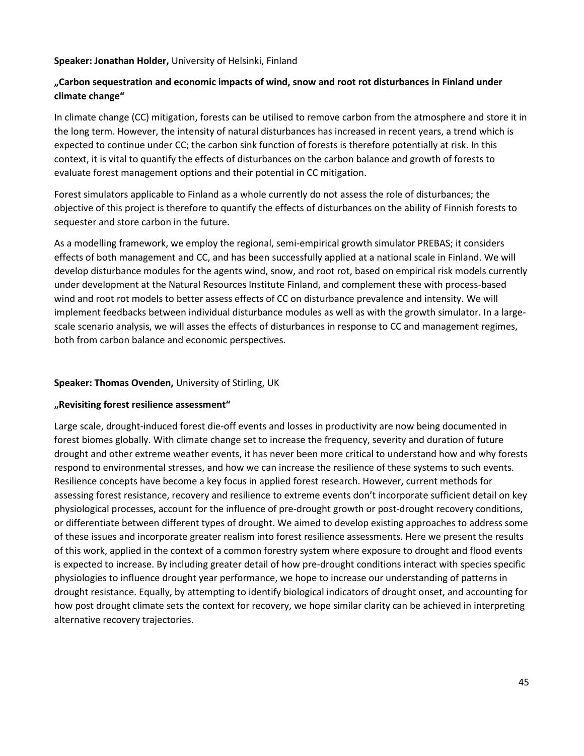**Speaker: Jonathan Holder,** University of Helsinki, Finland

**„Carbon sequestration and economic impacts of wind, snow and root rot disturbances in Finland under climate change“**

In climate change (CC) mitigation, forests can be utilised to remove carbon from the atmosphere and store it in the long term. However, the intensity of natural disturbances has increased in recent years, a trend which is expected to continue under CC; the carbon sink function of forests is therefore potentially at risk. In this context, it is vital to quantify the effects of disturbances on the carbon balance and growth of forests to evaluate forest management options and their potential in CC mitigation.

Forest simulators applicable to Finland as a whole currently do not assess the role of disturbances; the objective of this project is therefore to quantify the effects of disturbances on the ability of Finnish forests to sequester and store carbon in the future.

As a modelling framework, we employ the regional, semi-empirical growth simulator PREBAS; it considers effects of both management and CC, and has been successfully applied at a national scale in Finland. We will develop disturbance modules for the agents wind, snow, and root rot, based on empirical risk models currently under development at the Natural Resources Institute Finland, and complement these with process-based wind and root rot models to better assess effects of CC on disturbance prevalence and intensity. We will implement feedbacks between individual disturbance modules as well as with the growth simulator. In a large-scale scenario analysis, we will asses the effects of disturbances in response to CC and management regimes, both from carbon balance and economic perspectives.

**Speaker: Thomas Ovenden,** University of Stirling, UK

**„Revisiting forest resilience assessment“**

Large scale, drought-induced forest die-off events and losses in productivity are now being documented in forest biomes globally. With climate change set to increase the frequency, severity and duration of future drought and other extreme weather events, it has never been more critical to understand how and why forests respond to environmental stresses, and how we can increase the resilience of these systems to such events. Resilience concepts have become a key focus in applied forest research. However, current methods for assessing forest resistance, recovery and resilience to extreme events don't incorporate sufficient detail on key physiological processes, account for the influence of pre-drought growth or post-drought recovery conditions, or differentiate between different types of drought. We aimed to develop existing approaches to address some of these issues and incorporate greater realism into forest resilience assessments. Here we present the results of this work, applied in the context of a common forestry system where exposure to drought and flood events is expected to increase. By including greater detail of how pre-drought conditions interact with species specific physiologies to influence drought year performance, we hope to increase our understanding of patterns in drought resistance. Equally, by attempting to identify biological indicators of drought onset, and accounting for how post drought climate sets the context for recovery, we hope similar clarity can be achieved in interpreting alternative recovery trajectories.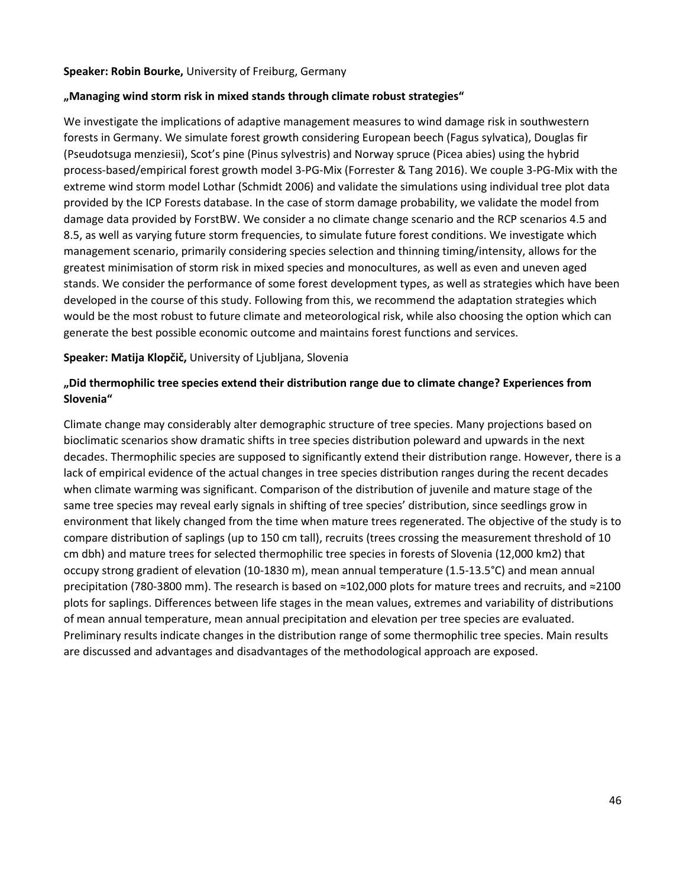**Speaker: Robin Bourke,** University of Freiburg, Germany

**„Managing wind storm risk in mixed stands through climate robust strategies“**

We investigate the implications of adaptive management measures to wind damage risk in southwestern forests in Germany. We simulate forest growth considering European beech (Fagus sylvatica), Douglas fir (Pseudotsuga menziesii), Scot's pine (Pinus sylvestris) and Norway spruce (Picea abies) using the hybrid process-based/empirical forest growth model 3-PG-Mix (Forrester & Tang 2016). We couple 3-PG-Mix with the extreme wind storm model Lothar (Schmidt 2006) and validate the simulations using individual tree plot data provided by the ICP Forests database. In the case of storm damage probability, we validate the model from damage data provided by ForstBW. We consider a no climate change scenario and the RCP scenarios 4.5 and 8.5, as well as varying future storm frequencies, to simulate future forest conditions. We investigate which management scenario, primarily considering species selection and thinning timing/intensity, allows for the greatest minimisation of storm risk in mixed species and monocultures, as well as even and uneven aged stands. We consider the performance of some forest development types, as well as strategies which have been developed in the course of this study. Following from this, we recommend the adaptation strategies which would be the most robust to future climate and meteorological risk, while also choosing the option which can generate the best possible economic outcome and maintains forest functions and services.

**Speaker: Matija Klopčič,** University of Ljubljana, Slovenia

**„Did thermophilic tree species extend their distribution range due to climate change? Experiences from Slovenia“**

Climate change may considerably alter demographic structure of tree species. Many projections based on bioclimatic scenarios show dramatic shifts in tree species distribution poleward and upwards in the next decades. Thermophilic species are supposed to significantly extend their distribution range. However, there is a lack of empirical evidence of the actual changes in tree species distribution ranges during the recent decades when climate warming was significant. Comparison of the distribution of juvenile and mature stage of the same tree species may reveal early signals in shifting of tree species' distribution, since seedlings grow in environment that likely changed from the time when mature trees regenerated. The objective of the study is to compare distribution of saplings (up to 150 cm tall), recruits (trees crossing the measurement threshold of 10 cm dbh) and mature trees for selected thermophilic tree species in forests of Slovenia (12,000 km2) that occupy strong gradient of elevation (10-1830 m), mean annual temperature (1.5-13.5°C) and mean annual precipitation (780-3800 mm). The research is based on ≈102,000 plots for mature trees and recruits, and ≈2100 plots for saplings. Differences between life stages in the mean values, extremes and variability of distributions of mean annual temperature, mean annual precipitation and elevation per tree species are evaluated. Preliminary results indicate changes in the distribution range of some thermophilic tree species. Main results are discussed and advantages and disadvantages of the methodological approach are exposed.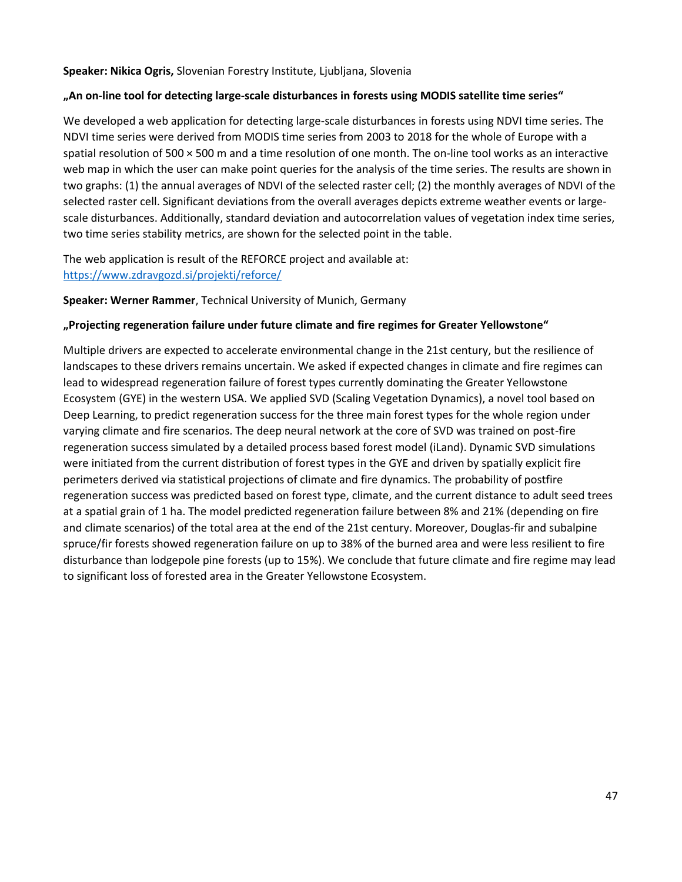**Speaker: Nikica Ogris,** Slovenian Forestry Institute, Ljubljana, Slovenia

**„An on-line tool for detecting large-scale disturbances in forests using MODIS satellite time series"**

We developed a web application for detecting large-scale disturbances in forests using NDVI time series. The NDVI time series were derived from MODIS time series from 2003 to 2018 for the whole of Europe with a spatial resolution of 500 × 500 m and a time resolution of one month. The on-line tool works as an interactive web map in which the user can make point queries for the analysis of the time series. The results are shown in two graphs: (1) the annual averages of NDVI of the selected raster cell; (2) the monthly averages of NDVI of the selected raster cell. Significant deviations from the overall averages depicts extreme weather events or large-scale disturbances. Additionally, standard deviation and autocorrelation values of vegetation index time series, two time series stability metrics, are shown for the selected point in the table.

The web application is result of the REFORCE project and available at: https://www.zdravgozd.si/projekti/reforce/

**Speaker: Werner Rammer**, Technical University of Munich, Germany

**„Projecting regeneration failure under future climate and fire regimes for Greater Yellowstone"**

Multiple drivers are expected to accelerate environmental change in the 21st century, but the resilience of landscapes to these drivers remains uncertain. We asked if expected changes in climate and fire regimes can lead to widespread regeneration failure of forest types currently dominating the Greater Yellowstone Ecosystem (GYE) in the western USA. We applied SVD (Scaling Vegetation Dynamics), a novel tool based on Deep Learning, to predict regeneration success for the three main forest types for the whole region under varying climate and fire scenarios. The deep neural network at the core of SVD was trained on post-fire regeneration success simulated by a detailed process based forest model (iLand). Dynamic SVD simulations were initiated from the current distribution of forest types in the GYE and driven by spatially explicit fire perimeters derived via statistical projections of climate and fire dynamics. The probability of postfire regeneration success was predicted based on forest type, climate, and the current distance to adult seed trees at a spatial grain of 1 ha. The model predicted regeneration failure between 8% and 21% (depending on fire and climate scenarios) of the total area at the end of the 21st century. Moreover, Douglas-fir and subalpine spruce/fir forests showed regeneration failure on up to 38% of the burned area and were less resilient to fire disturbance than lodgepole pine forests (up to 15%). We conclude that future climate and fire regime may lead to significant loss of forested area in the Greater Yellowstone Ecosystem.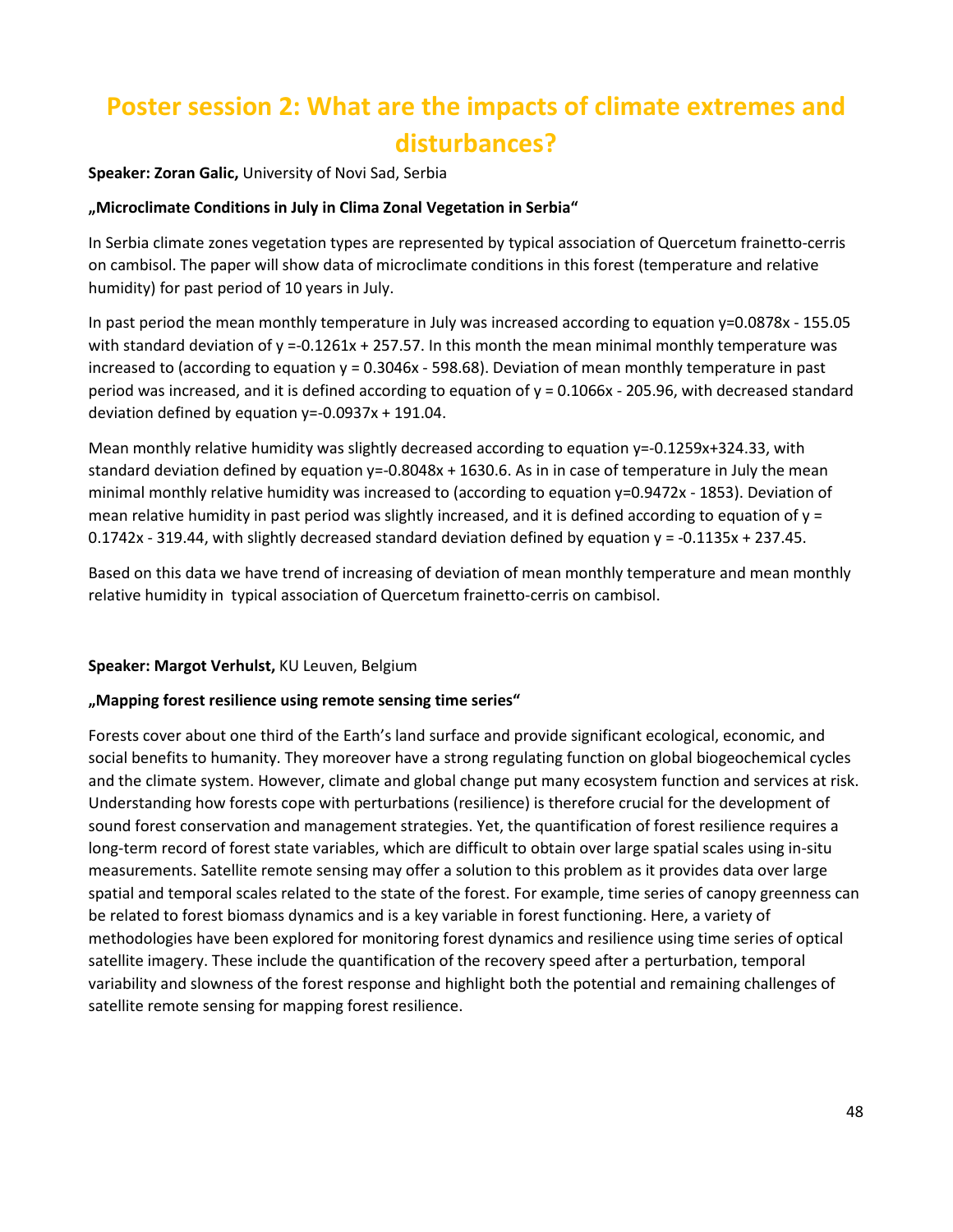# Poster session 2: What are the impacts of climate extremes and disturbances?

**Speaker: Zoran Galic,** University of Novi Sad, Serbia

**„Microclimate Conditions in July in Clima Zonal Vegetation in Serbia“**

In Serbia climate zones vegetation types are represented by typical association of Quercetum frainetto-cerris on cambisol. The paper will show data of microclimate conditions in this forest (temperature and relative humidity) for past period of 10 years in July.

In past period the mean monthly temperature in July was increased according to equation $y=0.0878x - 155.05$ with standard deviation of $y = -0.1261x + 257.57$. In this month the mean minimal monthly temperature was increased to (according to equation $y = 0.3046x - 598.68$). Deviation of mean monthly temperature in past period was increased, and it is defined according to equation of $y = 0.1066x - 205.96$, with decreased standard deviation defined by equation $y=-0.0937x + 191.04$.

Mean monthly relative humidity was slightly decreased according to equation $y=-0.1259x+324.33$, with standard deviation defined by equation $y=-0.8048x + 1630.6$. As in in case of temperature in July the mean minimal monthly relative humidity was increased to (according to equation $y=0.9472x - 1853$). Deviation of mean relative humidity in past period was slightly increased, and it is defined according to equation of $y = 0.1742x - 319.44$, with slightly decreased standard deviation defined by equation $y = -0.1135x + 237.45$.

Based on this data we have trend of increasing of deviation of mean monthly temperature and mean monthly relative humidity in typical association of Quercetum frainetto-cerris on cambisol.

**Speaker: Margot Verhulst,** KU Leuven, Belgium

**„Mapping forest resilience using remote sensing time series“**

Forests cover about one third of the Earth's land surface and provide significant ecological, economic, and social benefits to humanity. They moreover have a strong regulating function on global biogeochemical cycles and the climate system. However, climate and global change put many ecosystem function and services at risk. Understanding how forests cope with perturbations (resilience) is therefore crucial for the development of sound forest conservation and management strategies. Yet, the quantification of forest resilience requires a long-term record of forest state variables, which are difficult to obtain over large spatial scales using in-situ measurements. Satellite remote sensing may offer a solution to this problem as it provides data over large spatial and temporal scales related to the state of the forest. For example, time series of canopy greenness can be related to forest biomass dynamics and is a key variable in forest functioning. Here, a variety of methodologies have been explored for monitoring forest dynamics and resilience using time series of optical satellite imagery. These include the quantification of the recovery speed after a perturbation, temporal variability and slowness of the forest response and highlight both the potential and remaining challenges of satellite remote sensing for mapping forest resilience.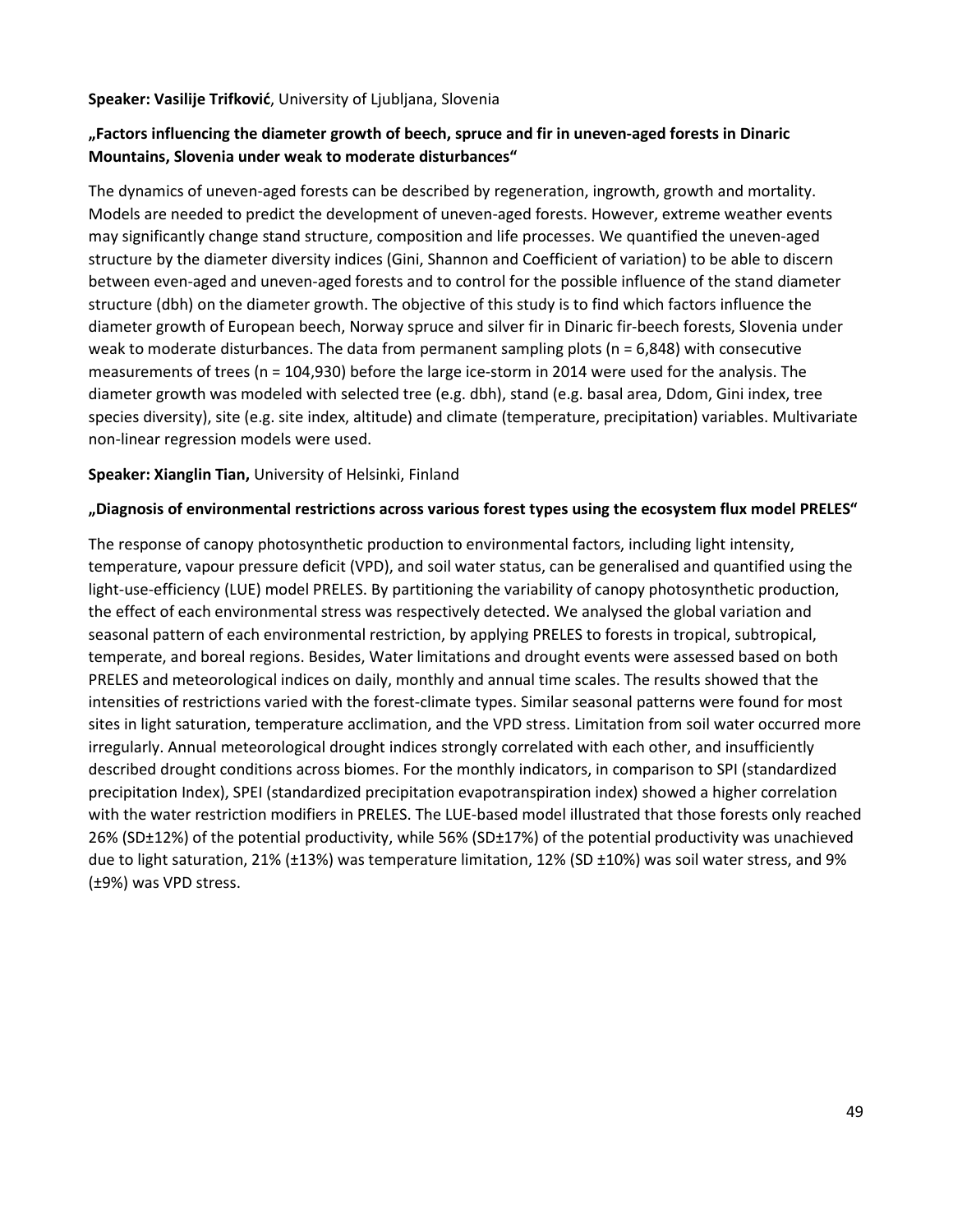**Speaker: Vasilije Trifković**, University of Ljubljana, Slovenia

**„Factors influencing the diameter growth of beech, spruce and fir in uneven-aged forests in Dinaric Mountains, Slovenia under weak to moderate disturbances“**

The dynamics of uneven-aged forests can be described by regeneration, ingrowth, growth and mortality. Models are needed to predict the development of uneven-aged forests. However, extreme weather events may significantly change stand structure, composition and life processes. We quantified the uneven-aged structure by the diameter diversity indices (Gini, Shannon and Coefficient of variation) to be able to discern between even-aged and uneven-aged forests and to control for the possible influence of the stand diameter structure (dbh) on the diameter growth. The objective of this study is to find which factors influence the diameter growth of European beech, Norway spruce and silver fir in Dinaric fir-beech forests, Slovenia under weak to moderate disturbances. The data from permanent sampling plots (n = 6,848) with consecutive measurements of trees (n = 104,930) before the large ice-storm in 2014 were used for the analysis. The diameter growth was modeled with selected tree (e.g. dbh), stand (e.g. basal area, Ddom, Gini index, tree species diversity), site (e.g. site index, altitude) and climate (temperature, precipitation) variables. Multivariate non-linear regression models were used.

**Speaker: Xianglin Tian,** University of Helsinki, Finland

**„Diagnosis of environmental restrictions across various forest types using the ecosystem flux model PRELES“**

The response of canopy photosynthetic production to environmental factors, including light intensity, temperature, vapour pressure deficit (VPD), and soil water status, can be generalised and quantified using the light-use-efficiency (LUE) model PRELES. By partitioning the variability of canopy photosynthetic production, the effect of each environmental stress was respectively detected. We analysed the global variation and seasonal pattern of each environmental restriction, by applying PRELES to forests in tropical, subtropical, temperate, and boreal regions. Besides, Water limitations and drought events were assessed based on both PRELES and meteorological indices on daily, monthly and annual time scales. The results showed that the intensities of restrictions varied with the forest-climate types. Similar seasonal patterns were found for most sites in light saturation, temperature acclimation, and the VPD stress. Limitation from soil water occurred more irregularly. Annual meteorological drought indices strongly correlated with each other, and insufficiently described drought conditions across biomes. For the monthly indicators, in comparison to SPI (standardized precipitation Index), SPEI (standardized precipitation evapotranspiration index) showed a higher correlation with the water restriction modifiers in PRELES. The LUE-based model illustrated that those forests only reached 26% (SD±12%) of the potential productivity, while 56% (SD±17%) of the potential productivity was unachieved due to light saturation, 21% (±13%) was temperature limitation, 12% (SD ±10%) was soil water stress, and 9% (±9%) was VPD stress.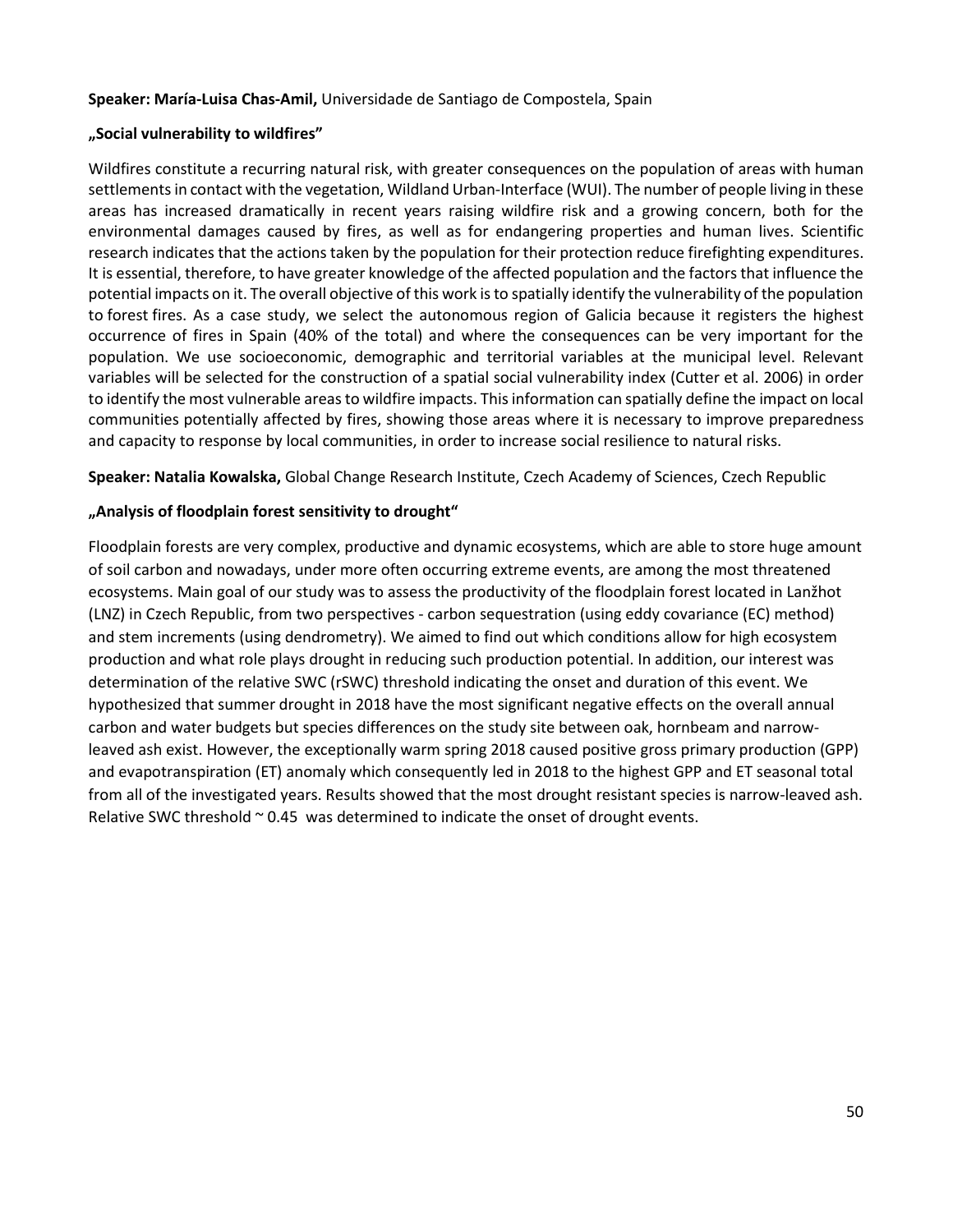**Speaker: María-Luisa Chas-Amil,** Universidade de Santiago de Compostela, Spain

**„Social vulnerability to wildfires"**

Wildfires constitute a recurring natural risk, with greater consequences on the population of areas with human settlements in contact with the vegetation, Wildland Urban-Interface (WUI). The number of people living in these areas has increased dramatically in recent years raising wildfire risk and a growing concern, both for the environmental damages caused by fires, as well as for endangering properties and human lives. Scientific research indicates that the actions taken by the population for their protection reduce firefighting expenditures. It is essential, therefore, to have greater knowledge of the affected population and the factors that influence the potential impacts on it. The overall objective of this work is to spatially identify the vulnerability of the population to forest fires. As a case study, we select the autonomous region of Galicia because it registers the highest occurrence of fires in Spain (40% of the total) and where the consequences can be very important for the population. We use socioeconomic, demographic and territorial variables at the municipal level. Relevant variables will be selected for the construction of a spatial social vulnerability index (Cutter et al. 2006) in order to identify the most vulnerable areas to wildfire impacts. This information can spatially define the impact on local communities potentially affected by fires, showing those areas where it is necessary to improve preparedness and capacity to response by local communities, in order to increase social resilience to natural risks.

**Speaker: Natalia Kowalska,** Global Change Research Institute, Czech Academy of Sciences, Czech Republic

**„Analysis of floodplain forest sensitivity to drought"**

Floodplain forests are very complex, productive and dynamic ecosystems, which are able to store huge amount of soil carbon and nowadays, under more often occurring extreme events, are among the most threatened ecosystems. Main goal of our study was to assess the productivity of the floodplain forest located in Lanžhot (LNZ) in Czech Republic, from two perspectives - carbon sequestration (using eddy covariance (EC) method) and stem increments (using dendrometry). We aimed to find out which conditions allow for high ecosystem production and what role plays drought in reducing such production potential. In addition, our interest was determination of the relative SWC (rSWC) threshold indicating the onset and duration of this event. We hypothesized that summer drought in 2018 have the most significant negative effects on the overall annual carbon and water budgets but species differences on the study site between oak, hornbeam and narrow-leaved ash exist. However, the exceptionally warm spring 2018 caused positive gross primary production (GPP) and evapotranspiration (ET) anomaly which consequently led in 2018 to the highest GPP and ET seasonal total from all of the investigated years. Results showed that the most drought resistant species is narrow-leaved ash. Relative SWC threshold ~ 0.45 was determined to indicate the onset of drought events.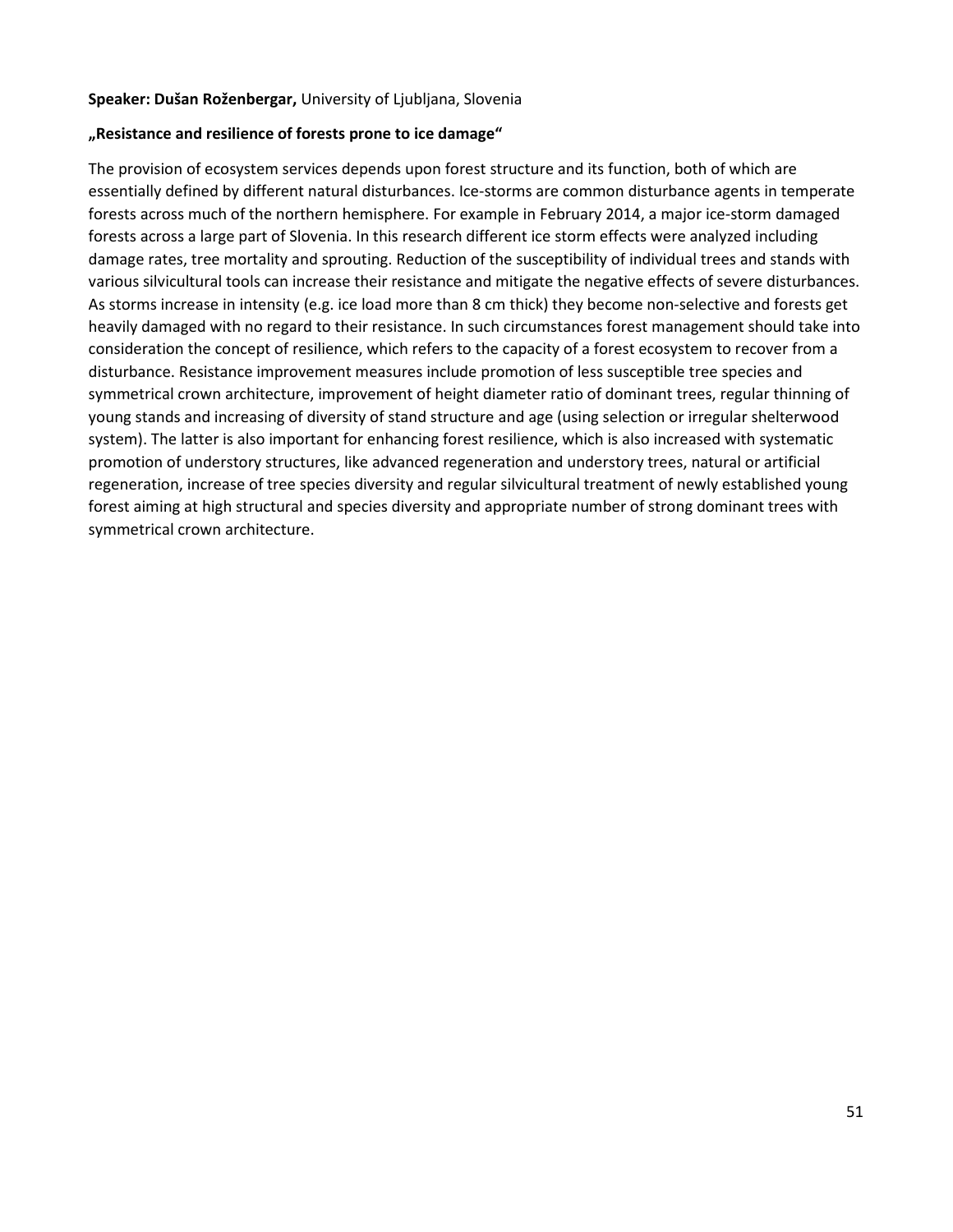**Speaker: Dušan Roženbergar,** University of Ljubljana, Slovenia

**„Resistance and resilience of forests prone to ice damage“**

The provision of ecosystem services depends upon forest structure and its function, both of which are essentially defined by different natural disturbances. Ice-storms are common disturbance agents in temperate forests across much of the northern hemisphere. For example in February 2014, a major ice-storm damaged forests across a large part of Slovenia. In this research different ice storm effects were analyzed including damage rates, tree mortality and sprouting. Reduction of the susceptibility of individual trees and stands with various silvicultural tools can increase their resistance and mitigate the negative effects of severe disturbances. As storms increase in intensity (e.g. ice load more than 8 cm thick) they become non-selective and forests get heavily damaged with no regard to their resistance. In such circumstances forest management should take into consideration the concept of resilience, which refers to the capacity of a forest ecosystem to recover from a disturbance. Resistance improvement measures include promotion of less susceptible tree species and symmetrical crown architecture, improvement of height diameter ratio of dominant trees, regular thinning of young stands and increasing of diversity of stand structure and age (using selection or irregular shelterwood system). The latter is also important for enhancing forest resilience, which is also increased with systematic promotion of understory structures, like advanced regeneration and understory trees, natural or artificial regeneration, increase of tree species diversity and regular silvicultural treatment of newly established young forest aiming at high structural and species diversity and appropriate number of strong dominant trees with symmetrical crown architecture.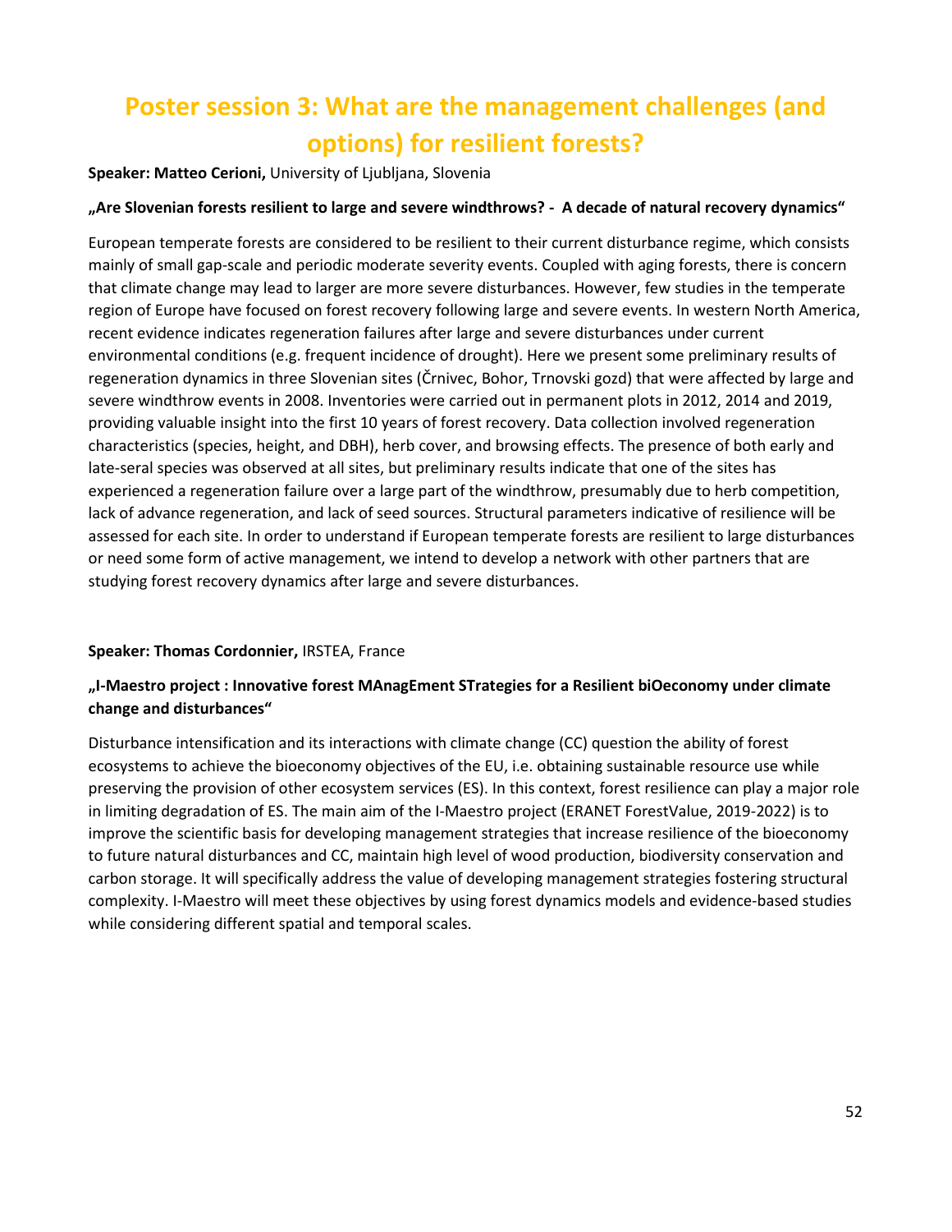# Poster session 3: What are the management challenges (and options) for resilient forests?

**Speaker: Matteo Cerioni,** University of Ljubljana, Slovenia

**„Are Slovenian forests resilient to large and severe windthrows? - A decade of natural recovery dynamics“**

European temperate forests are considered to be resilient to their current disturbance regime, which consists mainly of small gap-scale and periodic moderate severity events. Coupled with aging forests, there is concern that climate change may lead to larger are more severe disturbances. However, few studies in the temperate region of Europe have focused on forest recovery following large and severe events. In western North America, recent evidence indicates regeneration failures after large and severe disturbances under current environmental conditions (e.g. frequent incidence of drought). Here we present some preliminary results of regeneration dynamics in three Slovenian sites (Črnivec, Bohor, Trnovski gozd) that were affected by large and severe windthrow events in 2008. Inventories were carried out in permanent plots in 2012, 2014 and 2019, providing valuable insight into the first 10 years of forest recovery. Data collection involved regeneration characteristics (species, height, and DBH), herb cover, and browsing effects. The presence of both early and late-seral species was observed at all sites, but preliminary results indicate that one of the sites has experienced a regeneration failure over a large part of the windthrow, presumably due to herb competition, lack of advance regeneration, and lack of seed sources. Structural parameters indicative of resilience will be assessed for each site. In order to understand if European temperate forests are resilient to large disturbances or need some form of active management, we intend to develop a network with other partners that are studying forest recovery dynamics after large and severe disturbances.

**Speaker: Thomas Cordonnier,** IRSTEA, France

**„I-Maestro project : Innovative forest MAnagEment STrategies for a Resilient biOeconomy under climate change and disturbances“**

Disturbance intensification and its interactions with climate change (CC) question the ability of forest ecosystems to achieve the bioeconomy objectives of the EU, i.e. obtaining sustainable resource use while preserving the provision of other ecosystem services (ES). In this context, forest resilience can play a major role in limiting degradation of ES. The main aim of the I-Maestro project (ERANET ForestValue, 2019-2022) is to improve the scientific basis for developing management strategies that increase resilience of the bioeconomy to future natural disturbances and CC, maintain high level of wood production, biodiversity conservation and carbon storage. It will specifically address the value of developing management strategies fostering structural complexity. I-Maestro will meet these objectives by using forest dynamics models and evidence-based studies while considering different spatial and temporal scales.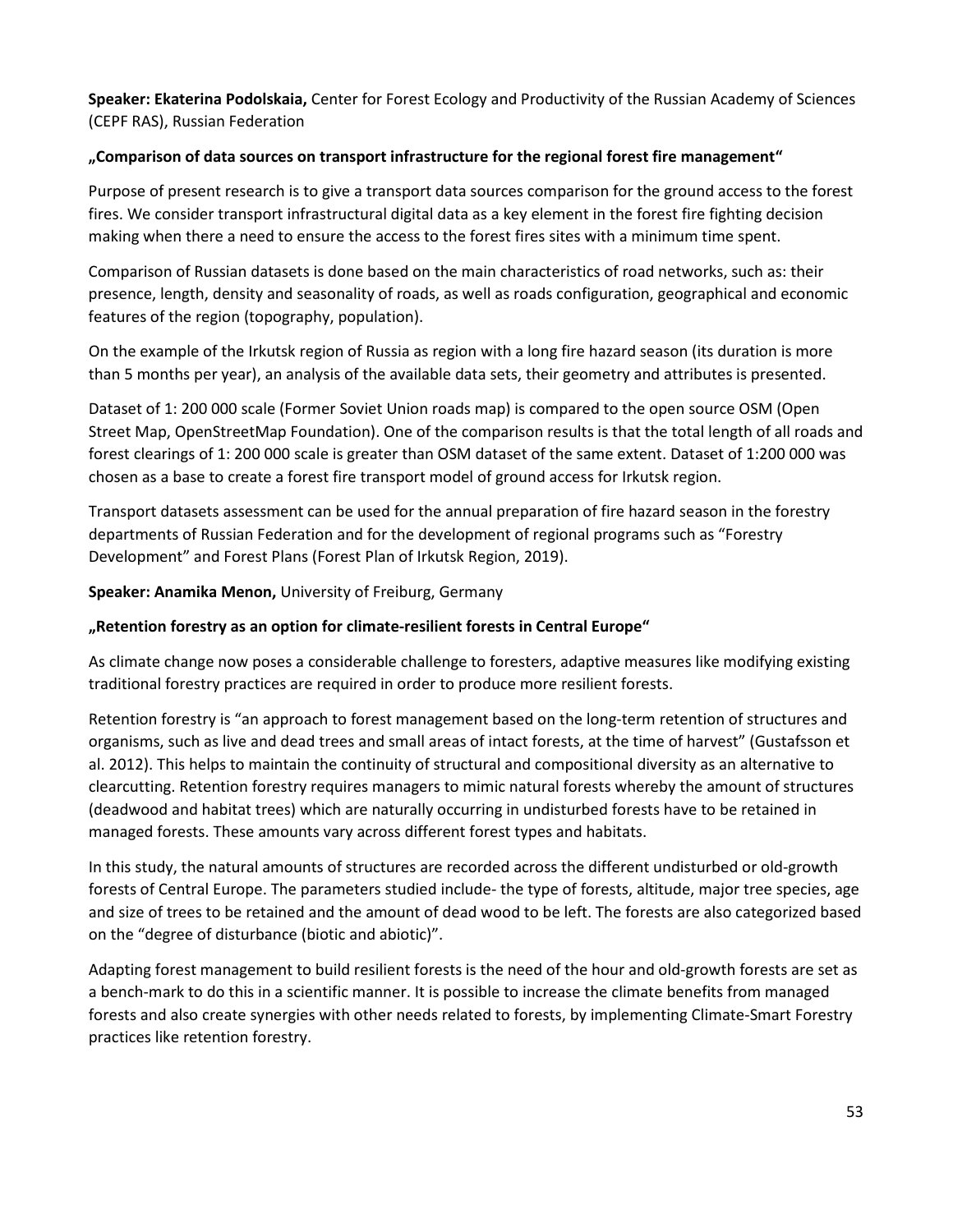**Speaker: Ekaterina Podolskaia,** Center for Forest Ecology and Productivity of the Russian Academy of Sciences (CEPF RAS), Russian Federation

**„Comparison of data sources on transport infrastructure for the regional forest fire management“**

Purpose of present research is to give a transport data sources comparison for the ground access to the forest fires. We consider transport infrastructural digital data as a key element in the forest fire fighting decision making when there a need to ensure the access to the forest fires sites with a minimum time spent.

Comparison of Russian datasets is done based on the main characteristics of road networks, such as: their presence, length, density and seasonality of roads, as well as roads configuration, geographical and economic features of the region (topography, population).

On the example of the Irkutsk region of Russia as region with a long fire hazard season (its duration is more than 5 months per year), an analysis of the available data sets, their geometry and attributes is presented.

Dataset of 1: 200 000 scale (Former Soviet Union roads map) is compared to the open source OSM (Open Street Map, OpenStreetMap Foundation). One of the comparison results is that the total length of all roads and forest clearings of 1: 200 000 scale is greater than OSM dataset of the same extent. Dataset of 1:200 000 was chosen as a base to create a forest fire transport model of ground access for Irkutsk region.

Transport datasets assessment can be used for the annual preparation of fire hazard season in the forestry departments of Russian Federation and for the development of regional programs such as "Forestry Development" and Forest Plans (Forest Plan of Irkutsk Region, 2019).

**Speaker: Anamika Menon,** University of Freiburg, Germany

**„Retention forestry as an option for climate-resilient forests in Central Europe“**

As climate change now poses a considerable challenge to foresters, adaptive measures like modifying existing traditional forestry practices are required in order to produce more resilient forests.

Retention forestry is "an approach to forest management based on the long-term retention of structures and organisms, such as live and dead trees and small areas of intact forests, at the time of harvest" (Gustafsson et al. 2012). This helps to maintain the continuity of structural and compositional diversity as an alternative to clearcutting. Retention forestry requires managers to mimic natural forests whereby the amount of structures (deadwood and habitat trees) which are naturally occurring in undisturbed forests have to be retained in managed forests. These amounts vary across different forest types and habitats.

In this study, the natural amounts of structures are recorded across the different undisturbed or old-growth forests of Central Europe. The parameters studied include- the type of forests, altitude, major tree species, age and size of trees to be retained and the amount of dead wood to be left. The forests are also categorized based on the "degree of disturbance (biotic and abiotic)".

Adapting forest management to build resilient forests is the need of the hour and old-growth forests are set as a bench-mark to do this in a scientific manner. It is possible to increase the climate benefits from managed forests and also create synergies with other needs related to forests, by implementing Climate-Smart Forestry practices like retention forestry.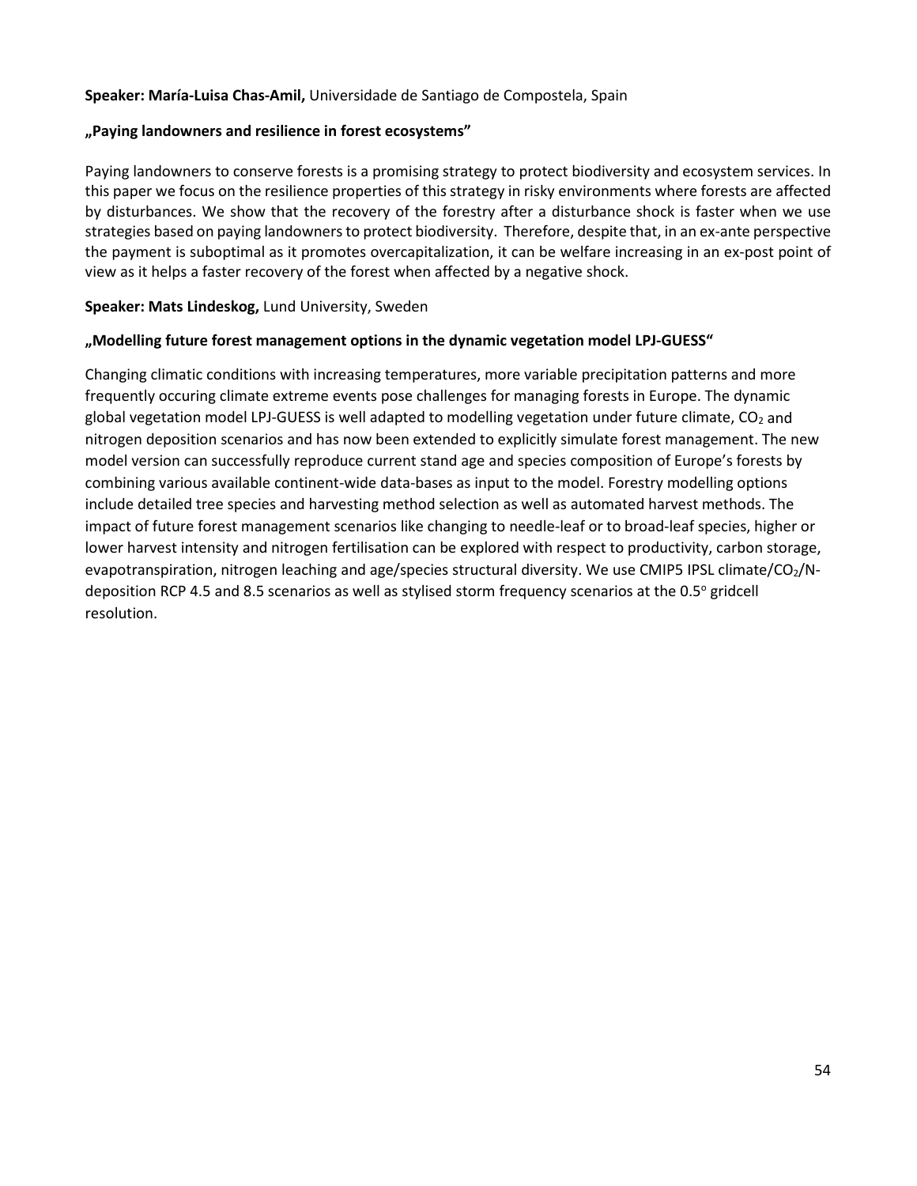**Speaker: María-Luisa Chas-Amil,** Universidade de Santiago de Compostela, Spain

**„Paying landowners and resilience in forest ecosystems"**

Paying landowners to conserve forests is a promising strategy to protect biodiversity and ecosystem services. In this paper we focus on the resilience properties of this strategy in risky environments where forests are affected by disturbances. We show that the recovery of the forestry after a disturbance shock is faster when we use strategies based on paying landowners to protect biodiversity. Therefore, despite that, in an ex-ante perspective the payment is suboptimal as it promotes overcapitalization, it can be welfare increasing in an ex-post point of view as it helps a faster recovery of the forest when affected by a negative shock.

**Speaker: Mats Lindeskog,** Lund University, Sweden

**„Modelling future forest management options in the dynamic vegetation model LPJ-GUESS"**

Changing climatic conditions with increasing temperatures, more variable precipitation patterns and more frequently occuring climate extreme events pose challenges for managing forests in Europe. The dynamic global vegetation model LPJ-GUESS is well adapted to modelling vegetation under future climate, $CO_2$ and nitrogen deposition scenarios and has now been extended to explicitly simulate forest management. The new model version can successfully reproduce current stand age and species composition of Europe's forests by combining various available continent-wide data-bases as input to the model. Forestry modelling options include detailed tree species and harvesting method selection as well as automated harvest methods. The impact of future forest management scenarios like changing to needle-leaf or to broad-leaf species, higher or lower harvest intensity and nitrogen fertilisation can be explored with respect to productivity, carbon storage, evapotranspiration, nitrogen leaching and age/species structural diversity. We use CMIP5 IPSL climate/$CO_2$/N-deposition RCP 4.5 and 8.5 scenarios as well as stylised storm frequency scenarios at the $0.5^{o}$ gridcell resolution.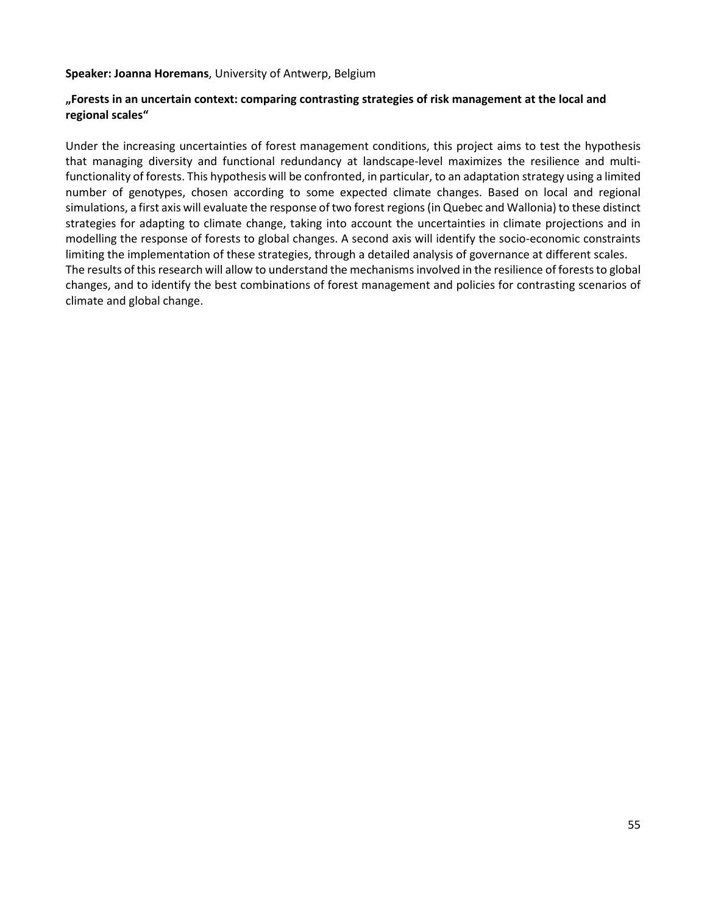**Speaker: Joanna Horemans**, University of Antwerp, Belgium

**„Forests in an uncertain context: comparing contrasting strategies of risk management at the local and regional scales"**

Under the increasing uncertainties of forest management conditions, this project aims to test the hypothesis that managing diversity and functional redundancy at landscape-level maximizes the resilience and multi-functionality of forests. This hypothesis will be confronted, in particular, to an adaptation strategy using a limited number of genotypes, chosen according to some expected climate changes. Based on local and regional simulations, a first axis will evaluate the response of two forest regions (in Quebec and Wallonia) to these distinct strategies for adapting to climate change, taking into account the uncertainties in climate projections and in modelling the response of forests to global changes. A second axis will identify the socio-economic constraints limiting the implementation of these strategies, through a detailed analysis of governance at different scales.
The results of this research will allow to understand the mechanisms involved in the resilience of forests to global changes, and to identify the best combinations of forest management and policies for contrasting scenarios of climate and global change.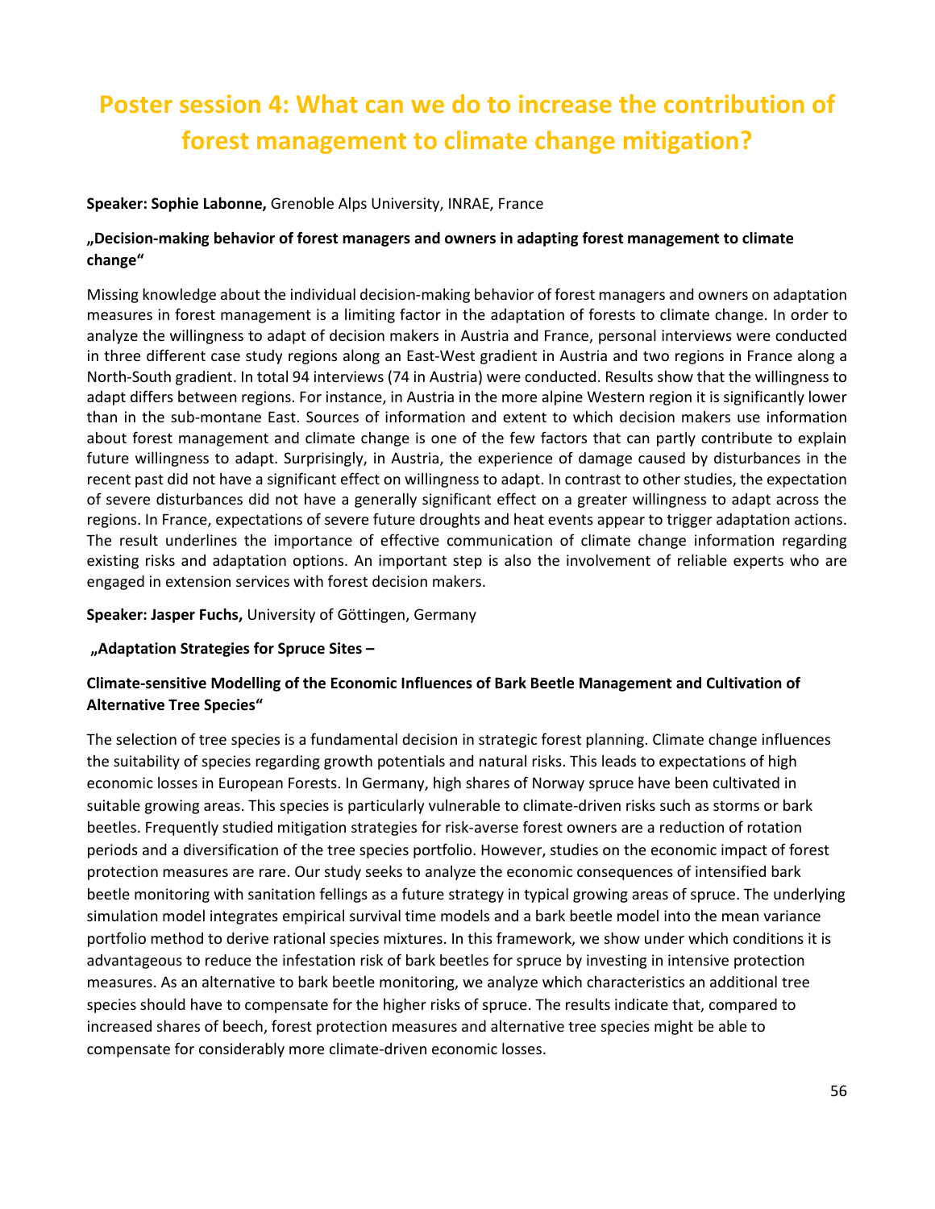# Poster session 4: What can we do to increase the contribution of forest management to climate change mitigation?

**Speaker: Sophie Labonne,** Grenoble Alps University, INRAE, France

**„Decision-making behavior of forest managers and owners in adapting forest management to climate change“**

Missing knowledge about the individual decision-making behavior of forest managers and owners on adaptation measures in forest management is a limiting factor in the adaptation of forests to climate change. In order to analyze the willingness to adapt of decision makers in Austria and France, personal interviews were conducted in three different case study regions along an East-West gradient in Austria and two regions in France along a North-South gradient. In total 94 interviews (74 in Austria) were conducted. Results show that the willingness to adapt differs between regions. For instance, in Austria in the more alpine Western region it is significantly lower than in the sub-montane East. Sources of information and extent to which decision makers use information about forest management and climate change is one of the few factors that can partly contribute to explain future willingness to adapt. Surprisingly, in Austria, the experience of damage caused by disturbances in the recent past did not have a significant effect on willingness to adapt. In contrast to other studies, the expectation of severe disturbances did not have a generally significant effect on a greater willingness to adapt across the regions. In France, expectations of severe future droughts and heat events appear to trigger adaptation actions. The result underlines the importance of effective communication of climate change information regarding existing risks and adaptation options. An important step is also the involvement of reliable experts who are engaged in extension services with forest decision makers.

**Speaker: Jasper Fuchs,** University of Göttingen, Germany

**„Adaptation Strategies for Spruce Sites –**

**Climate-sensitive Modelling of the Economic Influences of Bark Beetle Management and Cultivation of Alternative Tree Species“**

The selection of tree species is a fundamental decision in strategic forest planning. Climate change influences the suitability of species regarding growth potentials and natural risks. This leads to expectations of high economic losses in European Forests. In Germany, high shares of Norway spruce have been cultivated in suitable growing areas. This species is particularly vulnerable to climate-driven risks such as storms or bark beetles. Frequently studied mitigation strategies for risk-averse forest owners are a reduction of rotation periods and a diversification of the tree species portfolio. However, studies on the economic impact of forest protection measures are rare. Our study seeks to analyze the economic consequences of intensified bark beetle monitoring with sanitation fellings as a future strategy in typical growing areas of spruce. The underlying simulation model integrates empirical survival time models and a bark beetle model into the mean variance portfolio method to derive rational species mixtures. In this framework, we show under which conditions it is advantageous to reduce the infestation risk of bark beetles for spruce by investing in intensive protection measures. As an alternative to bark beetle monitoring, we analyze which characteristics an additional tree species should have to compensate for the higher risks of spruce. The results indicate that, compared to increased shares of beech, forest protection measures and alternative tree species might be able to compensate for considerably more climate-driven economic losses.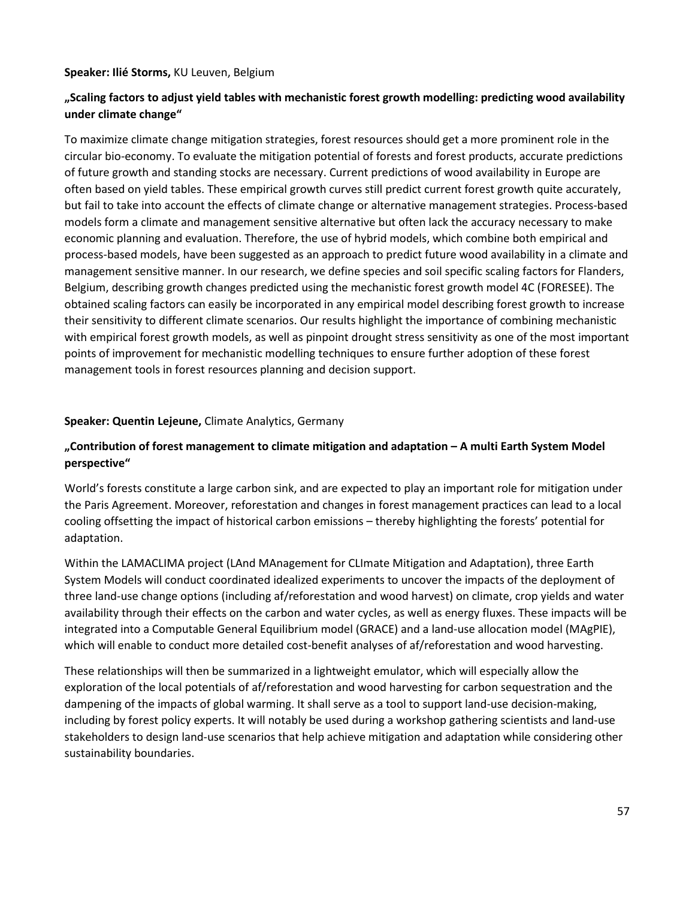**Speaker: Ilié Storms,** KU Leuven, Belgium

**„Scaling factors to adjust yield tables with mechanistic forest growth modelling: predicting wood availability under climate change"**

To maximize climate change mitigation strategies, forest resources should get a more prominent role in the circular bio-economy. To evaluate the mitigation potential of forests and forest products, accurate predictions of future growth and standing stocks are necessary. Current predictions of wood availability in Europe are often based on yield tables. These empirical growth curves still predict current forest growth quite accurately, but fail to take into account the effects of climate change or alternative management strategies. Process-based models form a climate and management sensitive alternative but often lack the accuracy necessary to make economic planning and evaluation. Therefore, the use of hybrid models, which combine both empirical and process-based models, have been suggested as an approach to predict future wood availability in a climate and management sensitive manner. In our research, we define species and soil specific scaling factors for Flanders, Belgium, describing growth changes predicted using the mechanistic forest growth model 4C (FORESEE). The obtained scaling factors can easily be incorporated in any empirical model describing forest growth to increase their sensitivity to different climate scenarios. Our results highlight the importance of combining mechanistic with empirical forest growth models, as well as pinpoint drought stress sensitivity as one of the most important points of improvement for mechanistic modelling techniques to ensure further adoption of these forest management tools in forest resources planning and decision support.

**Speaker: Quentin Lejeune,** Climate Analytics, Germany

**„Contribution of forest management to climate mitigation and adaptation – A multi Earth System Model perspective"**

World's forests constitute a large carbon sink, and are expected to play an important role for mitigation under the Paris Agreement. Moreover, reforestation and changes in forest management practices can lead to a local cooling offsetting the impact of historical carbon emissions – thereby highlighting the forests' potential for adaptation.

Within the LAMACLIMA project (LAnd MAnagement for CLImate Mitigation and Adaptation), three Earth System Models will conduct coordinated idealized experiments to uncover the impacts of the deployment of three land-use change options (including af/reforestation and wood harvest) on climate, crop yields and water availability through their effects on the carbon and water cycles, as well as energy fluxes. These impacts will be integrated into a Computable General Equilibrium model (GRACE) and a land-use allocation model (MAgPIE), which will enable to conduct more detailed cost-benefit analyses of af/reforestation and wood harvesting.

These relationships will then be summarized in a lightweight emulator, which will especially allow the exploration of the local potentials of af/reforestation and wood harvesting for carbon sequestration and the dampening of the impacts of global warming. It shall serve as a tool to support land-use decision-making, including by forest policy experts. It will notably be used during a workshop gathering scientists and land-use stakeholders to design land-use scenarios that help achieve mitigation and adaptation while considering other sustainability boundaries.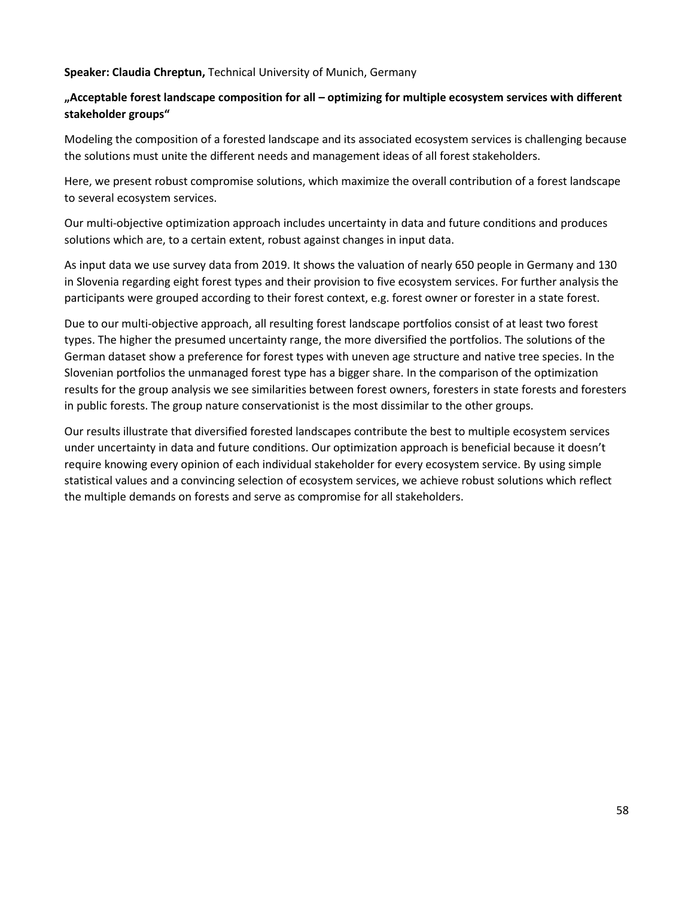**Speaker: Claudia Chreptun,** Technical University of Munich, Germany

**„Acceptable forest landscape composition for all – optimizing for multiple ecosystem services with different stakeholder groups“**

Modeling the composition of a forested landscape and its associated ecosystem services is challenging because the solutions must unite the different needs and management ideas of all forest stakeholders.

Here, we present robust compromise solutions, which maximize the overall contribution of a forest landscape to several ecosystem services.

Our multi-objective optimization approach includes uncertainty in data and future conditions and produces solutions which are, to a certain extent, robust against changes in input data.

As input data we use survey data from 2019. It shows the valuation of nearly 650 people in Germany and 130 in Slovenia regarding eight forest types and their provision to five ecosystem services. For further analysis the participants were grouped according to their forest context, e.g. forest owner or forester in a state forest.

Due to our multi-objective approach, all resulting forest landscape portfolios consist of at least two forest types. The higher the presumed uncertainty range, the more diversified the portfolios. The solutions of the German dataset show a preference for forest types with uneven age structure and native tree species. In the Slovenian portfolios the unmanaged forest type has a bigger share. In the comparison of the optimization results for the group analysis we see similarities between forest owners, foresters in state forests and foresters in public forests. The group nature conservationist is the most dissimilar to the other groups.

Our results illustrate that diversified forested landscapes contribute the best to multiple ecosystem services under uncertainty in data and future conditions. Our optimization approach is beneficial because it doesn’t require knowing every opinion of each individual stakeholder for every ecosystem service. By using simple statistical values and a convincing selection of ecosystem services, we achieve robust solutions which reflect the multiple demands on forests and serve as compromise for all stakeholders.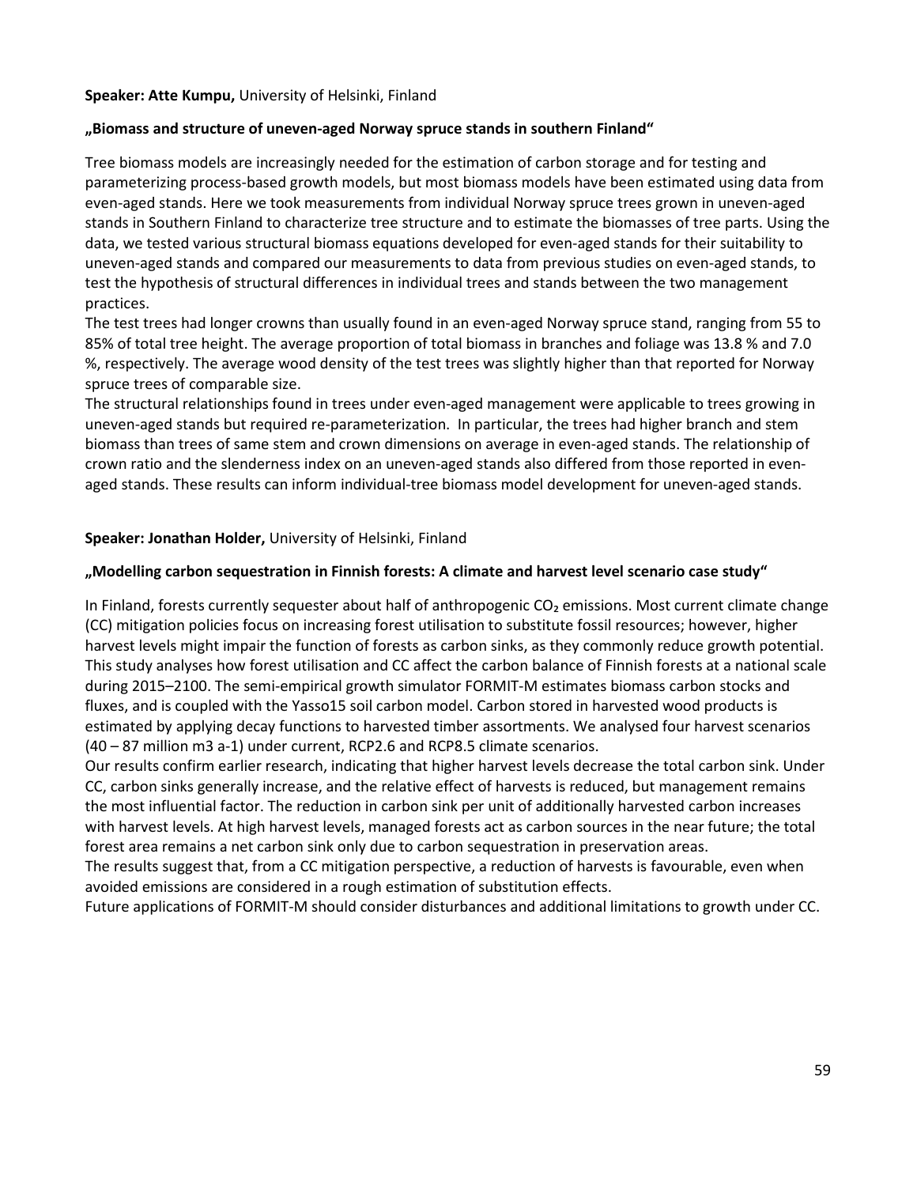**Speaker: Atte Kumpu,** University of Helsinki, Finland

**„Biomass and structure of uneven-aged Norway spruce stands in southern Finland"**

Tree biomass models are increasingly needed for the estimation of carbon storage and for testing and parameterizing process-based growth models, but most biomass models have been estimated using data from even-aged stands. Here we took measurements from individual Norway spruce trees grown in uneven-aged stands in Southern Finland to characterize tree structure and to estimate the biomasses of tree parts. Using the data, we tested various structural biomass equations developed for even-aged stands for their suitability to uneven-aged stands and compared our measurements to data from previous studies on even-aged stands, to test the hypothesis of structural differences in individual trees and stands between the two management practices.

The test trees had longer crowns than usually found in an even-aged Norway spruce stand, ranging from 55 to 85% of total tree height. The average proportion of total biomass in branches and foliage was 13.8 % and 7.0 %, respectively. The average wood density of the test trees was slightly higher than that reported for Norway spruce trees of comparable size.

The structural relationships found in trees under even-aged management were applicable to trees growing in uneven-aged stands but required re-parameterization. In particular, the trees had higher branch and stem biomass than trees of same stem and crown dimensions on average in even-aged stands. The relationship of crown ratio and the slenderness index on an uneven-aged stands also differed from those reported in even-aged stands. These results can inform individual-tree biomass model development for uneven-aged stands.

**Speaker: Jonathan Holder,** University of Helsinki, Finland

**„Modelling carbon sequestration in Finnish forests: A climate and harvest level scenario case study"**

In Finland, forests currently sequester about half of anthropogenic $CO_2$ emissions. Most current climate change (CC) mitigation policies focus on increasing forest utilisation to substitute fossil resources; however, higher harvest levels might impair the function of forests as carbon sinks, as they commonly reduce growth potential. This study analyses how forest utilisation and CC affect the carbon balance of Finnish forests at a national scale during 2015–2100. The semi-empirical growth simulator FORMIT-M estimates biomass carbon stocks and fluxes, and is coupled with the Yasso15 soil carbon model. Carbon stored in harvested wood products is estimated by applying decay functions to harvested timber assortments. We analysed four harvest scenarios (40 – 87 million m3 a-1) under current, RCP2.6 and RCP8.5 climate scenarios.

Our results confirm earlier research, indicating that higher harvest levels decrease the total carbon sink. Under CC, carbon sinks generally increase, and the relative effect of harvests is reduced, but management remains the most influential factor. The reduction in carbon sink per unit of additionally harvested carbon increases with harvest levels. At high harvest levels, managed forests act as carbon sources in the near future; the total forest area remains a net carbon sink only due to carbon sequestration in preservation areas.

The results suggest that, from a CC mitigation perspective, a reduction of harvests is favourable, even when avoided emissions are considered in a rough estimation of substitution effects.

Future applications of FORMIT-M should consider disturbances and additional limitations to growth under CC.